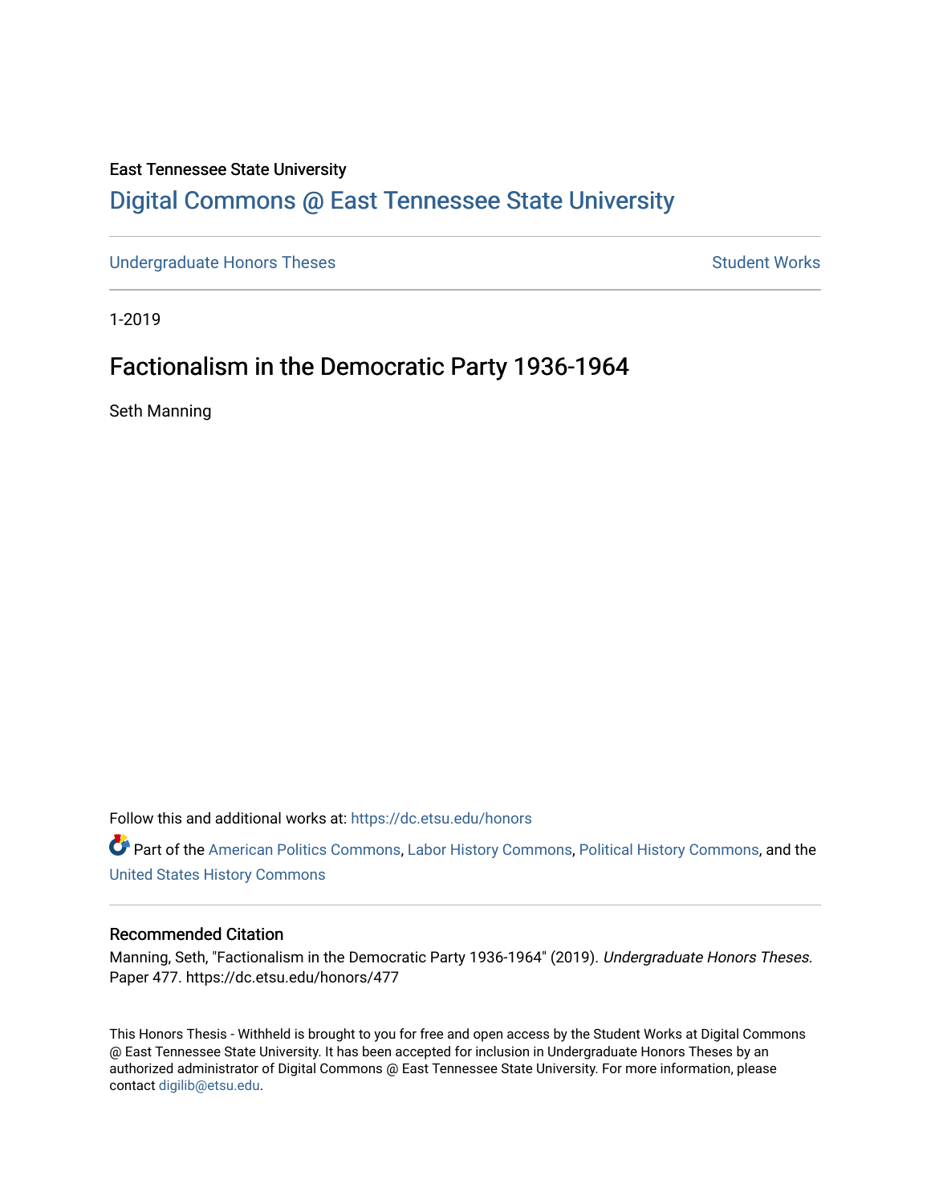East Tennessee State University

# Digital Commons @ East Tennessee State University

Undergraduate Honors Theses | Student Works

1-2019

## Factionalism in the Democratic Party 1936-1964

Seth Manning

Follow this and additional works at: https://dc.etsu.edu/honors

Part of the American Politics Commons, Labor History Commons, Political History Commons, and the United States History Commons

### Recommended Citation

Manning, Seth, "Factionalism in the Democratic Party 1936-1964" (2019). *Undergraduate Honors Theses.* Paper 477. https://dc.etsu.edu/honors/477

This Honors Thesis - Withheld is brought to you for free and open access by the Student Works at Digital Commons @ East Tennessee State University. It has been accepted for inclusion in Undergraduate Honors Theses by an authorized administrator of Digital Commons @ East Tennessee State University. For more information, please contact digilib@etsu.edu.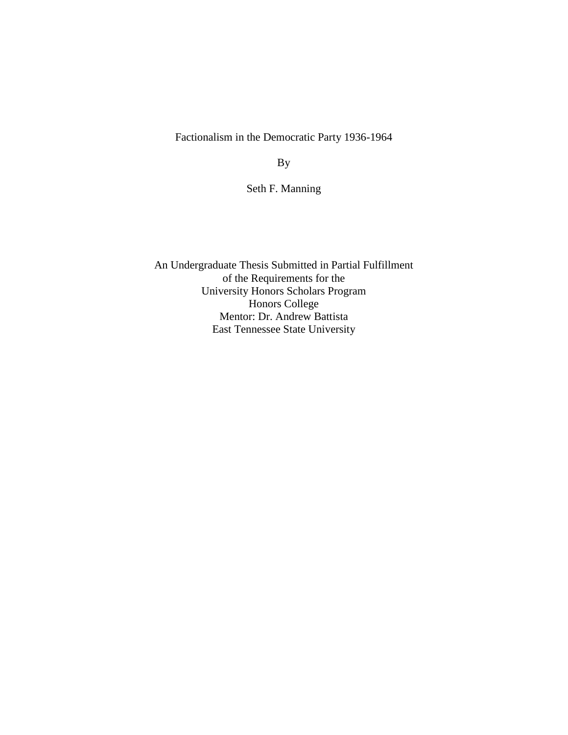# Factionalism in the Democratic Party 1936-1964

By

Seth F. Manning

An Undergraduate Thesis Submitted in Partial Fulfillment
of the Requirements for the
University Honors Scholars Program
Honors College
Mentor: Dr. Andrew Battista
East Tennessee State University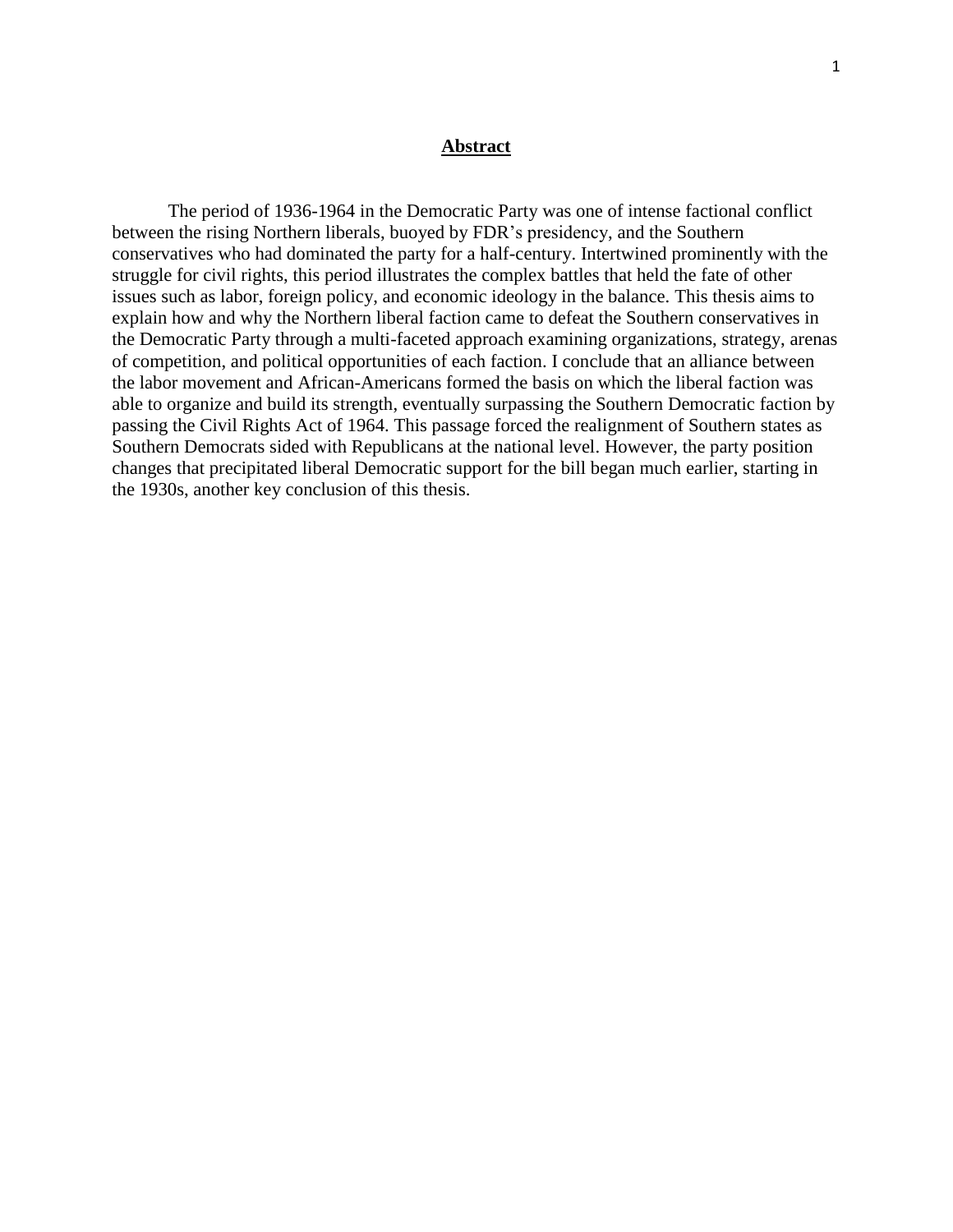# **Abstract**

The period of 1936-1964 in the Democratic Party was one of intense factional conflict between the rising Northern liberals, buoyed by FDR's presidency, and the Southern conservatives who had dominated the party for a half-century. Intertwined prominently with the struggle for civil rights, this period illustrates the complex battles that held the fate of other issues such as labor, foreign policy, and economic ideology in the balance. This thesis aims to explain how and why the Northern liberal faction came to defeat the Southern conservatives in the Democratic Party through a multi-faceted approach examining organizations, strategy, arenas of competition, and political opportunities of each faction. I conclude that an alliance between the labor movement and African-Americans formed the basis on which the liberal faction was able to organize and build its strength, eventually surpassing the Southern Democratic faction by passing the Civil Rights Act of 1964. This passage forced the realignment of Southern states as Southern Democrats sided with Republicans at the national level. However, the party position changes that precipitated liberal Democratic support for the bill began much earlier, starting in the 1930s, another key conclusion of this thesis.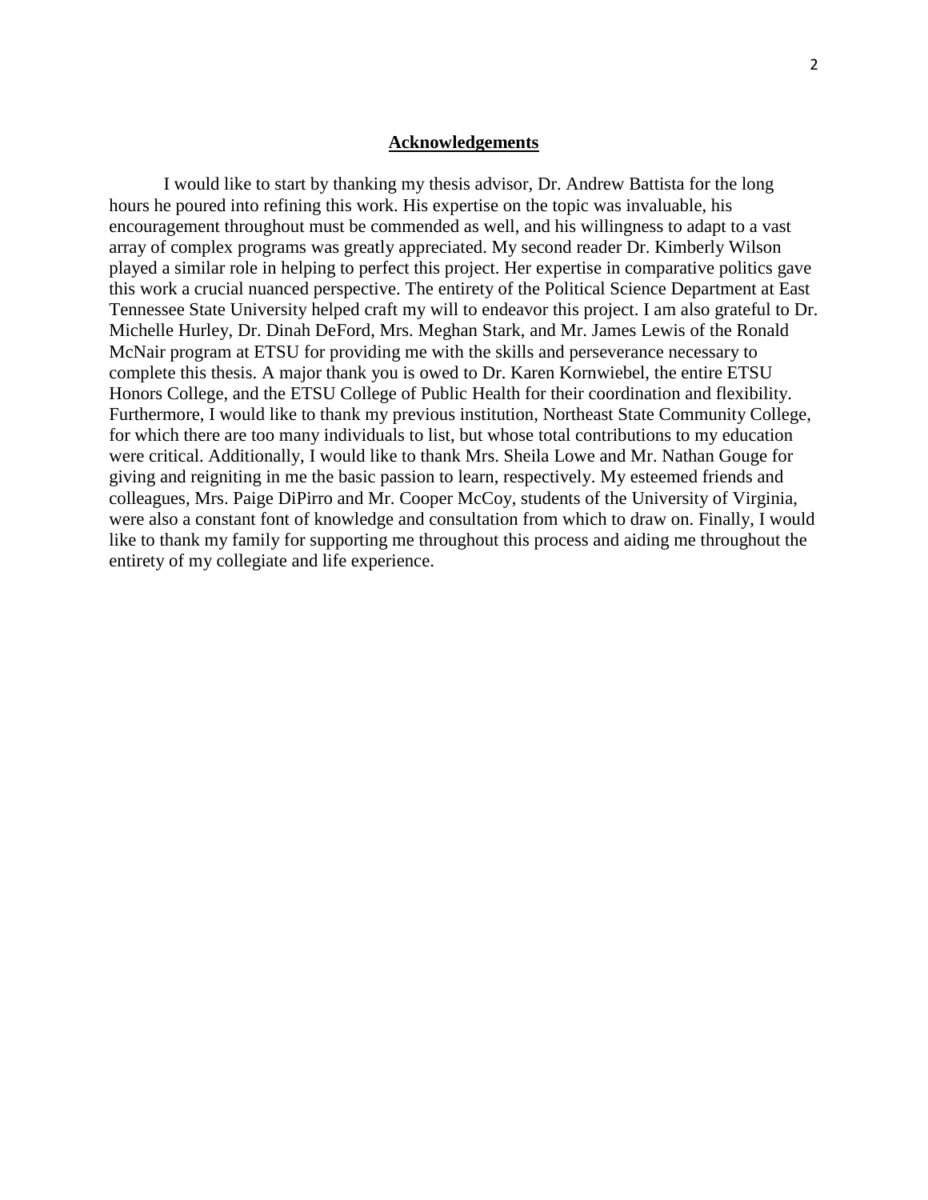## Acknowledgements

I would like to start by thanking my thesis advisor, Dr. Andrew Battista for the long hours he poured into refining this work. His expertise on the topic was invaluable, his encouragement throughout must be commended as well, and his willingness to adapt to a vast array of complex programs was greatly appreciated. My second reader Dr. Kimberly Wilson played a similar role in helping to perfect this project. Her expertise in comparative politics gave this work a crucial nuanced perspective. The entirety of the Political Science Department at East Tennessee State University helped craft my will to endeavor this project. I am also grateful to Dr. Michelle Hurley, Dr. Dinah DeFord, Mrs. Meghan Stark, and Mr. James Lewis of the Ronald McNair program at ETSU for providing me with the skills and perseverance necessary to complete this thesis. A major thank you is owed to Dr. Karen Kornwiebel, the entire ETSU Honors College, and the ETSU College of Public Health for their coordination and flexibility. Furthermore, I would like to thank my previous institution, Northeast State Community College, for which there are too many individuals to list, but whose total contributions to my education were critical. Additionally, I would like to thank Mrs. Sheila Lowe and Mr. Nathan Gouge for giving and reigniting in me the basic passion to learn, respectively. My esteemed friends and colleagues, Mrs. Paige DiPirro and Mr. Cooper McCoy, students of the University of Virginia, were also a constant font of knowledge and consultation from which to draw on. Finally, I would like to thank my family for supporting me throughout this process and aiding me throughout the entirety of my collegiate and life experience.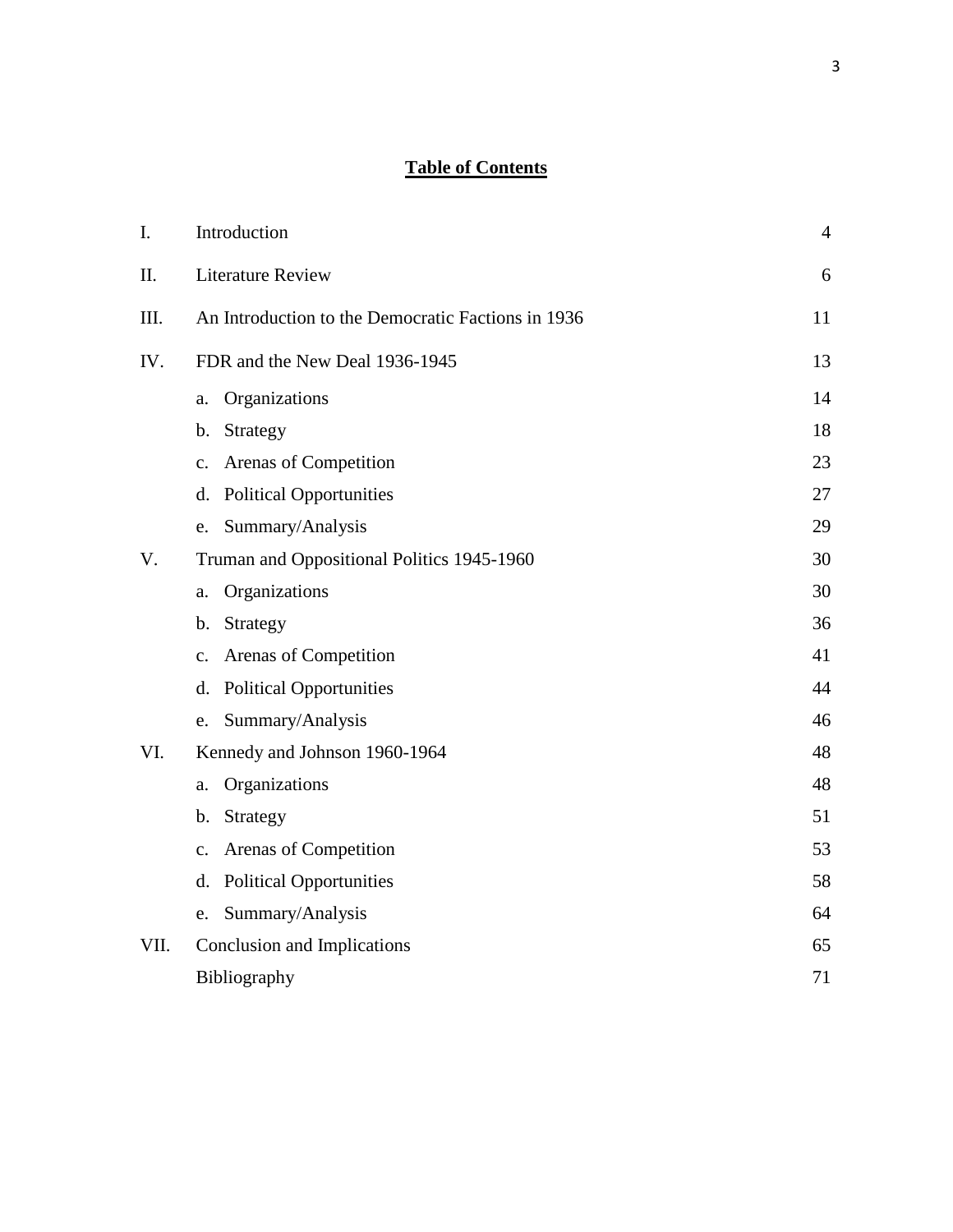# Table of Contents

| | | |
|---|---|---|
| I. | Introduction | 4 |
| II. | Literature Review | 6 |
| III. | An Introduction to the Democratic Factions in 1936 | 11 |
| IV. | FDR and the New Deal 1936-1945 | 13 |
| | a. Organizations | 14 |
| | b. Strategy | 18 |
| | c. Arenas of Competition | 23 |
| | d. Political Opportunities | 27 |
| | e. Summary/Analysis | 29 |
| V. | Truman and Oppositional Politics 1945-1960 | 30 |
| | a. Organizations | 30 |
| | b. Strategy | 36 |
| | c. Arenas of Competition | 41 |
| | d. Political Opportunities | 44 |
| | e. Summary/Analysis | 46 |
| VI. | Kennedy and Johnson 1960-1964 | 48 |
| | a. Organizations | 48 |
| | b. Strategy | 51 |
| | c. Arenas of Competition | 53 |
| | d. Political Opportunities | 58 |
| | e. Summary/Analysis | 64 |
| VII. | Conclusion and Implications | 65 |
| | Bibliography | 71 |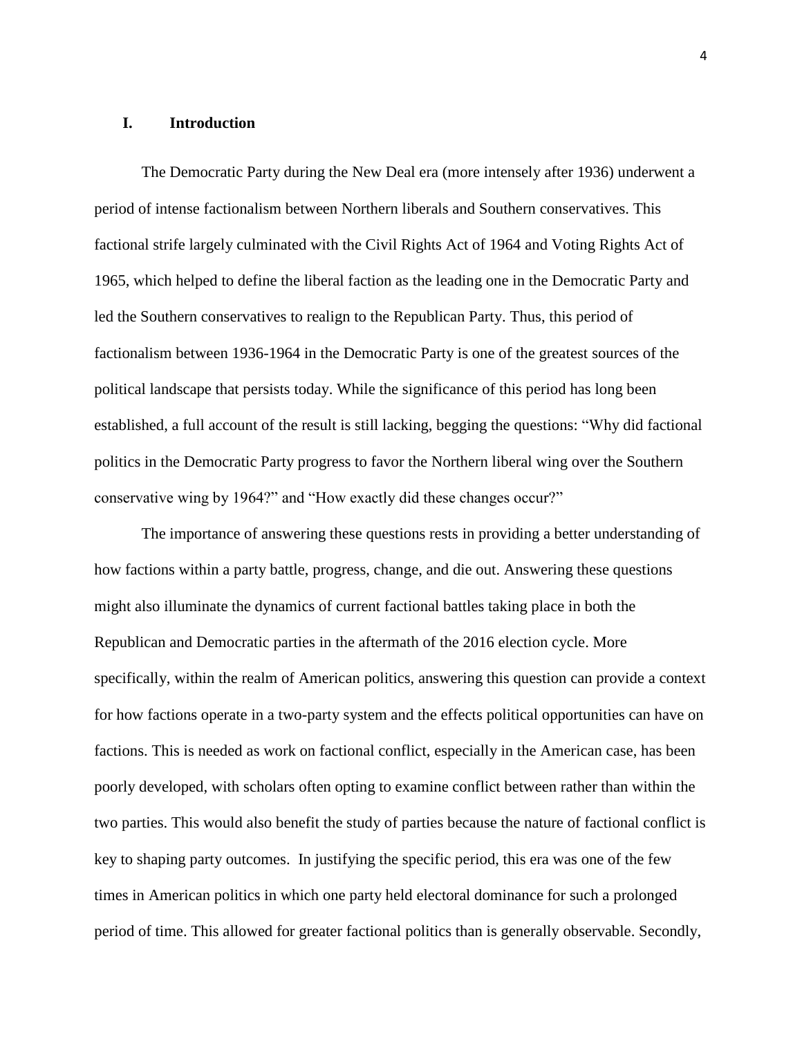## I. Introduction

The Democratic Party during the New Deal era (more intensely after 1936) underwent a period of intense factionalism between Northern liberals and Southern conservatives. This factional strife largely culminated with the Civil Rights Act of 1964 and Voting Rights Act of 1965, which helped to define the liberal faction as the leading one in the Democratic Party and led the Southern conservatives to realign to the Republican Party. Thus, this period of factionalism between 1936-1964 in the Democratic Party is one of the greatest sources of the political landscape that persists today. While the significance of this period has long been established, a full account of the result is still lacking, begging the questions: "Why did factional politics in the Democratic Party progress to favor the Northern liberal wing over the Southern conservative wing by 1964?" and "How exactly did these changes occur?"

The importance of answering these questions rests in providing a better understanding of how factions within a party battle, progress, change, and die out. Answering these questions might also illuminate the dynamics of current factional battles taking place in both the Republican and Democratic parties in the aftermath of the 2016 election cycle. More specifically, within the realm of American politics, answering this question can provide a context for how factions operate in a two-party system and the effects political opportunities can have on factions. This is needed as work on factional conflict, especially in the American case, has been poorly developed, with scholars often opting to examine conflict between rather than within the two parties. This would also benefit the study of parties because the nature of factional conflict is key to shaping party outcomes. In justifying the specific period, this era was one of the few times in American politics in which one party held electoral dominance for such a prolonged period of time. This allowed for greater factional politics than is generally observable. Secondly,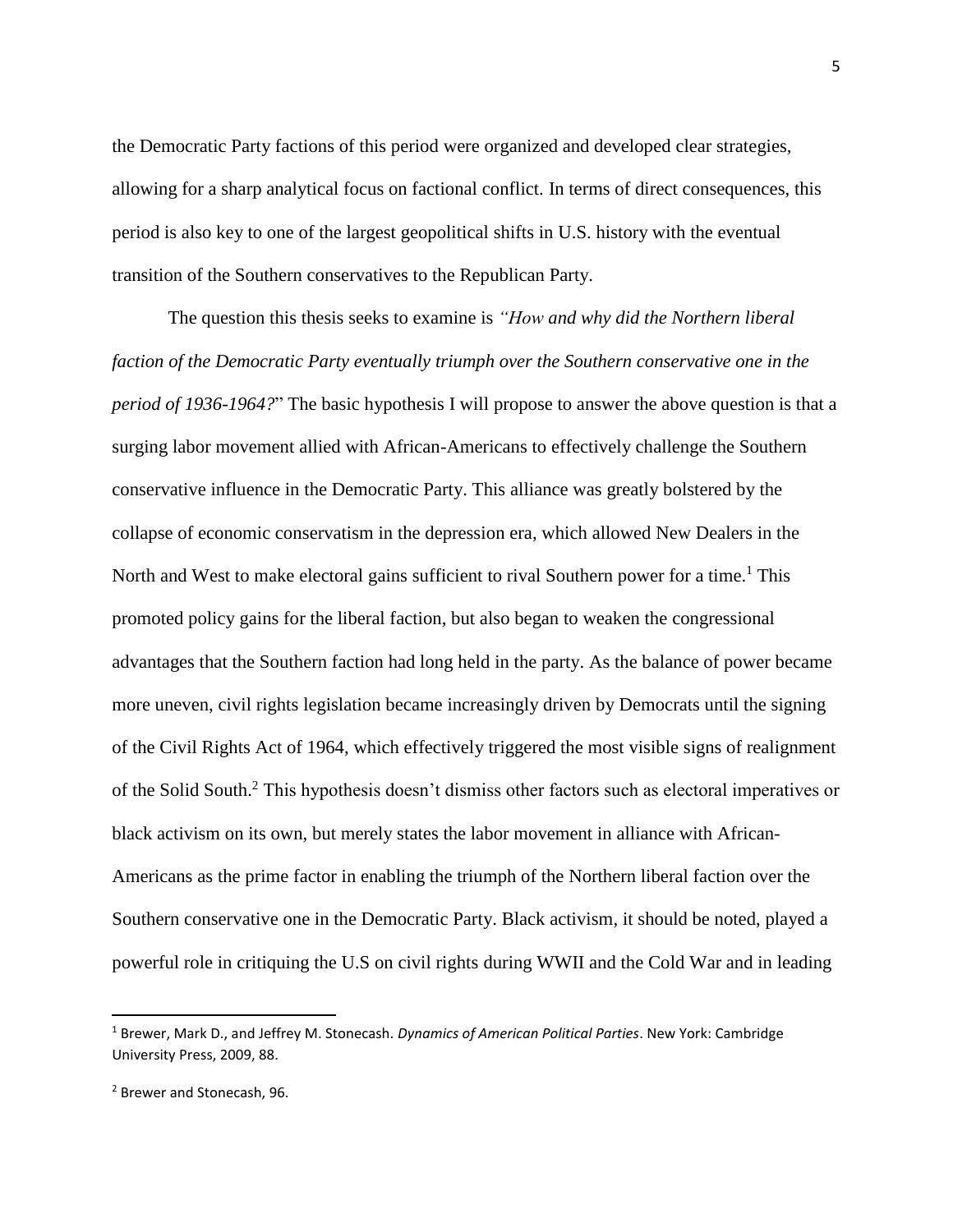the Democratic Party factions of this period were organized and developed clear strategies, allowing for a sharp analytical focus on factional conflict. In terms of direct consequences, this period is also key to one of the largest geopolitical shifts in U.S. history with the eventual transition of the Southern conservatives to the Republican Party.

The question this thesis seeks to examine is *"How and why did the Northern liberal faction of the Democratic Party eventually triumph over the Southern conservative one in the period of 1936-1964?*" The basic hypothesis I will propose to answer the above question is that a surging labor movement allied with African-Americans to effectively challenge the Southern conservative influence in the Democratic Party. This alliance was greatly bolstered by the collapse of economic conservatism in the depression era, which allowed New Dealers in the North and West to make electoral gains sufficient to rival Southern power for a time.[1] This promoted policy gains for the liberal faction, but also began to weaken the congressional advantages that the Southern faction had long held in the party. As the balance of power became more uneven, civil rights legislation became increasingly driven by Democrats until the signing of the Civil Rights Act of 1964, which effectively triggered the most visible signs of realignment of the Solid South.[2] This hypothesis doesn't dismiss other factors such as electoral imperatives or black activism on its own, but merely states the labor movement in alliance with African-Americans as the prime factor in enabling the triumph of the Northern liberal faction over the Southern conservative one in the Democratic Party. Black activism, it should be noted, played a powerful role in critiquing the U.S on civil rights during WWII and the Cold War and in leading

---

[1] Brewer, Mark D., and Jeffrey M. Stonecash. *Dynamics of American Political Parties*. New York: Cambridge University Press, 2009, 88.

[2] Brewer and Stonecash, 96.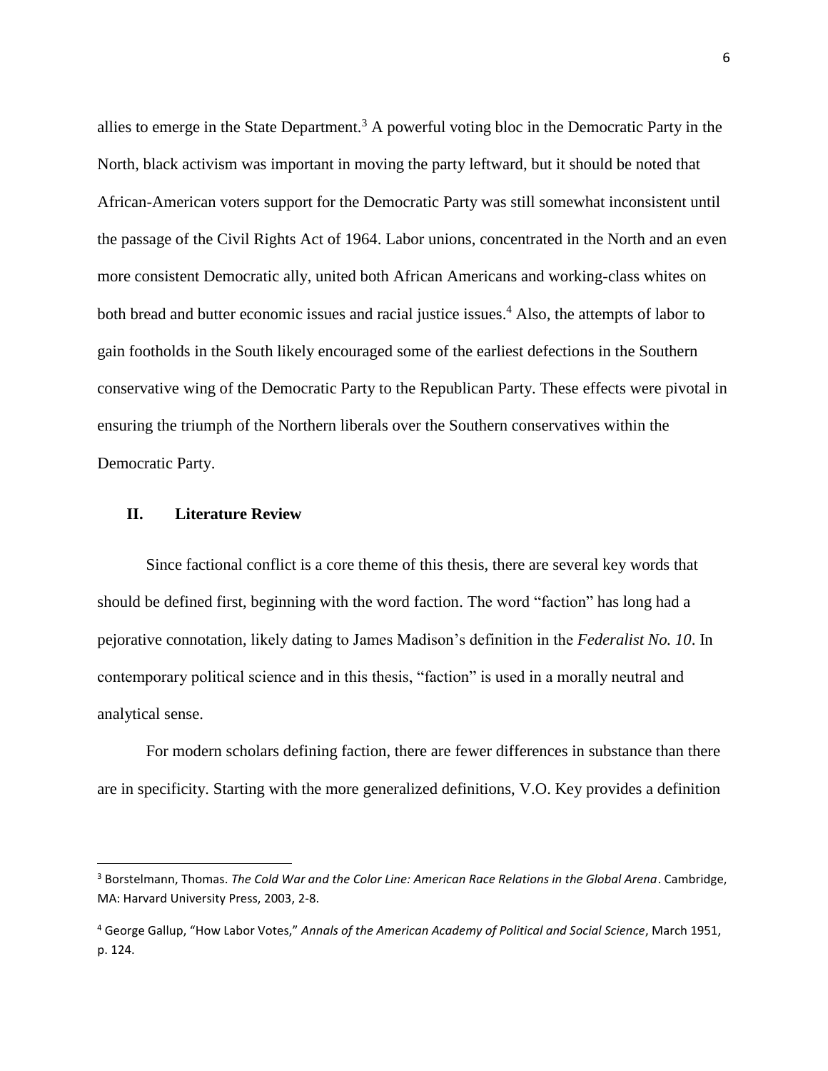allies to emerge in the State Department.[3] A powerful voting bloc in the Democratic Party in the North, black activism was important in moving the party leftward, but it should be noted that African-American voters support for the Democratic Party was still somewhat inconsistent until the passage of the Civil Rights Act of 1964. Labor unions, concentrated in the North and an even more consistent Democratic ally, united both African Americans and working-class whites on both bread and butter economic issues and racial justice issues.[4] Also, the attempts of labor to gain footholds in the South likely encouraged some of the earliest defections in the Southern conservative wing of the Democratic Party to the Republican Party. These effects were pivotal in ensuring the triumph of the Northern liberals over the Southern conservatives within the Democratic Party.

## II. Literature Review

Since factional conflict is a core theme of this thesis, there are several key words that should be defined first, beginning with the word faction. The word "faction" has long had a pejorative connotation, likely dating to James Madison's definition in the *Federalist No. 10*. In contemporary political science and in this thesis, "faction" is used in a morally neutral and analytical sense.

For modern scholars defining faction, there are fewer differences in substance than there are in specificity. Starting with the more generalized definitions, V.O. Key provides a definition

---

[3] Borstelmann, Thomas. *The Cold War and the Color Line: American Race Relations in the Global Arena*. Cambridge, MA: Harvard University Press, 2003, 2-8.

[4] George Gallup, "How Labor Votes," *Annals of the American Academy of Political and Social Science*, March 1951, p. 124.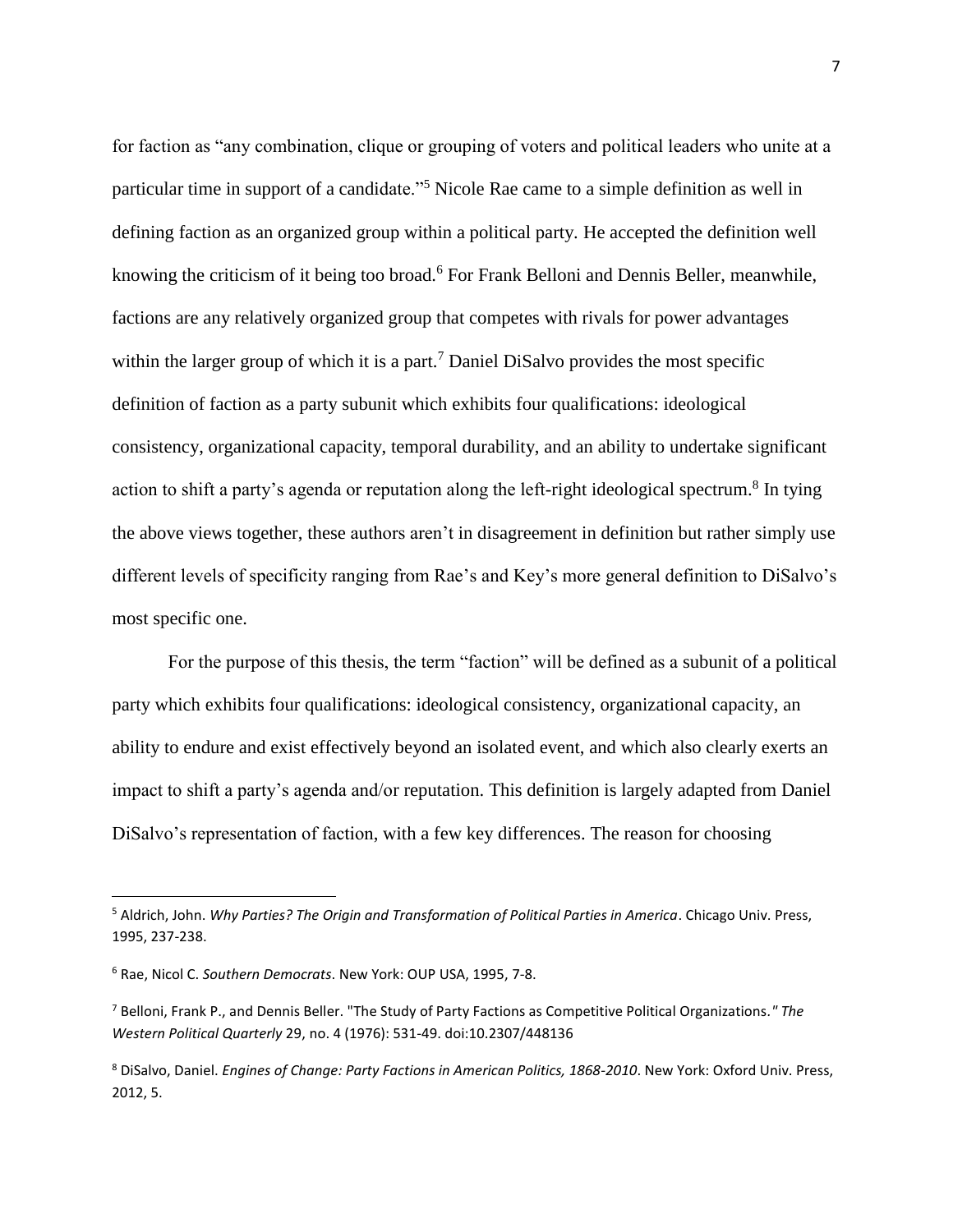for faction as "any combination, clique or grouping of voters and political leaders who unite at a particular time in support of a candidate."[5] Nicole Rae came to a simple definition as well in defining faction as an organized group within a political party. He accepted the definition well knowing the criticism of it being too broad.[6] For Frank Belloni and Dennis Beller, meanwhile, factions are any relatively organized group that competes with rivals for power advantages within the larger group of which it is a part.[7] Daniel DiSalvo provides the most specific definition of faction as a party subunit which exhibits four qualifications: ideological consistency, organizational capacity, temporal durability, and an ability to undertake significant action to shift a party's agenda or reputation along the left-right ideological spectrum.[8] In tying the above views together, these authors aren't in disagreement in definition but rather simply use different levels of specificity ranging from Rae's and Key's more general definition to DiSalvo's most specific one.

For the purpose of this thesis, the term "faction" will be defined as a subunit of a political party which exhibits four qualifications: ideological consistency, organizational capacity, an ability to endure and exist effectively beyond an isolated event, and which also clearly exerts an impact to shift a party's agenda and/or reputation. This definition is largely adapted from Daniel DiSalvo's representation of faction, with a few key differences. The reason for choosing

---

[5] Aldrich, John. *Why Parties? The Origin and Transformation of Political Parties in America*. Chicago Univ. Press, 1995, 237-238.

[6] Rae, Nicol C. *Southern Democrats*. New York: OUP USA, 1995, 7-8.

[7] Belloni, Frank P., and Dennis Beller. "The Study of Party Factions as Competitive Political Organizations." *The Western Political Quarterly* 29, no. 4 (1976): 531-49. doi:10.2307/448136

[8] DiSalvo, Daniel. *Engines of Change: Party Factions in American Politics, 1868-2010*. New York: Oxford Univ. Press, 2012, 5.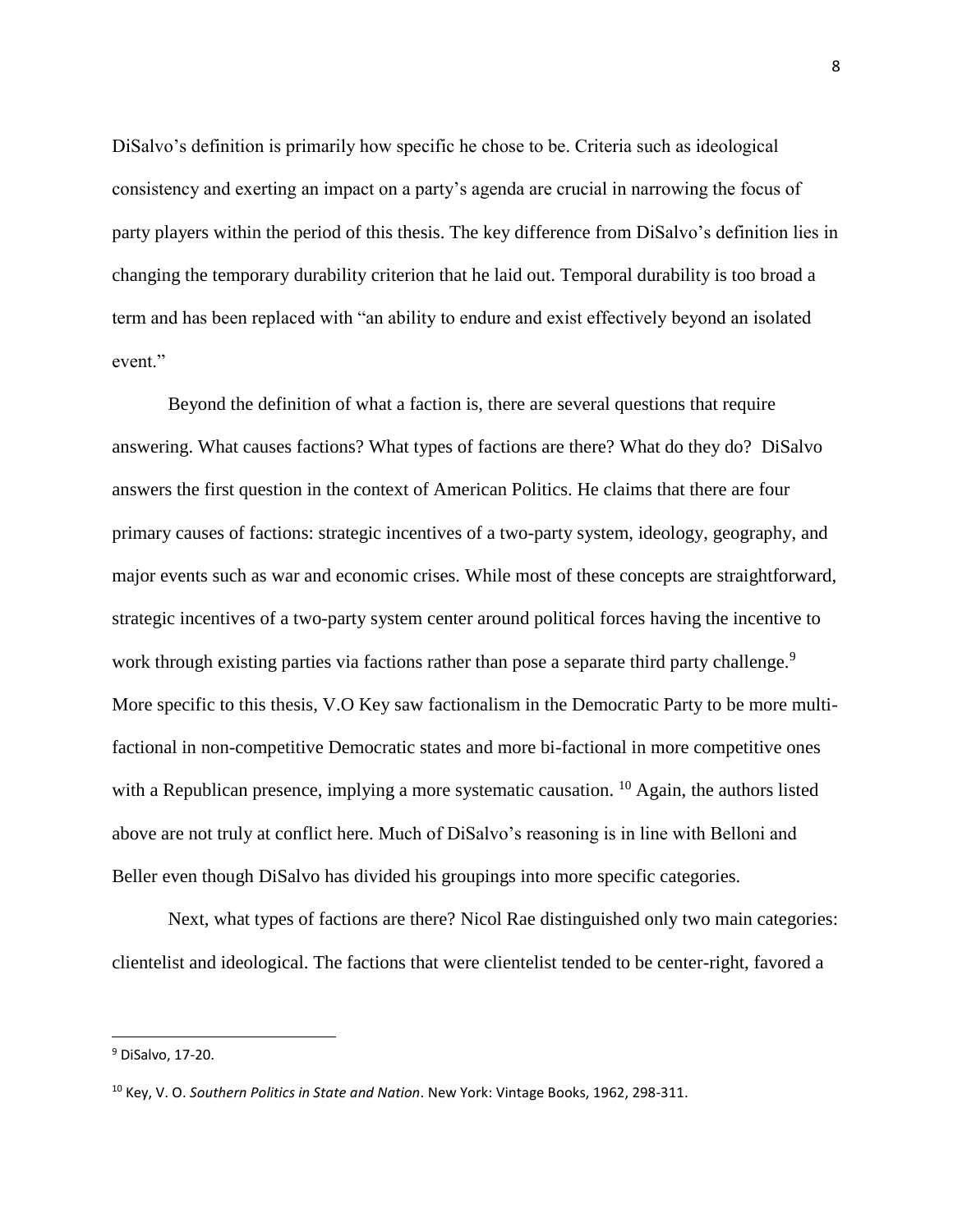DiSalvo's definition is primarily how specific he chose to be. Criteria such as ideological consistency and exerting an impact on a party's agenda are crucial in narrowing the focus of party players within the period of this thesis. The key difference from DiSalvo's definition lies in changing the temporary durability criterion that he laid out. Temporal durability is too broad a term and has been replaced with "an ability to endure and exist effectively beyond an isolated event."

Beyond the definition of what a faction is, there are several questions that require answering. What causes factions? What types of factions are there? What do they do? DiSalvo answers the first question in the context of American Politics. He claims that there are four primary causes of factions: strategic incentives of a two-party system, ideology, geography, and major events such as war and economic crises. While most of these concepts are straightforward, strategic incentives of a two-party system center around political forces having the incentive to work through existing parties via factions rather than pose a separate third party challenge.[9] More specific to this thesis, V.O Key saw factionalism in the Democratic Party to be more multi-factional in non-competitive Democratic states and more bi-factional in more competitive ones with a Republican presence, implying a more systematic causation. [10] Again, the authors listed above are not truly at conflict here. Much of DiSalvo's reasoning is in line with Belloni and Beller even though DiSalvo has divided his groupings into more specific categories.

Next, what types of factions are there? Nicol Rae distinguished only two main categories: clientelist and ideological. The factions that were clientelist tended to be center-right, favored a

---

[9] DiSalvo, 17-20.

[10] Key, V. O. *Southern Politics in State and Nation*. New York: Vintage Books, 1962, 298-311.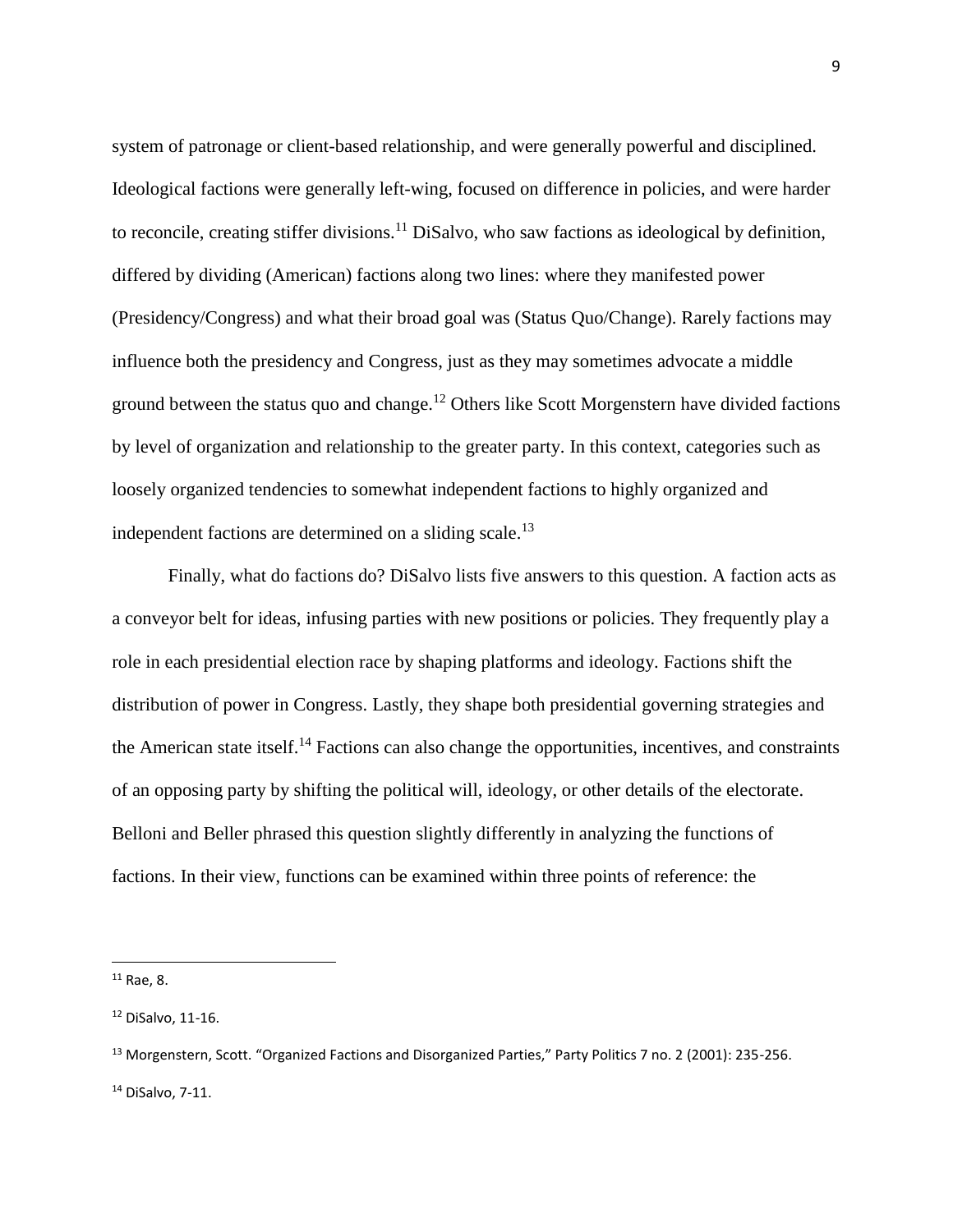system of patronage or client-based relationship, and were generally powerful and disciplined. Ideological factions were generally left-wing, focused on difference in policies, and were harder to reconcile, creating stiffer divisions.[11] DiSalvo, who saw factions as ideological by definition, differed by dividing (American) factions along two lines: where they manifested power (Presidency/Congress) and what their broad goal was (Status Quo/Change). Rarely factions may influence both the presidency and Congress, just as they may sometimes advocate a middle ground between the status quo and change.[12] Others like Scott Morgenstern have divided factions by level of organization and relationship to the greater party. In this context, categories such as loosely organized tendencies to somewhat independent factions to highly organized and independent factions are determined on a sliding scale.[13]

Finally, what do factions do? DiSalvo lists five answers to this question. A faction acts as a conveyor belt for ideas, infusing parties with new positions or policies. They frequently play a role in each presidential election race by shaping platforms and ideology. Factions shift the distribution of power in Congress. Lastly, they shape both presidential governing strategies and the American state itself.[14] Factions can also change the opportunities, incentives, and constraints of an opposing party by shifting the political will, ideology, or other details of the electorate. Belloni and Beller phrased this question slightly differently in analyzing the functions of factions. In their view, functions can be examined within three points of reference: the

---

[11] Rae, 8.

[12] DiSalvo, 11-16.

[13] Morgenstern, Scott. "Organized Factions and Disorganized Parties," Party Politics 7 no. 2 (2001): 235-256.

[14] DiSalvo, 7-11.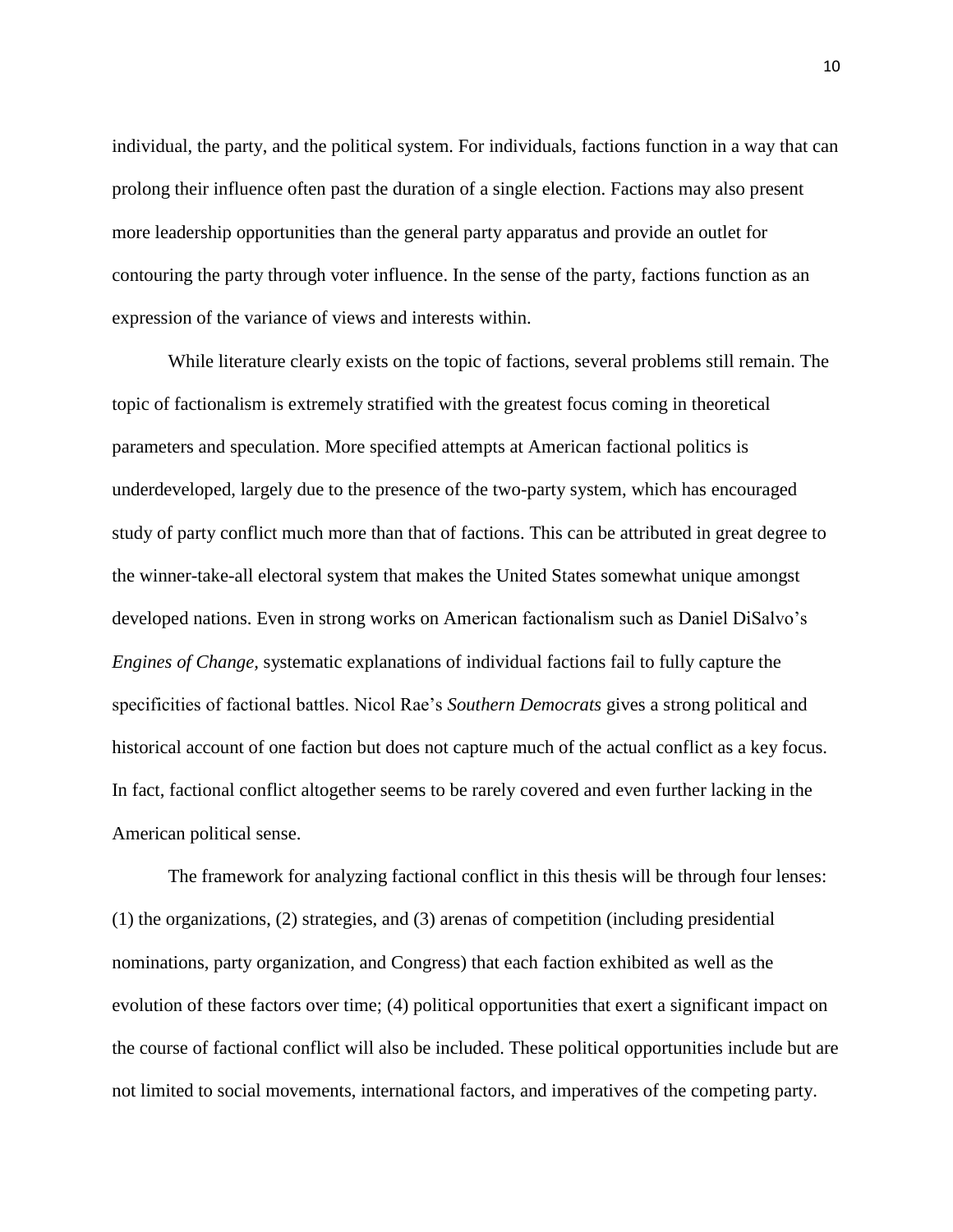individual, the party, and the political system. For individuals, factions function in a way that can prolong their influence often past the duration of a single election. Factions may also present more leadership opportunities than the general party apparatus and provide an outlet for contouring the party through voter influence. In the sense of the party, factions function as an expression of the variance of views and interests within.

While literature clearly exists on the topic of factions, several problems still remain. The topic of factionalism is extremely stratified with the greatest focus coming in theoretical parameters and speculation. More specified attempts at American factional politics is underdeveloped, largely due to the presence of the two-party system, which has encouraged study of party conflict much more than that of factions. This can be attributed in great degree to the winner-take-all electoral system that makes the United States somewhat unique amongst developed nations. Even in strong works on American factionalism such as Daniel DiSalvo's *Engines of Change,* systematic explanations of individual factions fail to fully capture the specificities of factional battles. Nicol Rae's *Southern Democrats* gives a strong political and historical account of one faction but does not capture much of the actual conflict as a key focus. In fact, factional conflict altogether seems to be rarely covered and even further lacking in the American political sense.

The framework for analyzing factional conflict in this thesis will be through four lenses: (1) the organizations, (2) strategies, and (3) arenas of competition (including presidential nominations, party organization, and Congress) that each faction exhibited as well as the evolution of these factors over time; (4) political opportunities that exert a significant impact on the course of factional conflict will also be included. These political opportunities include but are not limited to social movements, international factors, and imperatives of the competing party.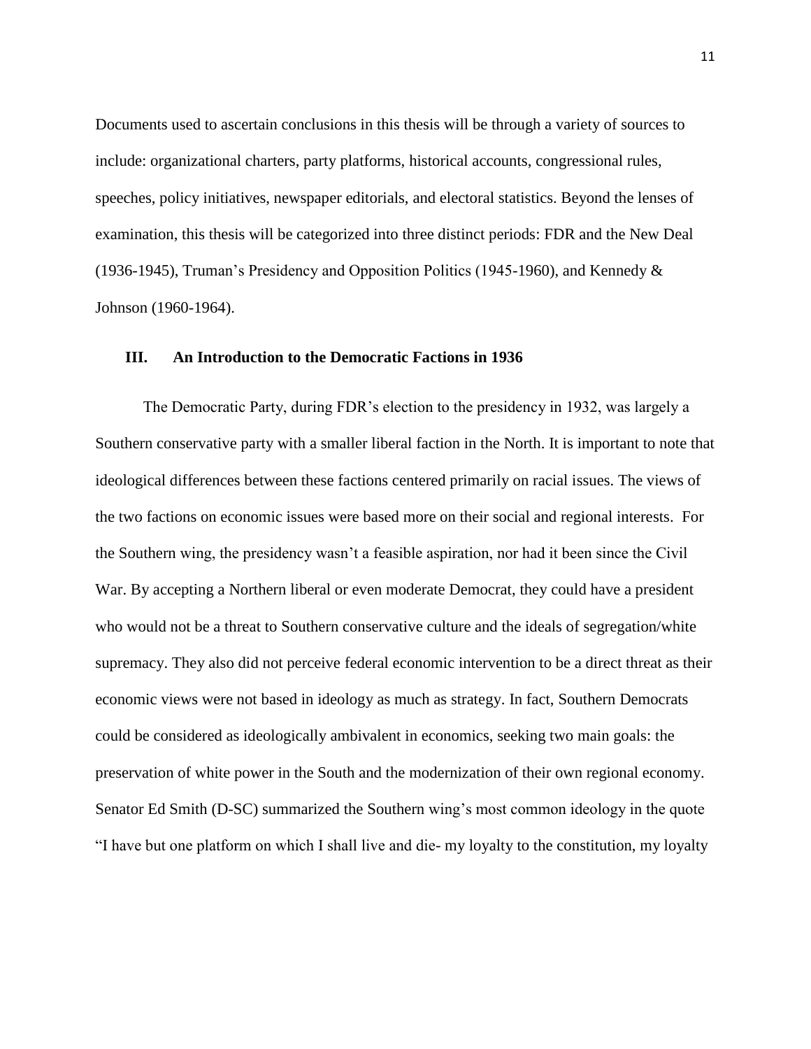Documents used to ascertain conclusions in this thesis will be through a variety of sources to include: organizational charters, party platforms, historical accounts, congressional rules, speeches, policy initiatives, newspaper editorials, and electoral statistics. Beyond the lenses of examination, this thesis will be categorized into three distinct periods: FDR and the New Deal (1936-1945), Truman's Presidency and Opposition Politics (1945-1960), and Kennedy & Johnson (1960-1964).

## III. An Introduction to the Democratic Factions in 1936

The Democratic Party, during FDR's election to the presidency in 1932, was largely a Southern conservative party with a smaller liberal faction in the North. It is important to note that ideological differences between these factions centered primarily on racial issues. The views of the two factions on economic issues were based more on their social and regional interests. For the Southern wing, the presidency wasn't a feasible aspiration, nor had it been since the Civil War. By accepting a Northern liberal or even moderate Democrat, they could have a president who would not be a threat to Southern conservative culture and the ideals of segregation/white supremacy. They also did not perceive federal economic intervention to be a direct threat as their economic views were not based in ideology as much as strategy. In fact, Southern Democrats could be considered as ideologically ambivalent in economics, seeking two main goals: the preservation of white power in the South and the modernization of their own regional economy. Senator Ed Smith (D-SC) summarized the Southern wing's most common ideology in the quote "I have but one platform on which I shall live and die- my loyalty to the constitution, my loyalty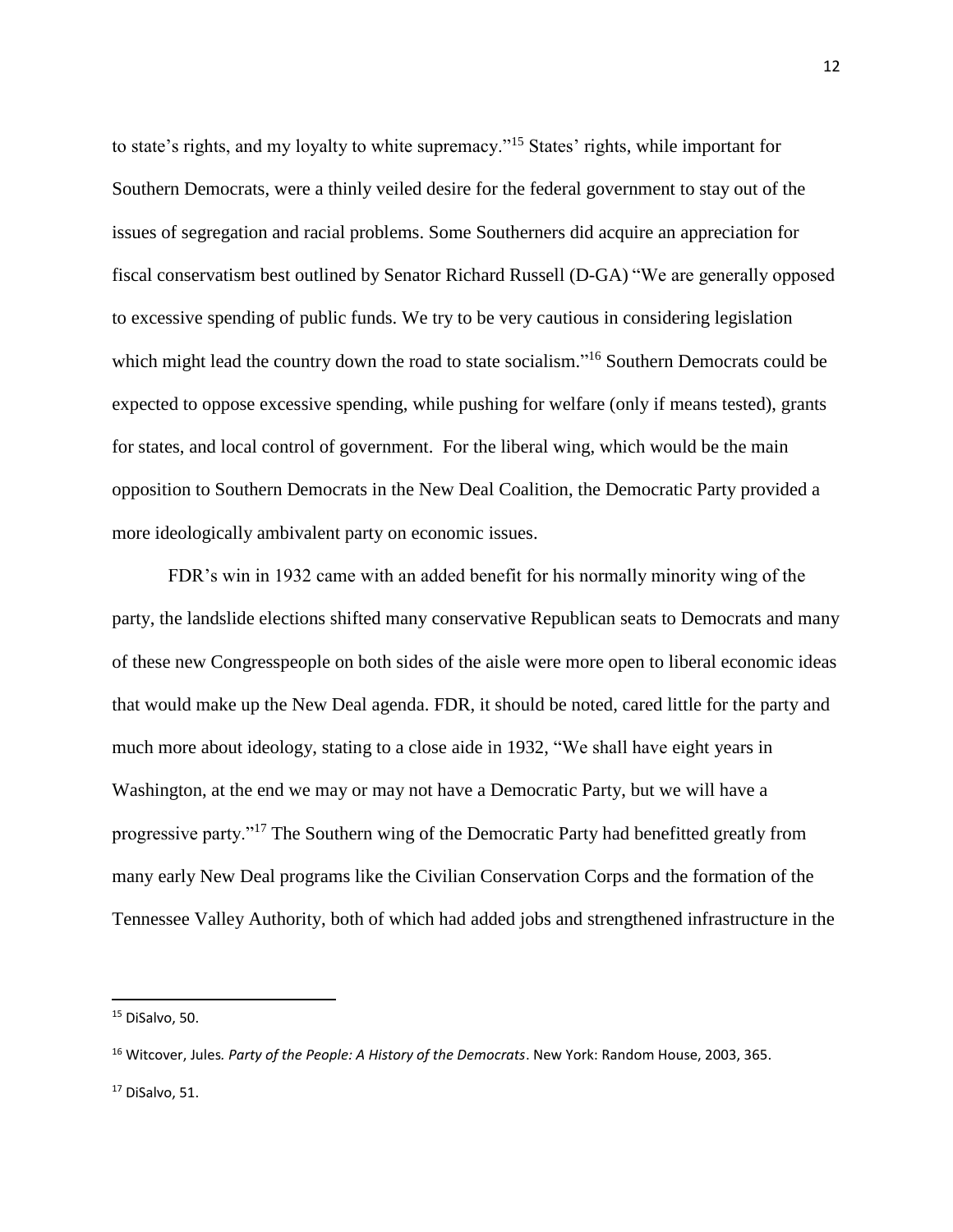to state's rights, and my loyalty to white supremacy."[15] States' rights, while important for Southern Democrats, were a thinly veiled desire for the federal government to stay out of the issues of segregation and racial problems. Some Southerners did acquire an appreciation for fiscal conservatism best outlined by Senator Richard Russell (D-GA) "We are generally opposed to excessive spending of public funds. We try to be very cautious in considering legislation which might lead the country down the road to state socialism."[16] Southern Democrats could be expected to oppose excessive spending, while pushing for welfare (only if means tested), grants for states, and local control of government. For the liberal wing, which would be the main opposition to Southern Democrats in the New Deal Coalition, the Democratic Party provided a more ideologically ambivalent party on economic issues.

FDR's win in 1932 came with an added benefit for his normally minority wing of the party, the landslide elections shifted many conservative Republican seats to Democrats and many of these new Congresspeople on both sides of the aisle were more open to liberal economic ideas that would make up the New Deal agenda. FDR, it should be noted, cared little for the party and much more about ideology, stating to a close aide in 1932, "We shall have eight years in Washington, at the end we may or may not have a Democratic Party, but we will have a progressive party."[17] The Southern wing of the Democratic Party had benefitted greatly from many early New Deal programs like the Civilian Conservation Corps and the formation of the Tennessee Valley Authority, both of which had added jobs and strengthened infrastructure in the

---

[15] DiSalvo, 50.

[16] Witcover, Jules. *Party of the People: A History of the Democrats*. New York: Random House, 2003, 365.

[17] DiSalvo, 51.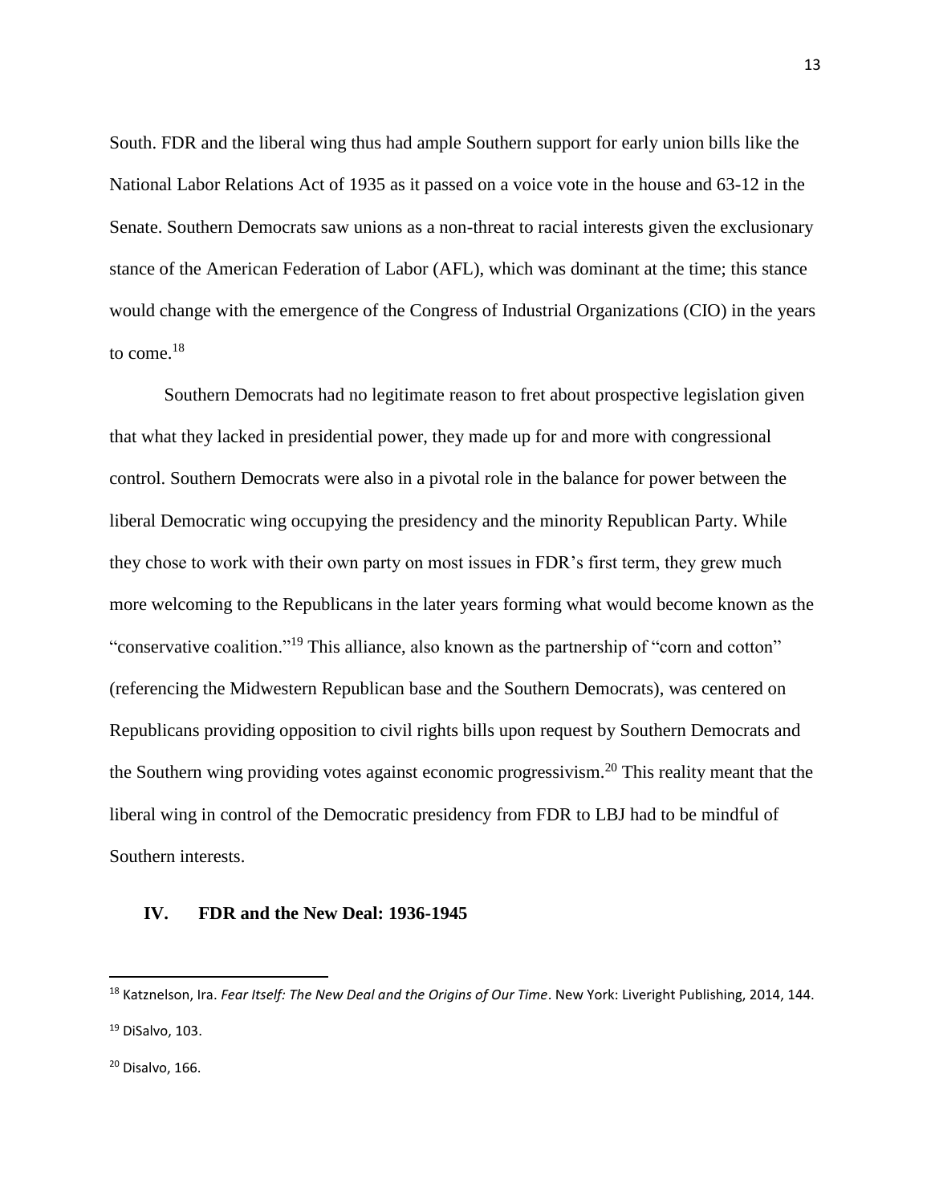South. FDR and the liberal wing thus had ample Southern support for early union bills like the National Labor Relations Act of 1935 as it passed on a voice vote in the house and 63-12 in the Senate. Southern Democrats saw unions as a non-threat to racial interests given the exclusionary stance of the American Federation of Labor (AFL), which was dominant at the time; this stance would change with the emergence of the Congress of Industrial Organizations (CIO) in the years to come.[18]

Southern Democrats had no legitimate reason to fret about prospective legislation given that what they lacked in presidential power, they made up for and more with congressional control. Southern Democrats were also in a pivotal role in the balance for power between the liberal Democratic wing occupying the presidency and the minority Republican Party. While they chose to work with their own party on most issues in FDR's first term, they grew much more welcoming to the Republicans in the later years forming what would become known as the "conservative coalition."[19] This alliance, also known as the partnership of "corn and cotton" (referencing the Midwestern Republican base and the Southern Democrats), was centered on Republicans providing opposition to civil rights bills upon request by Southern Democrats and the Southern wing providing votes against economic progressivism.[20] This reality meant that the liberal wing in control of the Democratic presidency from FDR to LBJ had to be mindful of Southern interests.

## IV. FDR and the New Deal: 1936-1945

---

[18] Katznelson, Ira. *Fear Itself: The New Deal and the Origins of Our Time*. New York: Liveright Publishing, 2014, 144.

[19] DiSalvo, 103.

[20] Disalvo, 166.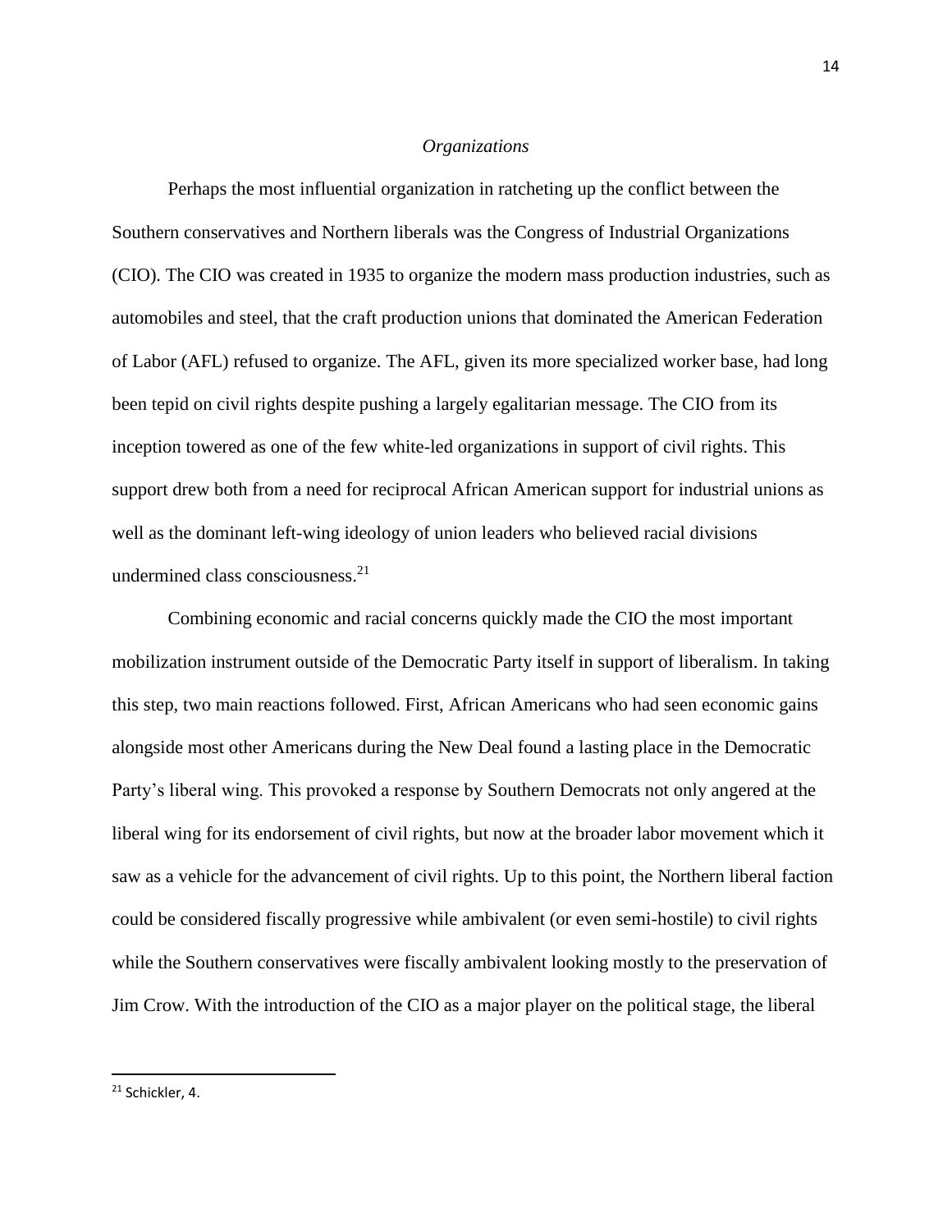### *Organizations*

Perhaps the most influential organization in ratcheting up the conflict between the Southern conservatives and Northern liberals was the Congress of Industrial Organizations (CIO). The CIO was created in 1935 to organize the modern mass production industries, such as automobiles and steel, that the craft production unions that dominated the American Federation of Labor (AFL) refused to organize. The AFL, given its more specialized worker base, had long been tepid on civil rights despite pushing a largely egalitarian message. The CIO from its inception towered as one of the few white-led organizations in support of civil rights. This support drew both from a need for reciprocal African American support for industrial unions as well as the dominant left-wing ideology of union leaders who believed racial divisions undermined class consciousness.[21]

Combining economic and racial concerns quickly made the CIO the most important mobilization instrument outside of the Democratic Party itself in support of liberalism. In taking this step, two main reactions followed. First, African Americans who had seen economic gains alongside most other Americans during the New Deal found a lasting place in the Democratic Party's liberal wing. This provoked a response by Southern Democrats not only angered at the liberal wing for its endorsement of civil rights, but now at the broader labor movement which it saw as a vehicle for the advancement of civil rights. Up to this point, the Northern liberal faction could be considered fiscally progressive while ambivalent (or even semi-hostile) to civil rights while the Southern conservatives were fiscally ambivalent looking mostly to the preservation of Jim Crow. With the introduction of the CIO as a major player on the political stage, the liberal

[21] Schickler, 4.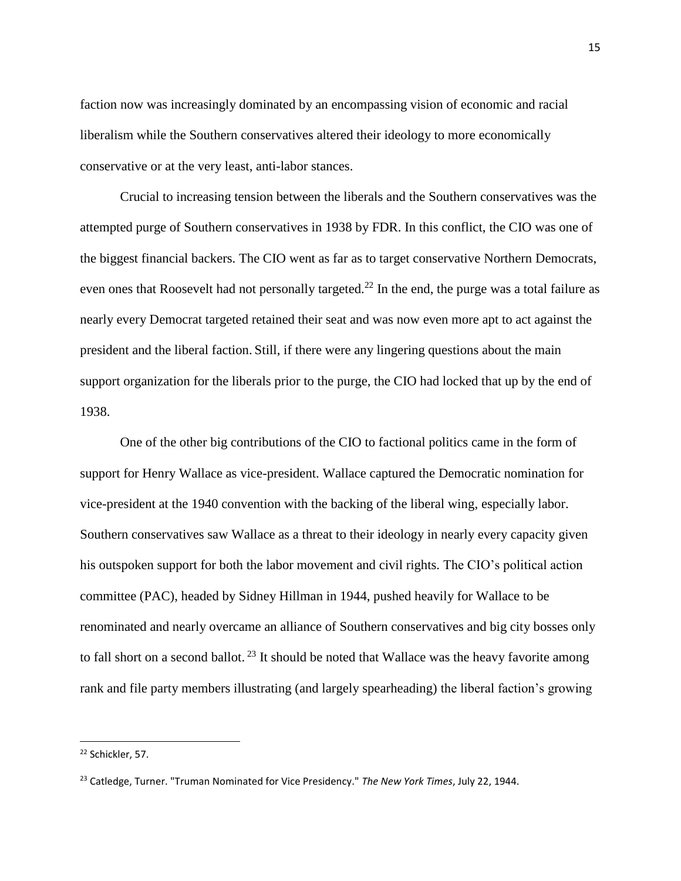faction now was increasingly dominated by an encompassing vision of economic and racial liberalism while the Southern conservatives altered their ideology to more economically conservative or at the very least, anti-labor stances.

Crucial to increasing tension between the liberals and the Southern conservatives was the attempted purge of Southern conservatives in 1938 by FDR. In this conflict, the CIO was one of the biggest financial backers. The CIO went as far as to target conservative Northern Democrats, even ones that Roosevelt had not personally targeted.[22] In the end, the purge was a total failure as nearly every Democrat targeted retained their seat and was now even more apt to act against the president and the liberal faction. Still, if there were any lingering questions about the main support organization for the liberals prior to the purge, the CIO had locked that up by the end of 1938.

One of the other big contributions of the CIO to factional politics came in the form of support for Henry Wallace as vice-president. Wallace captured the Democratic nomination for vice-president at the 1940 convention with the backing of the liberal wing, especially labor. Southern conservatives saw Wallace as a threat to their ideology in nearly every capacity given his outspoken support for both the labor movement and civil rights. The CIO's political action committee (PAC), headed by Sidney Hillman in 1944, pushed heavily for Wallace to be renominated and nearly overcame an alliance of Southern conservatives and big city bosses only to fall short on a second ballot.[23] It should be noted that Wallace was the heavy favorite among rank and file party members illustrating (and largely spearheading) the liberal faction's growing

---

[22] Schickler, 57.

[23] Catledge, Turner. "Truman Nominated for Vice Presidency." *The New York Times*, July 22, 1944.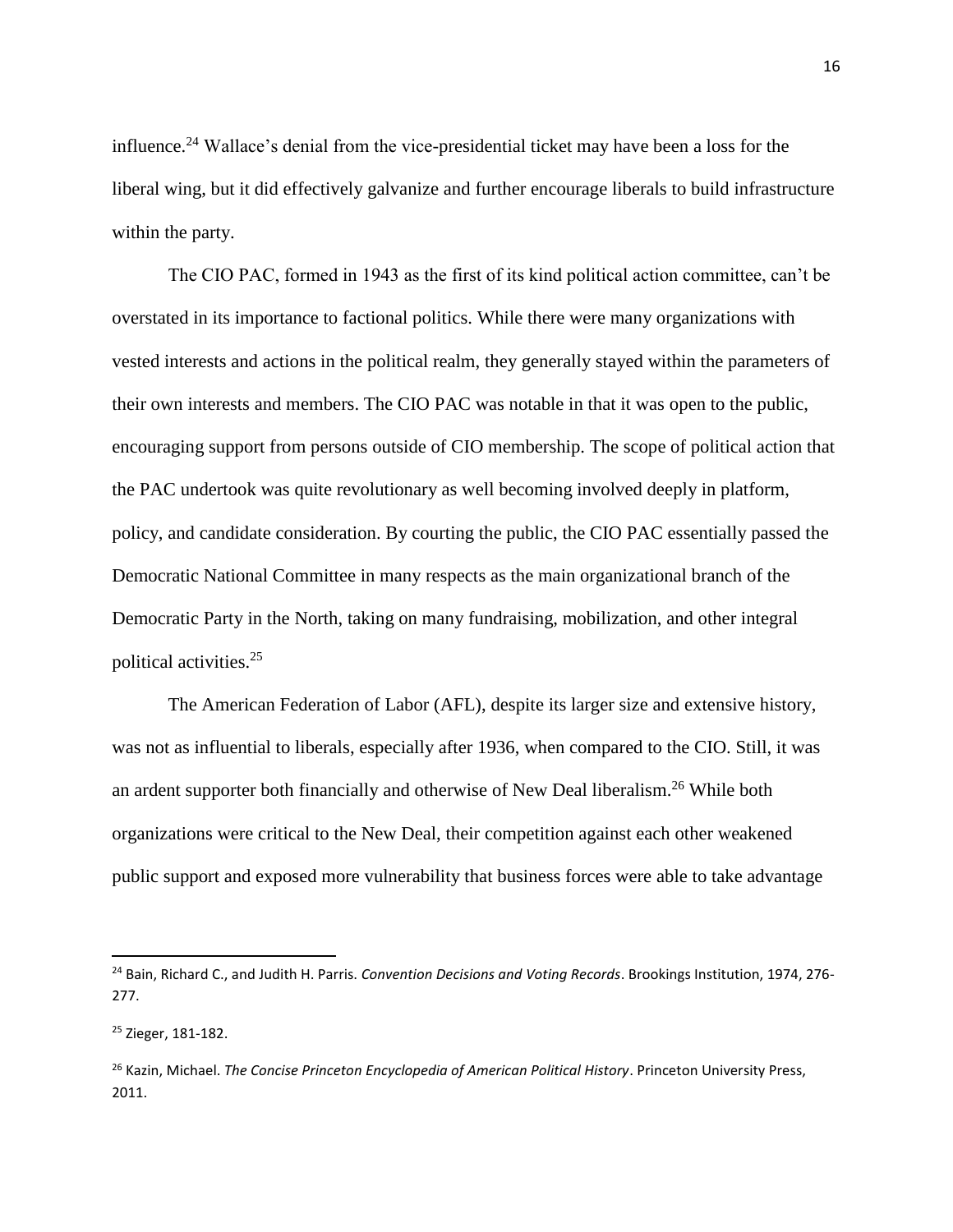influence.[24] Wallace's denial from the vice-presidential ticket may have been a loss for the liberal wing, but it did effectively galvanize and further encourage liberals to build infrastructure within the party.

The CIO PAC, formed in 1943 as the first of its kind political action committee, can't be overstated in its importance to factional politics. While there were many organizations with vested interests and actions in the political realm, they generally stayed within the parameters of their own interests and members. The CIO PAC was notable in that it was open to the public, encouraging support from persons outside of CIO membership. The scope of political action that the PAC undertook was quite revolutionary as well becoming involved deeply in platform, policy, and candidate consideration. By courting the public, the CIO PAC essentially passed the Democratic National Committee in many respects as the main organizational branch of the Democratic Party in the North, taking on many fundraising, mobilization, and other integral political activities.[25]

The American Federation of Labor (AFL), despite its larger size and extensive history, was not as influential to liberals, especially after 1936, when compared to the CIO. Still, it was an ardent supporter both financially and otherwise of New Deal liberalism.[26] While both organizations were critical to the New Deal, their competition against each other weakened public support and exposed more vulnerability that business forces were able to take advantage

---

[24] Bain, Richard C., and Judith H. Parris. *Convention Decisions and Voting Records*. Brookings Institution, 1974, 276-277.

[25] Zieger, 181-182.

[26] Kazin, Michael. *The Concise Princeton Encyclopedia of American Political History*. Princeton University Press, 2011.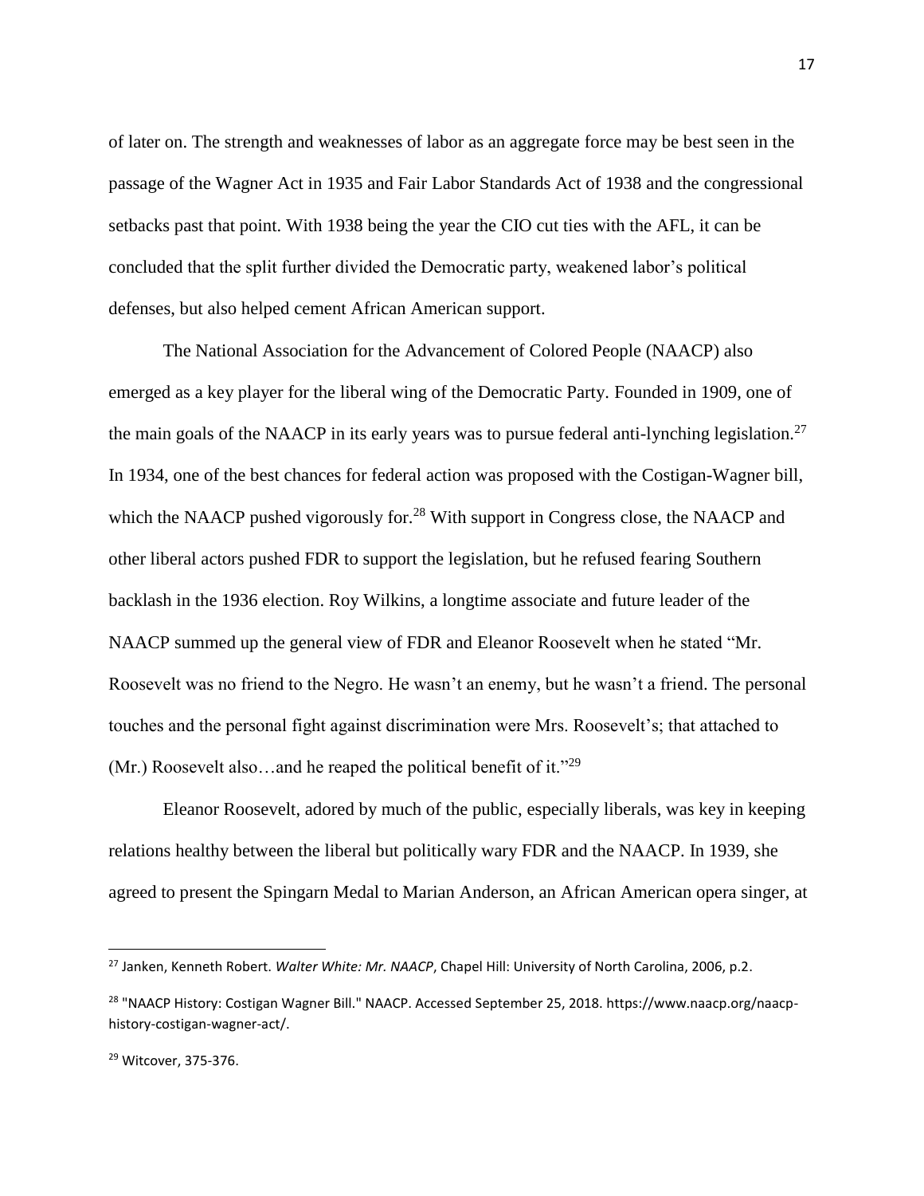of later on. The strength and weaknesses of labor as an aggregate force may be best seen in the passage of the Wagner Act in 1935 and Fair Labor Standards Act of 1938 and the congressional setbacks past that point. With 1938 being the year the CIO cut ties with the AFL, it can be concluded that the split further divided the Democratic party, weakened labor's political defenses, but also helped cement African American support.

The National Association for the Advancement of Colored People (NAACP) also emerged as a key player for the liberal wing of the Democratic Party. Founded in 1909, one of the main goals of the NAACP in its early years was to pursue federal anti-lynching legislation.[27] In 1934, one of the best chances for federal action was proposed with the Costigan-Wagner bill, which the NAACP pushed vigorously for.[28] With support in Congress close, the NAACP and other liberal actors pushed FDR to support the legislation, but he refused fearing Southern backlash in the 1936 election. Roy Wilkins, a longtime associate and future leader of the NAACP summed up the general view of FDR and Eleanor Roosevelt when he stated "Mr. Roosevelt was no friend to the Negro. He wasn't an enemy, but he wasn't a friend. The personal touches and the personal fight against discrimination were Mrs. Roosevelt's; that attached to (Mr.) Roosevelt also…and he reaped the political benefit of it."[29]

Eleanor Roosevelt, adored by much of the public, especially liberals, was key in keeping relations healthy between the liberal but politically wary FDR and the NAACP. In 1939, she agreed to present the Spingarn Medal to Marian Anderson, an African American opera singer, at

---

[27] Janken, Kenneth Robert. *Walter White: Mr. NAACP*, Chapel Hill: University of North Carolina, 2006, p.2.

[28] "NAACP History: Costigan Wagner Bill." NAACP. Accessed September 25, 2018. https://www.naacp.org/naacp-history-costigan-wagner-act/.

[29] Witcover, 375-376.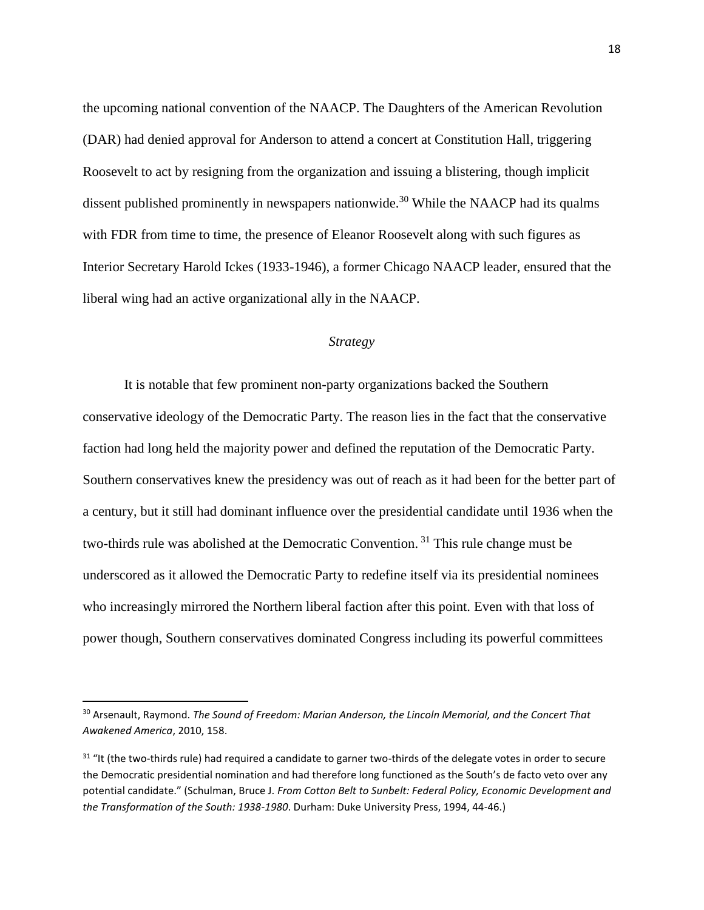the upcoming national convention of the NAACP. The Daughters of the American Revolution (DAR) had denied approval for Anderson to attend a concert at Constitution Hall, triggering Roosevelt to act by resigning from the organization and issuing a blistering, though implicit dissent published prominently in newspapers nationwide.[30] While the NAACP had its qualms with FDR from time to time, the presence of Eleanor Roosevelt along with such figures as Interior Secretary Harold Ickes (1933-1946), a former Chicago NAACP leader, ensured that the liberal wing had an active organizational ally in the NAACP.

*Strategy*

It is notable that few prominent non-party organizations backed the Southern conservative ideology of the Democratic Party. The reason lies in the fact that the conservative faction had long held the majority power and defined the reputation of the Democratic Party. Southern conservatives knew the presidency was out of reach as it had been for the better part of a century, but it still had dominant influence over the presidential candidate until 1936 when the two-thirds rule was abolished at the Democratic Convention.[31] This rule change must be underscored as it allowed the Democratic Party to redefine itself via its presidential nominees who increasingly mirrored the Northern liberal faction after this point. Even with that loss of power though, Southern conservatives dominated Congress including its powerful committees

---

[30] Arsenault, Raymond. *The Sound of Freedom: Marian Anderson, the Lincoln Memorial, and the Concert That Awakened America*, 2010, 158.

[31] "It (the two-thirds rule) had required a candidate to garner two-thirds of the delegate votes in order to secure the Democratic presidential nomination and had therefore long functioned as the South's de facto veto over any potential candidate." (Schulman, Bruce J. *From Cotton Belt to Sunbelt: Federal Policy, Economic Development and the Transformation of the South: 1938-1980*. Durham: Duke University Press, 1994, 44-46.)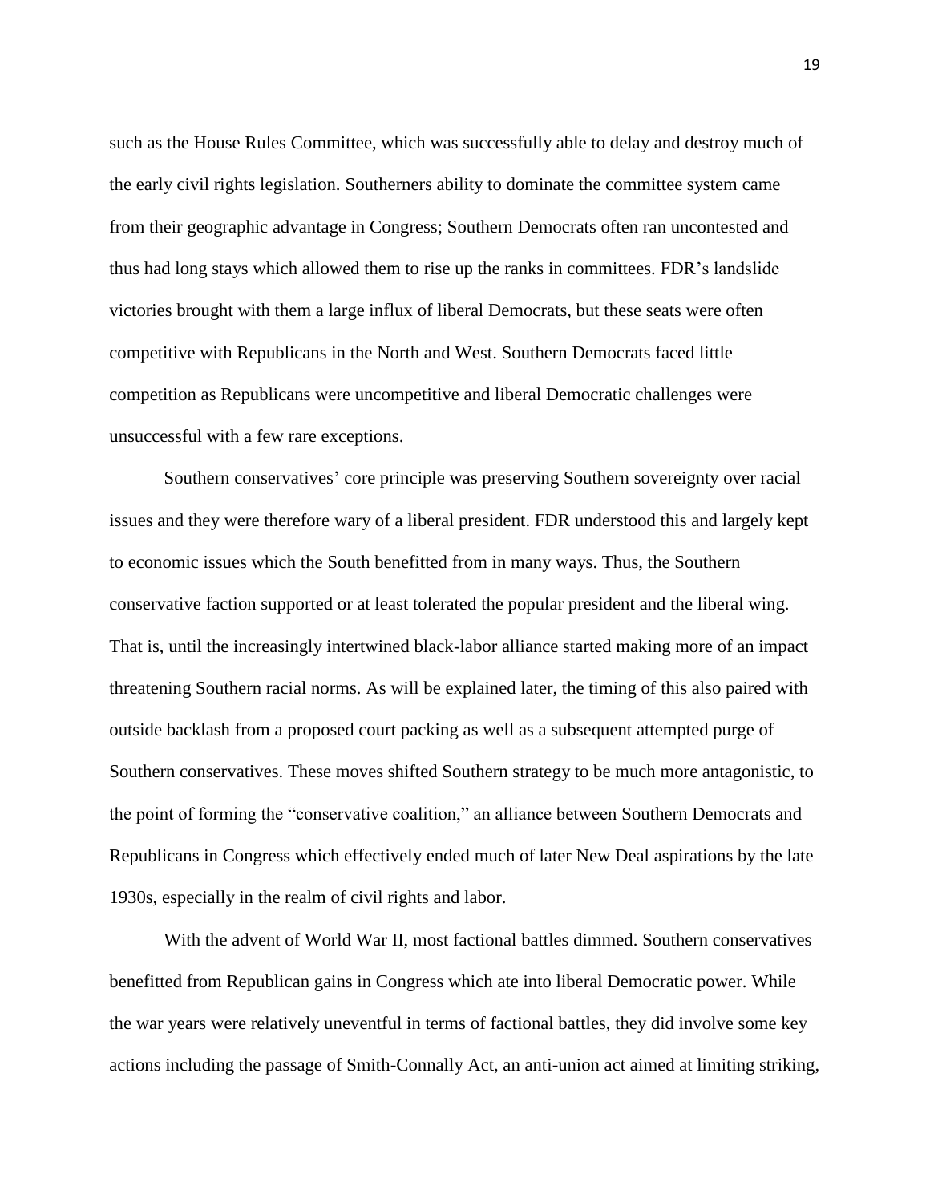such as the House Rules Committee, which was successfully able to delay and destroy much of the early civil rights legislation. Southerners ability to dominate the committee system came from their geographic advantage in Congress; Southern Democrats often ran uncontested and thus had long stays which allowed them to rise up the ranks in committees. FDR's landslide victories brought with them a large influx of liberal Democrats, but these seats were often competitive with Republicans in the North and West. Southern Democrats faced little competition as Republicans were uncompetitive and liberal Democratic challenges were unsuccessful with a few rare exceptions.

Southern conservatives' core principle was preserving Southern sovereignty over racial issues and they were therefore wary of a liberal president. FDR understood this and largely kept to economic issues which the South benefitted from in many ways. Thus, the Southern conservative faction supported or at least tolerated the popular president and the liberal wing. That is, until the increasingly intertwined black-labor alliance started making more of an impact threatening Southern racial norms. As will be explained later, the timing of this also paired with outside backlash from a proposed court packing as well as a subsequent attempted purge of Southern conservatives. These moves shifted Southern strategy to be much more antagonistic, to the point of forming the "conservative coalition," an alliance between Southern Democrats and Republicans in Congress which effectively ended much of later New Deal aspirations by the late 1930s, especially in the realm of civil rights and labor.

With the advent of World War II, most factional battles dimmed. Southern conservatives benefitted from Republican gains in Congress which ate into liberal Democratic power. While the war years were relatively uneventful in terms of factional battles, they did involve some key actions including the passage of Smith-Connally Act, an anti-union act aimed at limiting striking,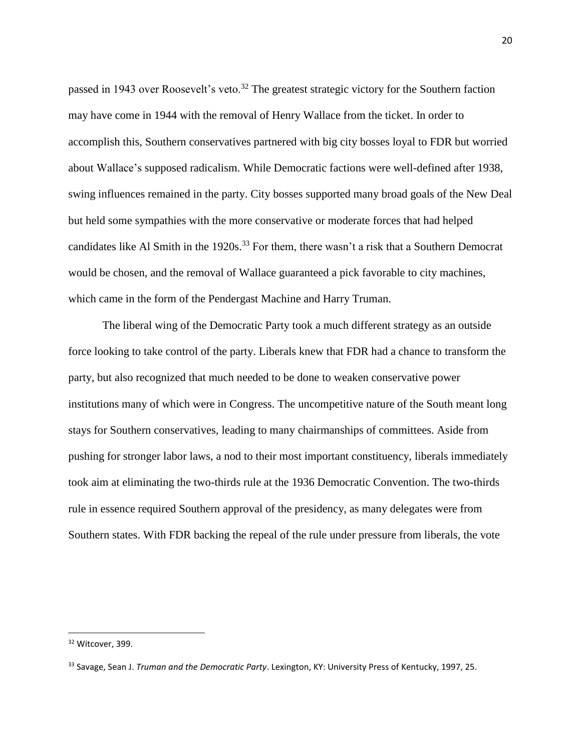passed in 1943 over Roosevelt's veto.[32] The greatest strategic victory for the Southern faction may have come in 1944 with the removal of Henry Wallace from the ticket. In order to accomplish this, Southern conservatives partnered with big city bosses loyal to FDR but worried about Wallace's supposed radicalism. While Democratic factions were well-defined after 1938, swing influences remained in the party. City bosses supported many broad goals of the New Deal but held some sympathies with the more conservative or moderate forces that had helped candidates like Al Smith in the 1920s.[33] For them, there wasn't a risk that a Southern Democrat would be chosen, and the removal of Wallace guaranteed a pick favorable to city machines, which came in the form of the Pendergast Machine and Harry Truman.

The liberal wing of the Democratic Party took a much different strategy as an outside force looking to take control of the party. Liberals knew that FDR had a chance to transform the party, but also recognized that much needed to be done to weaken conservative power institutions many of which were in Congress. The uncompetitive nature of the South meant long stays for Southern conservatives, leading to many chairmanships of committees. Aside from pushing for stronger labor laws, a nod to their most important constituency, liberals immediately took aim at eliminating the two-thirds rule at the 1936 Democratic Convention. The two-thirds rule in essence required Southern approval of the presidency, as many delegates were from Southern states. With FDR backing the repeal of the rule under pressure from liberals, the vote

---

[32] Witcover, 399.

[33] Savage, Sean J. *Truman and the Democratic Party*. Lexington, KY: University Press of Kentucky, 1997, 25.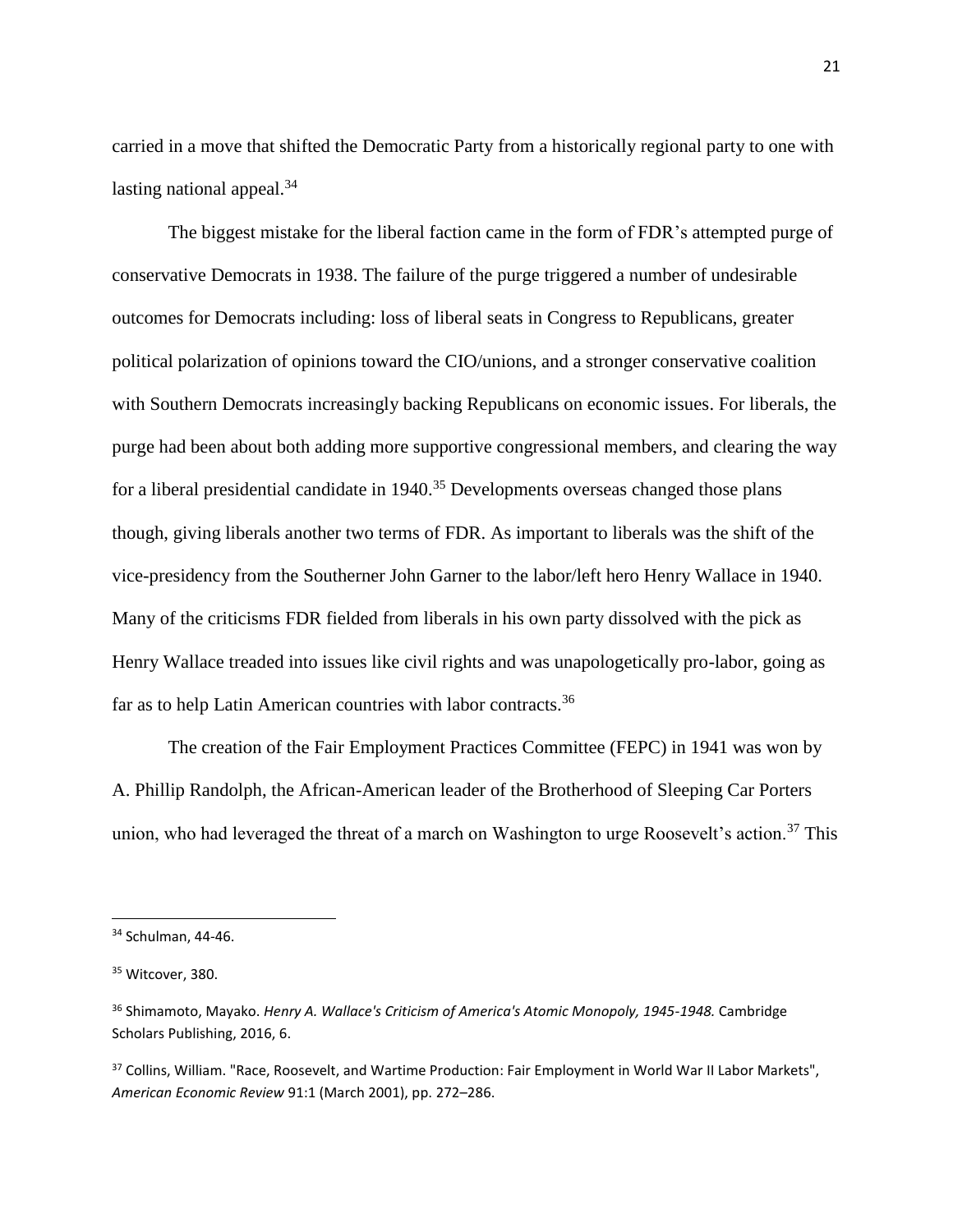carried in a move that shifted the Democratic Party from a historically regional party to one with lasting national appeal.[34]

The biggest mistake for the liberal faction came in the form of FDR's attempted purge of conservative Democrats in 1938. The failure of the purge triggered a number of undesirable outcomes for Democrats including: loss of liberal seats in Congress to Republicans, greater political polarization of opinions toward the CIO/unions, and a stronger conservative coalition with Southern Democrats increasingly backing Republicans on economic issues. For liberals, the purge had been about both adding more supportive congressional members, and clearing the way for a liberal presidential candidate in 1940.[35] Developments overseas changed those plans though, giving liberals another two terms of FDR. As important to liberals was the shift of the vice-presidency from the Southerner John Garner to the labor/left hero Henry Wallace in 1940. Many of the criticisms FDR fielded from liberals in his own party dissolved with the pick as Henry Wallace treaded into issues like civil rights and was unapologetically pro-labor, going as far as to help Latin American countries with labor contracts.[36]

The creation of the Fair Employment Practices Committee (FEPC) in 1941 was won by A. Phillip Randolph, the African-American leader of the Brotherhood of Sleeping Car Porters union, who had leveraged the threat of a march on Washington to urge Roosevelt's action.[37] This

---

[34] Schulman, 44-46.

[35] Witcover, 380.

[36] Shimamoto, Mayako. *Henry A. Wallace's Criticism of America's Atomic Monopoly, 1945-1948.* Cambridge Scholars Publishing, 2016, 6.

[37] Collins, William. "Race, Roosevelt, and Wartime Production: Fair Employment in World War II Labor Markets", *American Economic Review* 91:1 (March 2001), pp. 272–286.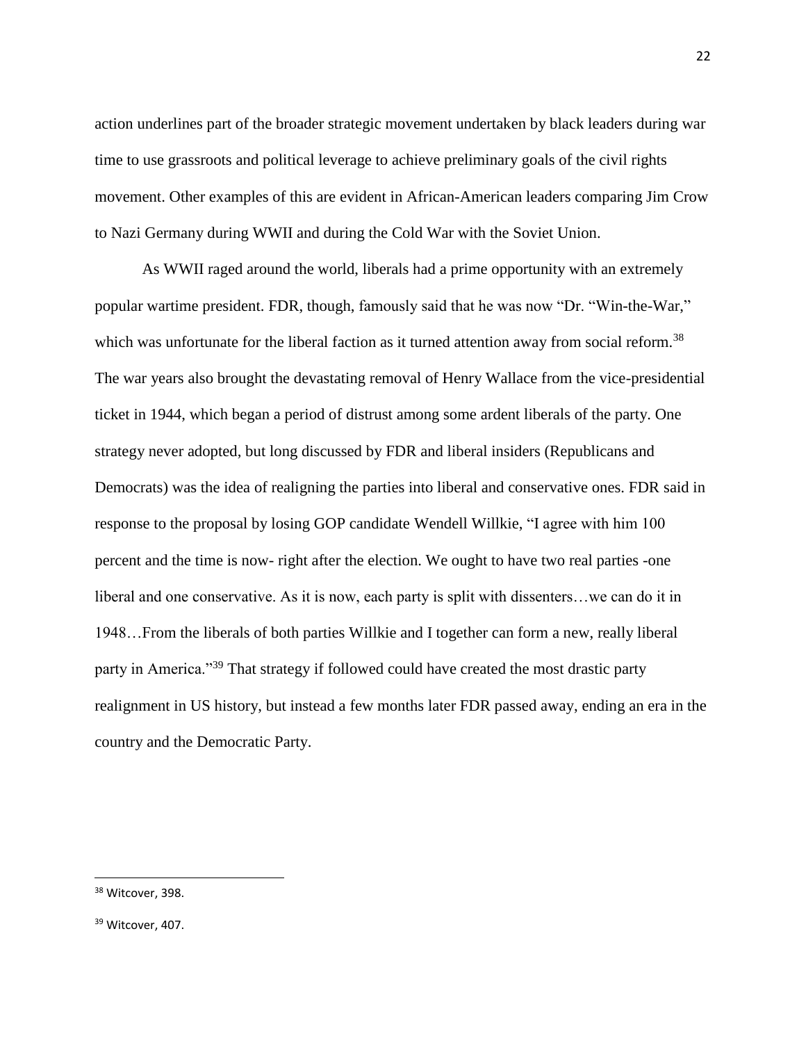action underlines part of the broader strategic movement undertaken by black leaders during war time to use grassroots and political leverage to achieve preliminary goals of the civil rights movement. Other examples of this are evident in African-American leaders comparing Jim Crow to Nazi Germany during WWII and during the Cold War with the Soviet Union.

As WWII raged around the world, liberals had a prime opportunity with an extremely popular wartime president. FDR, though, famously said that he was now "Dr. "Win-the-War," which was unfortunate for the liberal faction as it turned attention away from social reform.[38] The war years also brought the devastating removal of Henry Wallace from the vice-presidential ticket in 1944, which began a period of distrust among some ardent liberals of the party. One strategy never adopted, but long discussed by FDR and liberal insiders (Republicans and Democrats) was the idea of realigning the parties into liberal and conservative ones. FDR said in response to the proposal by losing GOP candidate Wendell Willkie, "I agree with him 100 percent and the time is now- right after the election. We ought to have two real parties -one liberal and one conservative. As it is now, each party is split with dissenters…we can do it in 1948…From the liberals of both parties Willkie and I together can form a new, really liberal party in America."[39] That strategy if followed could have created the most drastic party realignment in US history, but instead a few months later FDR passed away, ending an era in the country and the Democratic Party.

---

[38] Witcover, 398.

[39] Witcover, 407.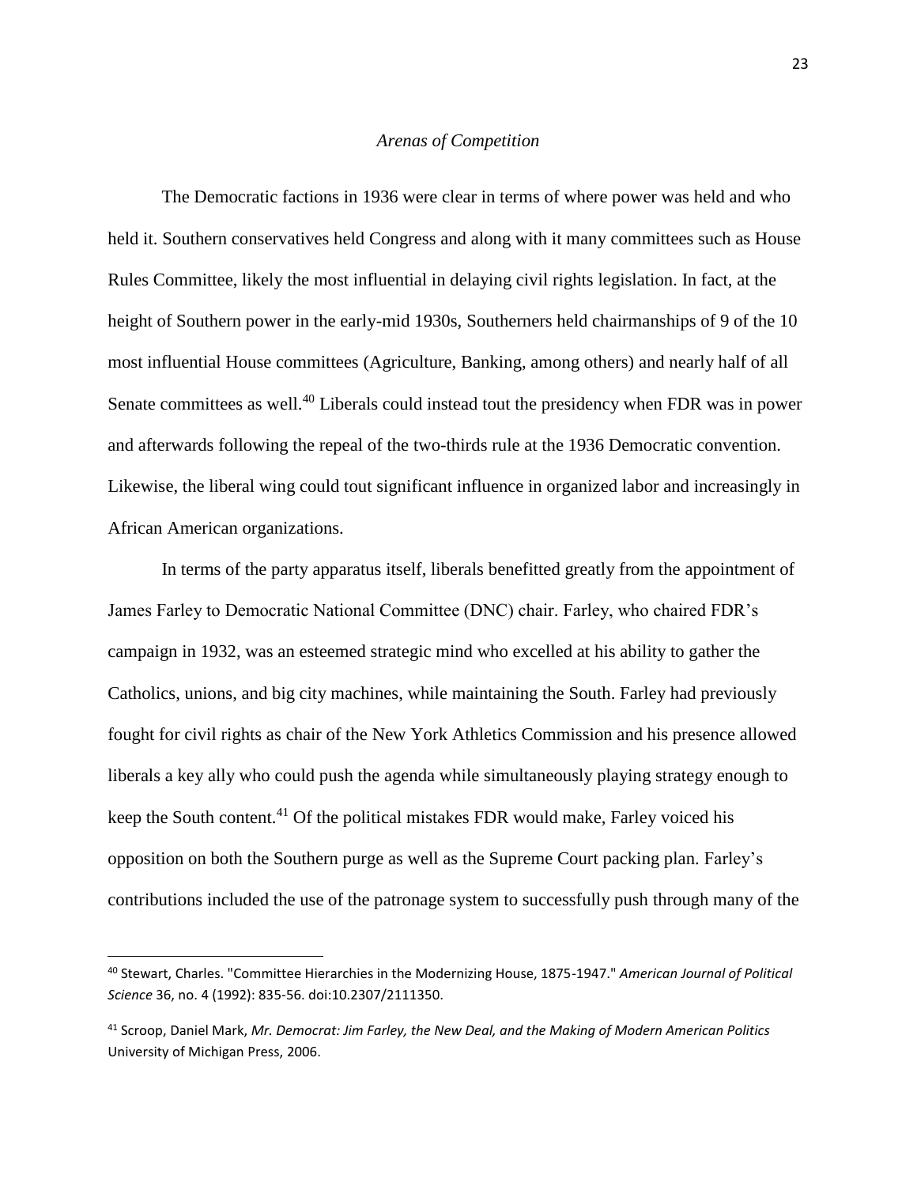*Arenas of Competition*

The Democratic factions in 1936 were clear in terms of where power was held and who held it. Southern conservatives held Congress and along with it many committees such as House Rules Committee, likely the most influential in delaying civil rights legislation. In fact, at the height of Southern power in the early-mid 1930s, Southerners held chairmanships of 9 of the 10 most influential House committees (Agriculture, Banking, among others) and nearly half of all Senate committees as well.[40] Liberals could instead tout the presidency when FDR was in power and afterwards following the repeal of the two-thirds rule at the 1936 Democratic convention. Likewise, the liberal wing could tout significant influence in organized labor and increasingly in African American organizations.

In terms of the party apparatus itself, liberals benefitted greatly from the appointment of James Farley to Democratic National Committee (DNC) chair. Farley, who chaired FDR's campaign in 1932, was an esteemed strategic mind who excelled at his ability to gather the Catholics, unions, and big city machines, while maintaining the South. Farley had previously fought for civil rights as chair of the New York Athletics Commission and his presence allowed liberals a key ally who could push the agenda while simultaneously playing strategy enough to keep the South content.[41] Of the political mistakes FDR would make, Farley voiced his opposition on both the Southern purge as well as the Supreme Court packing plan. Farley's contributions included the use of the patronage system to successfully push through many of the

[40] Stewart, Charles. "Committee Hierarchies in the Modernizing House, 1875-1947." *American Journal of Political Science* 36, no. 4 (1992): 835-56. doi:10.2307/2111350.

[41] Scroop, Daniel Mark, *Mr. Democrat: Jim Farley, the New Deal, and the Making of Modern American Politics* University of Michigan Press, 2006.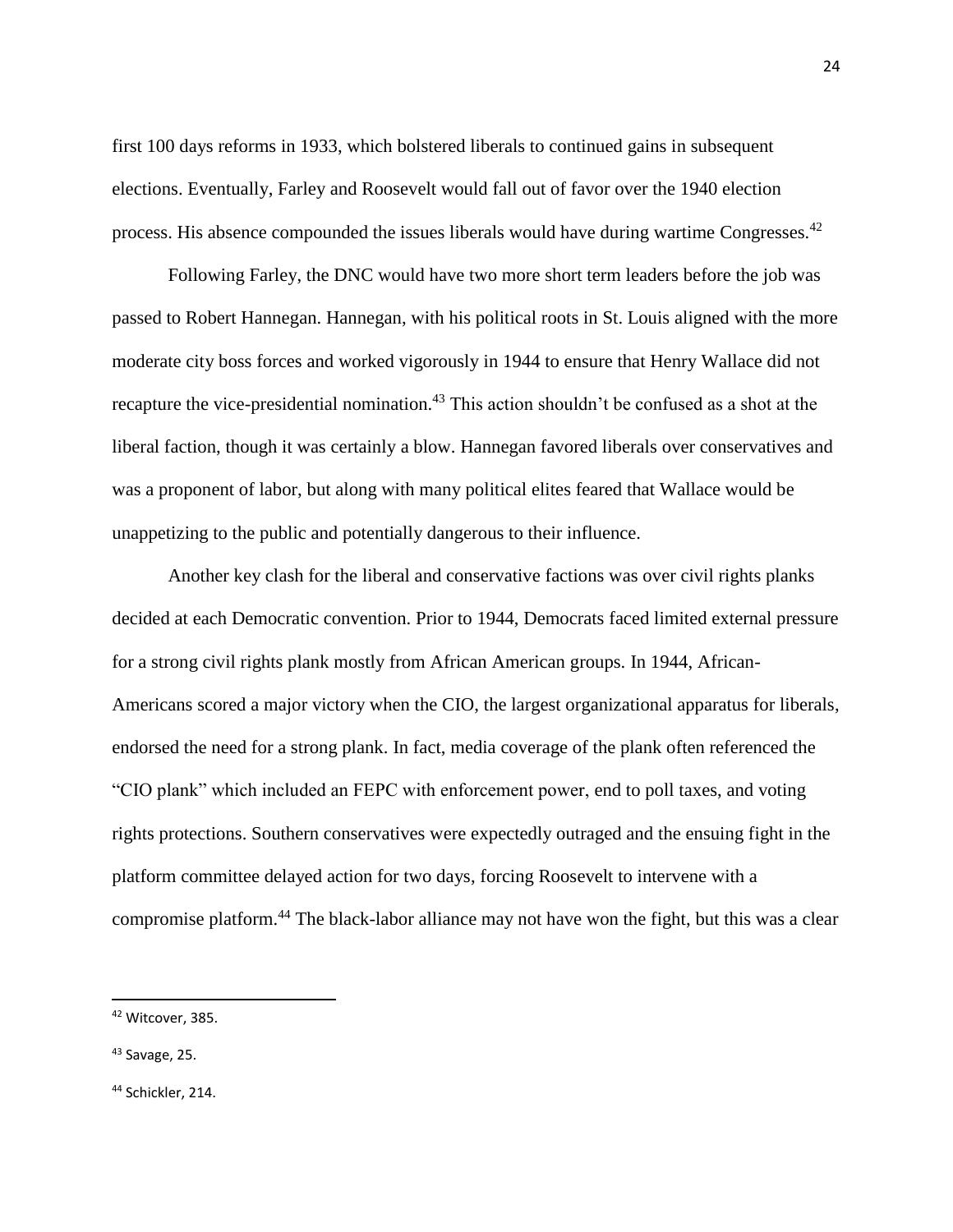first 100 days reforms in 1933, which bolstered liberals to continued gains in subsequent elections. Eventually, Farley and Roosevelt would fall out of favor over the 1940 election process. His absence compounded the issues liberals would have during wartime Congresses.[42]

Following Farley, the DNC would have two more short term leaders before the job was passed to Robert Hannegan. Hannegan, with his political roots in St. Louis aligned with the more moderate city boss forces and worked vigorously in 1944 to ensure that Henry Wallace did not recapture the vice-presidential nomination.[43] This action shouldn't be confused as a shot at the liberal faction, though it was certainly a blow. Hannegan favored liberals over conservatives and was a proponent of labor, but along with many political elites feared that Wallace would be unappetizing to the public and potentially dangerous to their influence.

Another key clash for the liberal and conservative factions was over civil rights planks decided at each Democratic convention. Prior to 1944, Democrats faced limited external pressure for a strong civil rights plank mostly from African American groups. In 1944, African-Americans scored a major victory when the CIO, the largest organizational apparatus for liberals, endorsed the need for a strong plank. In fact, media coverage of the plank often referenced the "CIO plank" which included an FEPC with enforcement power, end to poll taxes, and voting rights protections. Southern conservatives were expectedly outraged and the ensuing fight in the platform committee delayed action for two days, forcing Roosevelt to intervene with a compromise platform.[44] The black-labor alliance may not have won the fight, but this was a clear

---

[42] Witcover, 385.

[43] Savage, 25.

[44] Schickler, 214.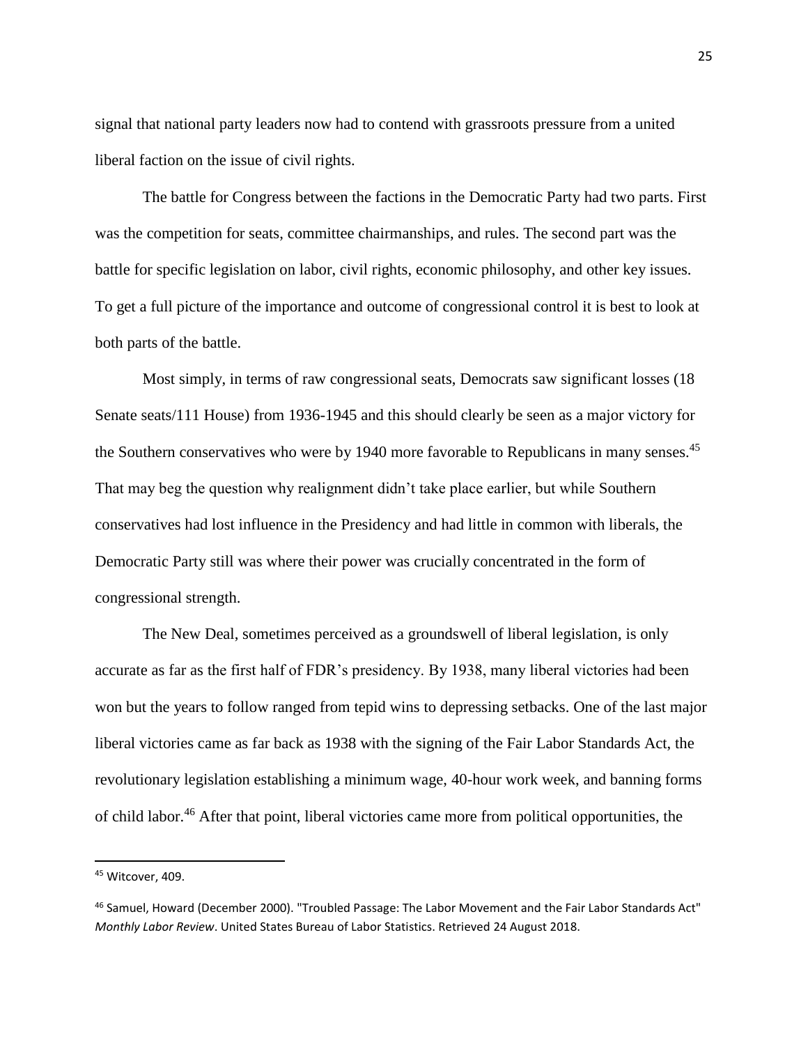signal that national party leaders now had to contend with grassroots pressure from a united liberal faction on the issue of civil rights.

The battle for Congress between the factions in the Democratic Party had two parts. First was the competition for seats, committee chairmanships, and rules. The second part was the battle for specific legislation on labor, civil rights, economic philosophy, and other key issues. To get a full picture of the importance and outcome of congressional control it is best to look at both parts of the battle.

Most simply, in terms of raw congressional seats, Democrats saw significant losses (18 Senate seats/111 House) from 1936-1945 and this should clearly be seen as a major victory for the Southern conservatives who were by 1940 more favorable to Republicans in many senses.[45] That may beg the question why realignment didn't take place earlier, but while Southern conservatives had lost influence in the Presidency and had little in common with liberals, the Democratic Party still was where their power was crucially concentrated in the form of congressional strength.

The New Deal, sometimes perceived as a groundswell of liberal legislation, is only accurate as far as the first half of FDR's presidency. By 1938, many liberal victories had been won but the years to follow ranged from tepid wins to depressing setbacks. One of the last major liberal victories came as far back as 1938 with the signing of the Fair Labor Standards Act, the revolutionary legislation establishing a minimum wage, 40-hour work week, and banning forms of child labor.[46] After that point, liberal victories came more from political opportunities, the

---

[45] Witcover, 409.

[46] Samuel, Howard (December 2000). "Troubled Passage: The Labor Movement and the Fair Labor Standards Act" *Monthly Labor Review*. United States Bureau of Labor Statistics. Retrieved 24 August 2018.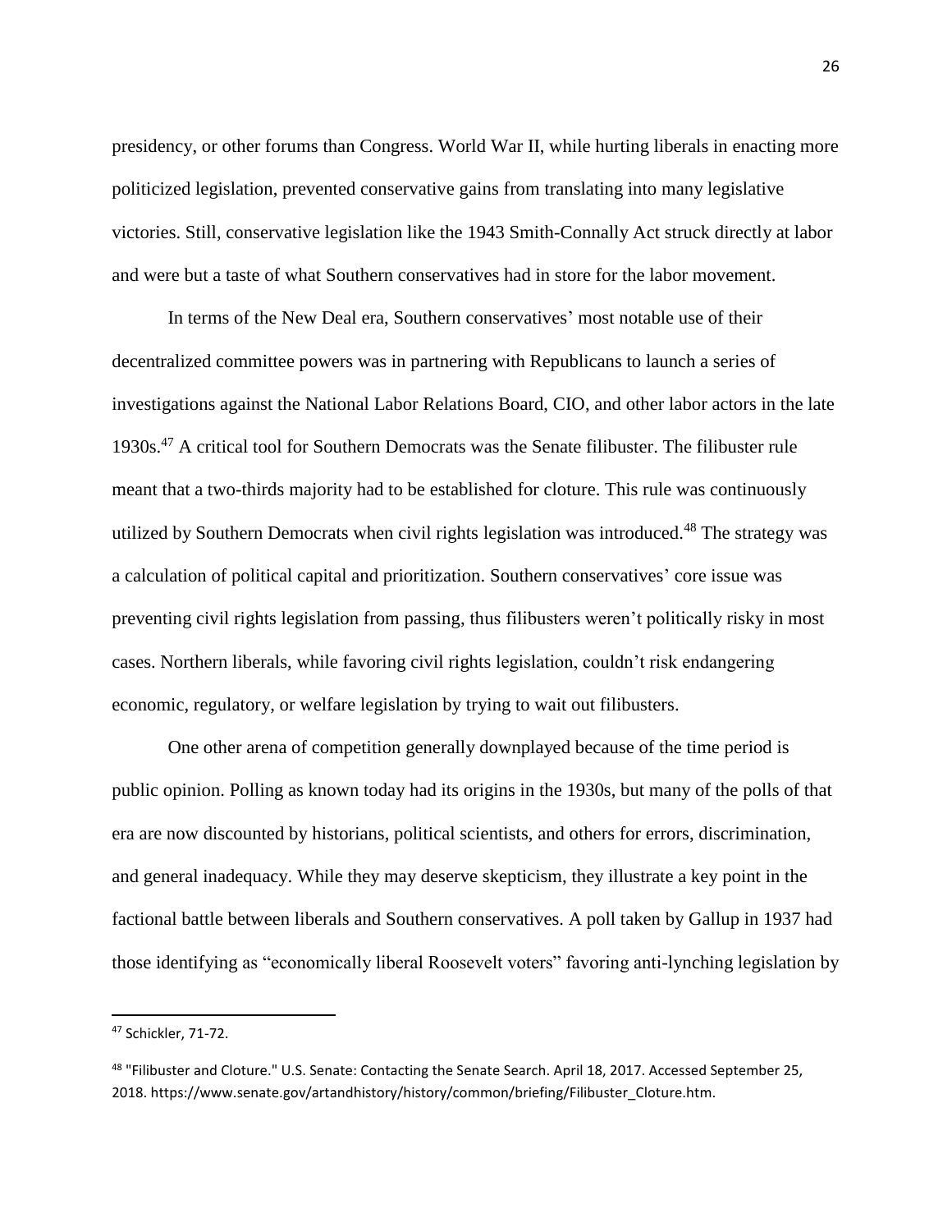presidency, or other forums than Congress. World War II, while hurting liberals in enacting more politicized legislation, prevented conservative gains from translating into many legislative victories. Still, conservative legislation like the 1943 Smith-Connally Act struck directly at labor and were but a taste of what Southern conservatives had in store for the labor movement.

In terms of the New Deal era, Southern conservatives' most notable use of their decentralized committee powers was in partnering with Republicans to launch a series of investigations against the National Labor Relations Board, CIO, and other labor actors in the late 1930s.[47] A critical tool for Southern Democrats was the Senate filibuster. The filibuster rule meant that a two-thirds majority had to be established for cloture. This rule was continuously utilized by Southern Democrats when civil rights legislation was introduced.[48] The strategy was a calculation of political capital and prioritization. Southern conservatives' core issue was preventing civil rights legislation from passing, thus filibusters weren't politically risky in most cases. Northern liberals, while favoring civil rights legislation, couldn't risk endangering economic, regulatory, or welfare legislation by trying to wait out filibusters.

One other arena of competition generally downplayed because of the time period is public opinion. Polling as known today had its origins in the 1930s, but many of the polls of that era are now discounted by historians, political scientists, and others for errors, discrimination, and general inadequacy. While they may deserve skepticism, they illustrate a key point in the factional battle between liberals and Southern conservatives. A poll taken by Gallup in 1937 had those identifying as "economically liberal Roosevelt voters" favoring anti-lynching legislation by

---

[47] Schickler, 71-72.

[48] "Filibuster and Cloture." U.S. Senate: Contacting the Senate Search. April 18, 2017. Accessed September 25, 2018. https://www.senate.gov/artandhistory/history/common/briefing/Filibuster_Cloture.htm.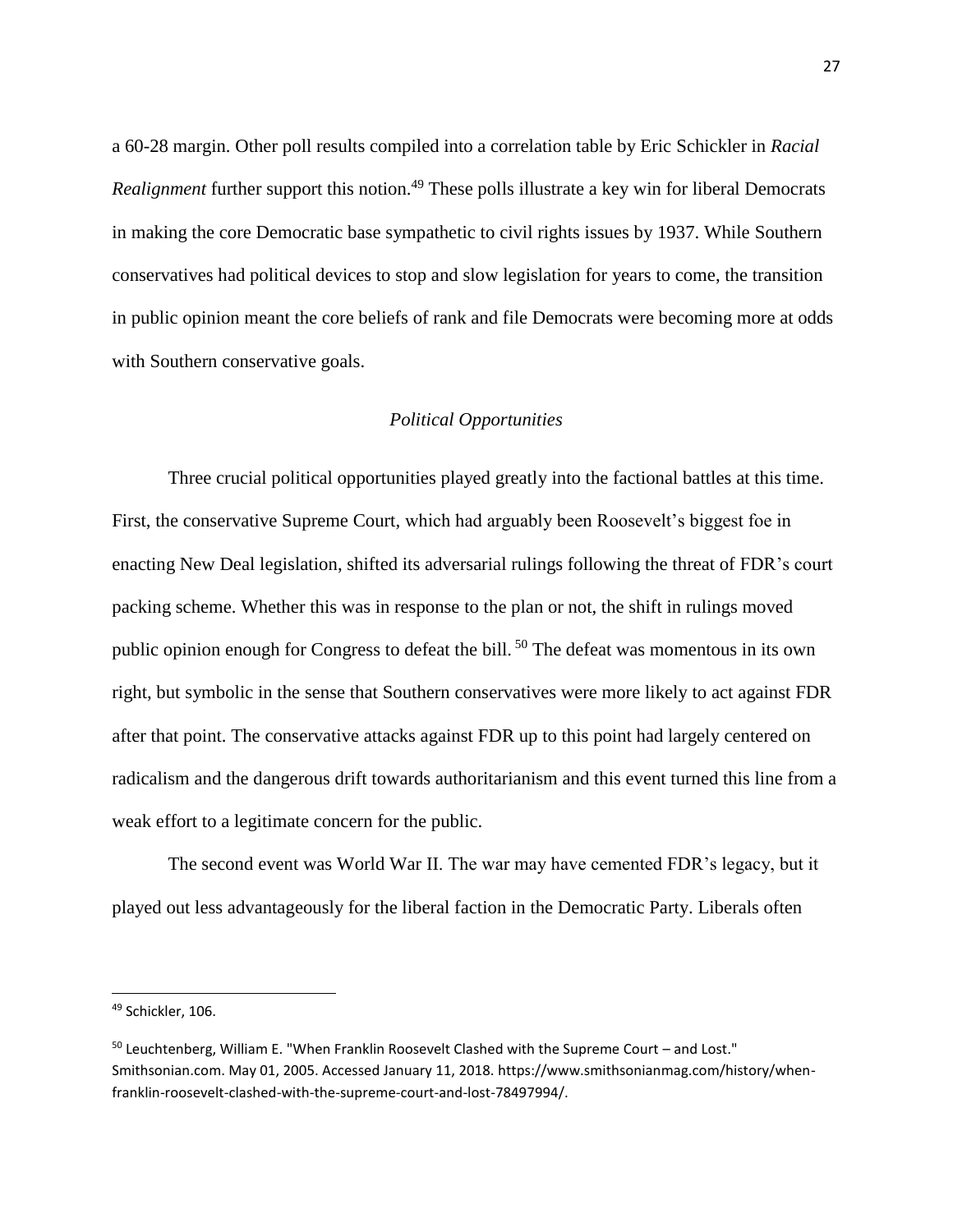a 60-28 margin. Other poll results compiled into a correlation table by Eric Schickler in *Racial Realignment* further support this notion.[49] These polls illustrate a key win for liberal Democrats in making the core Democratic base sympathetic to civil rights issues by 1937. While Southern conservatives had political devices to stop and slow legislation for years to come, the transition in public opinion meant the core beliefs of rank and file Democrats were becoming more at odds with Southern conservative goals.

### *Political Opportunities*

Three crucial political opportunities played greatly into the factional battles at this time. First, the conservative Supreme Court, which had arguably been Roosevelt's biggest foe in enacting New Deal legislation, shifted its adversarial rulings following the threat of FDR's court packing scheme. Whether this was in response to the plan or not, the shift in rulings moved public opinion enough for Congress to defeat the bill.[50] The defeat was momentous in its own right, but symbolic in the sense that Southern conservatives were more likely to act against FDR after that point. The conservative attacks against FDR up to this point had largely centered on radicalism and the dangerous drift towards authoritarianism and this event turned this line from a weak effort to a legitimate concern for the public.

The second event was World War II. The war may have cemented FDR's legacy, but it played out less advantageously for the liberal faction in the Democratic Party. Liberals often

---

[49] Schickler, 106.

[50] Leuchtenberg, William E. "When Franklin Roosevelt Clashed with the Supreme Court – and Lost." Smithsonian.com. May 01, 2005. Accessed January 11, 2018. https://www.smithsonianmag.com/history/when-franklin-roosevelt-clashed-with-the-supreme-court-and-lost-78497994/.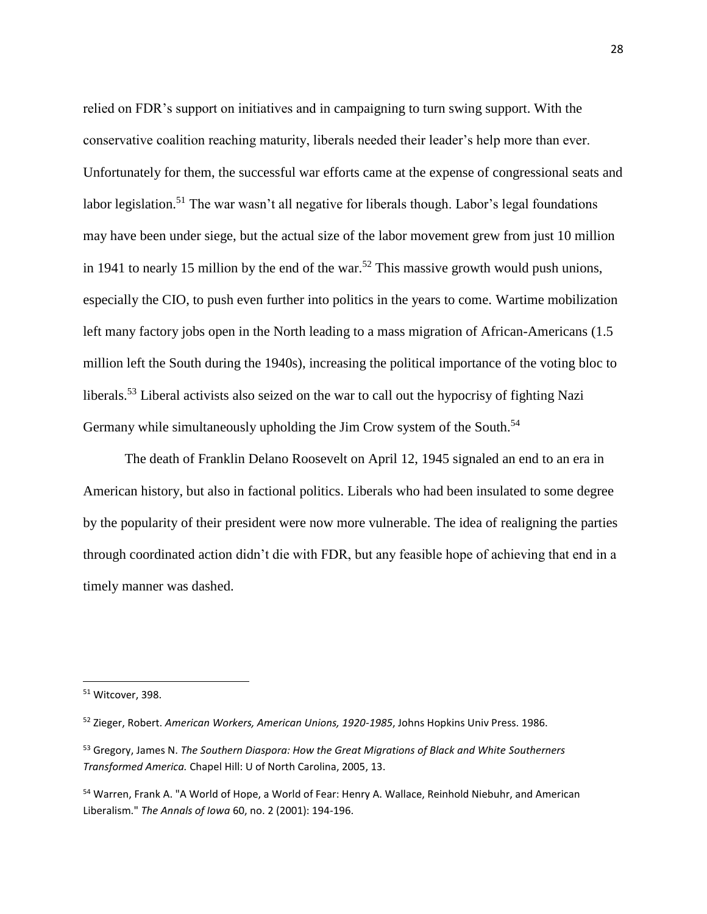relied on FDR's support on initiatives and in campaigning to turn swing support. With the conservative coalition reaching maturity, liberals needed their leader's help more than ever. Unfortunately for them, the successful war efforts came at the expense of congressional seats and labor legislation.[51] The war wasn't all negative for liberals though. Labor's legal foundations may have been under siege, but the actual size of the labor movement grew from just 10 million in 1941 to nearly 15 million by the end of the war.[52] This massive growth would push unions, especially the CIO, to push even further into politics in the years to come. Wartime mobilization left many factory jobs open in the North leading to a mass migration of African-Americans (1.5 million left the South during the 1940s), increasing the political importance of the voting bloc to liberals.[53] Liberal activists also seized on the war to call out the hypocrisy of fighting Nazi Germany while simultaneously upholding the Jim Crow system of the South.[54]

The death of Franklin Delano Roosevelt on April 12, 1945 signaled an end to an era in American history, but also in factional politics. Liberals who had been insulated to some degree by the popularity of their president were now more vulnerable. The idea of realigning the parties through coordinated action didn't die with FDR, but any feasible hope of achieving that end in a timely manner was dashed.

---

[51] Witcover, 398.

[52] Zieger, Robert. *American Workers, American Unions, 1920-1985*, Johns Hopkins Univ Press. 1986.

[53] Gregory, James N. *The Southern Diaspora: How the Great Migrations of Black and White Southerners Transformed America.* Chapel Hill: U of North Carolina, 2005, 13.

[54] Warren, Frank A. "A World of Hope, a World of Fear: Henry A. Wallace, Reinhold Niebuhr, and American Liberalism." *The Annals of Iowa* 60, no. 2 (2001): 194-196.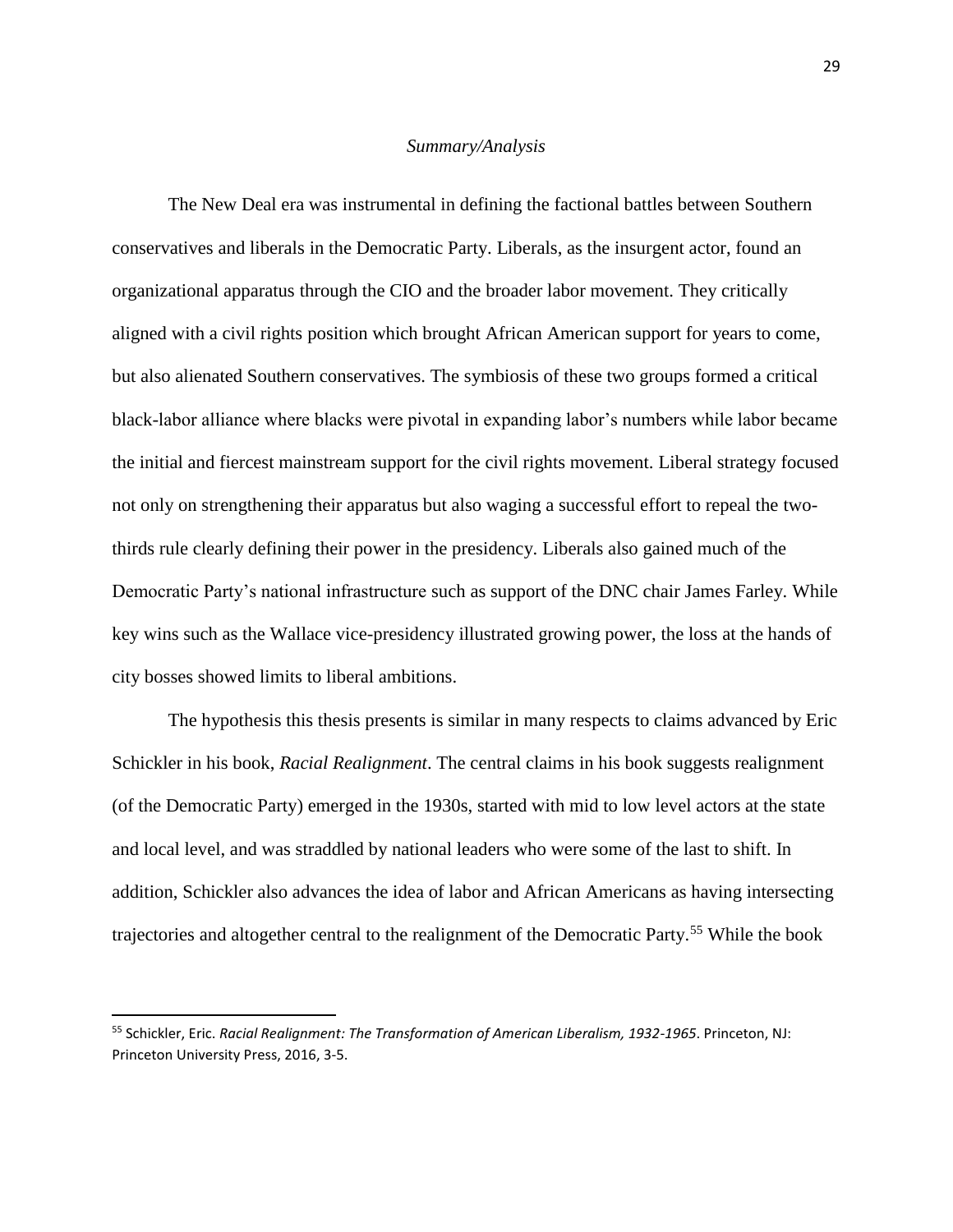*Summary/Analysis*

The New Deal era was instrumental in defining the factional battles between Southern conservatives and liberals in the Democratic Party. Liberals, as the insurgent actor, found an organizational apparatus through the CIO and the broader labor movement. They critically aligned with a civil rights position which brought African American support for years to come, but also alienated Southern conservatives. The symbiosis of these two groups formed a critical black-labor alliance where blacks were pivotal in expanding labor's numbers while labor became the initial and fiercest mainstream support for the civil rights movement. Liberal strategy focused not only on strengthening their apparatus but also waging a successful effort to repeal the two-thirds rule clearly defining their power in the presidency. Liberals also gained much of the Democratic Party's national infrastructure such as support of the DNC chair James Farley. While key wins such as the Wallace vice-presidency illustrated growing power, the loss at the hands of city bosses showed limits to liberal ambitions.

The hypothesis this thesis presents is similar in many respects to claims advanced by Eric Schickler in his book, *Racial Realignment*. The central claims in his book suggests realignment (of the Democratic Party) emerged in the 1930s, started with mid to low level actors at the state and local level, and was straddled by national leaders who were some of the last to shift. In addition, Schickler also advances the idea of labor and African Americans as having intersecting trajectories and altogether central to the realignment of the Democratic Party.[55] While the book

[55] Schickler, Eric. *Racial Realignment: The Transformation of American Liberalism, 1932-1965*. Princeton, NJ: Princeton University Press, 2016, 3-5.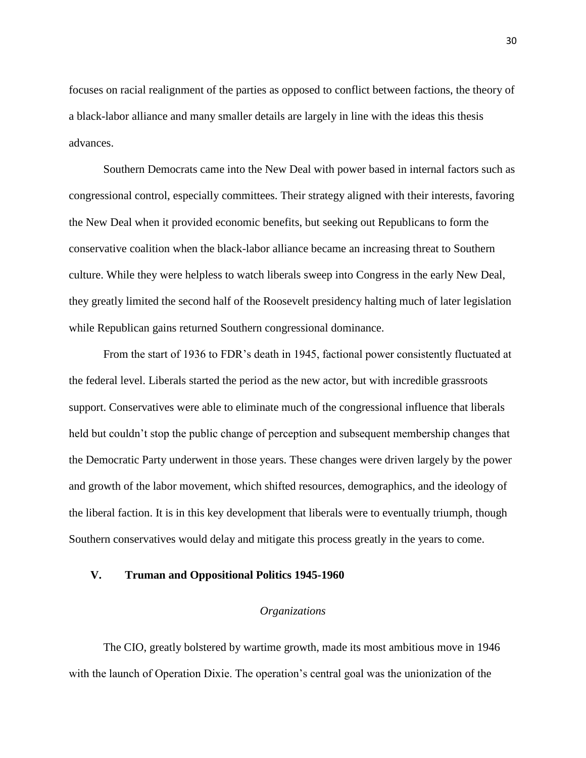focuses on racial realignment of the parties as opposed to conflict between factions, the theory of a black-labor alliance and many smaller details are largely in line with the ideas this thesis advances.

Southern Democrats came into the New Deal with power based in internal factors such as congressional control, especially committees. Their strategy aligned with their interests, favoring the New Deal when it provided economic benefits, but seeking out Republicans to form the conservative coalition when the black-labor alliance became an increasing threat to Southern culture. While they were helpless to watch liberals sweep into Congress in the early New Deal, they greatly limited the second half of the Roosevelt presidency halting much of later legislation while Republican gains returned Southern congressional dominance.

From the start of 1936 to FDR's death in 1945, factional power consistently fluctuated at the federal level. Liberals started the period as the new actor, but with incredible grassroots support. Conservatives were able to eliminate much of the congressional influence that liberals held but couldn't stop the public change of perception and subsequent membership changes that the Democratic Party underwent in those years. These changes were driven largely by the power and growth of the labor movement, which shifted resources, demographics, and the ideology of the liberal faction. It is in this key development that liberals were to eventually triumph, though Southern conservatives would delay and mitigate this process greatly in the years to come.

## V. Truman and Oppositional Politics 1945-1960

### *Organizations*

The CIO, greatly bolstered by wartime growth, made its most ambitious move in 1946 with the launch of Operation Dixie. The operation's central goal was the unionization of the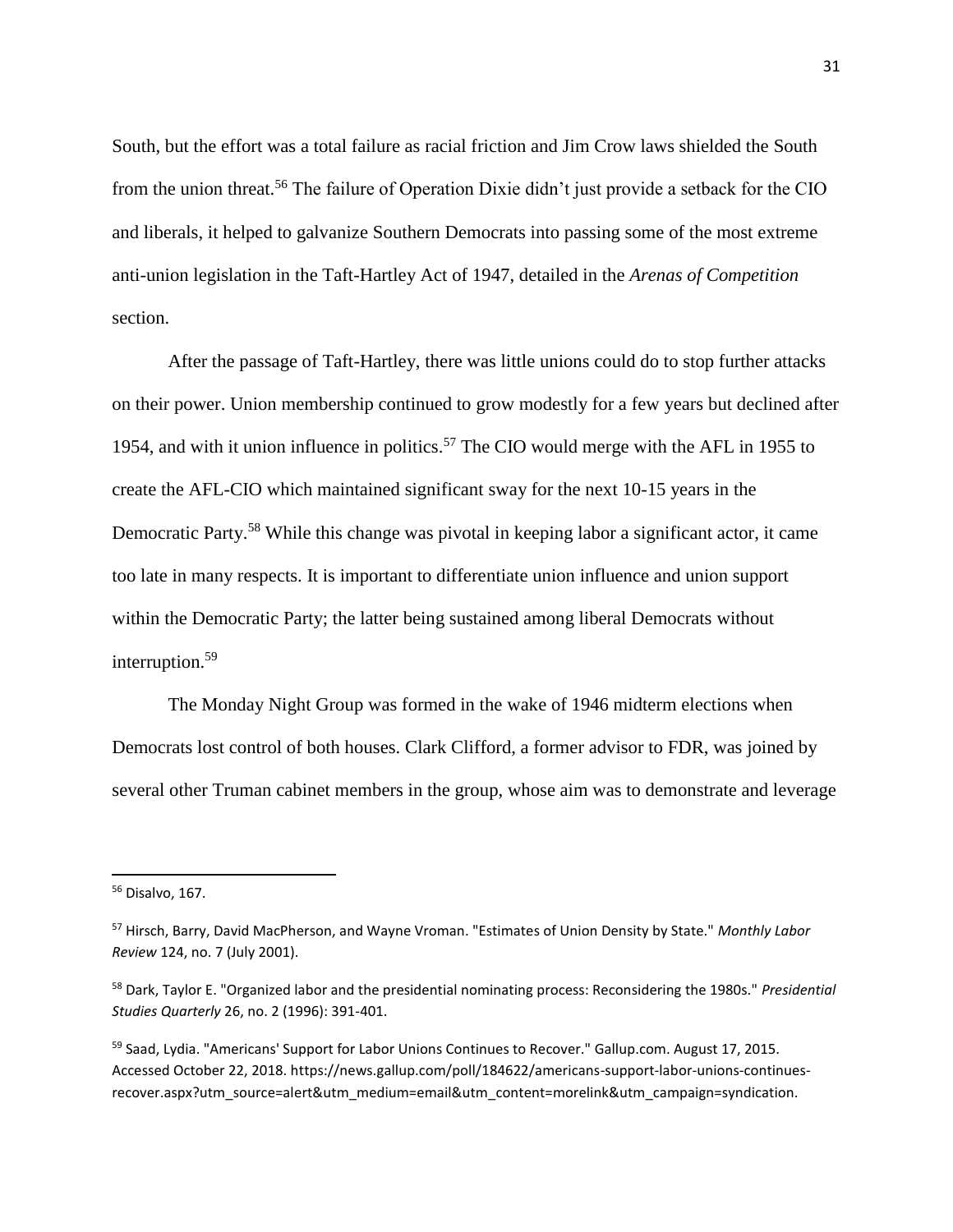South, but the effort was a total failure as racial friction and Jim Crow laws shielded the South from the union threat.[56] The failure of Operation Dixie didn't just provide a setback for the CIO and liberals, it helped to galvanize Southern Democrats into passing some of the most extreme anti-union legislation in the Taft-Hartley Act of 1947, detailed in the *Arenas of Competition* section.

After the passage of Taft-Hartley, there was little unions could do to stop further attacks on their power. Union membership continued to grow modestly for a few years but declined after 1954, and with it union influence in politics.[57] The CIO would merge with the AFL in 1955 to create the AFL-CIO which maintained significant sway for the next 10-15 years in the Democratic Party.[58] While this change was pivotal in keeping labor a significant actor, it came too late in many respects. It is important to differentiate union influence and union support within the Democratic Party; the latter being sustained among liberal Democrats without interruption.[59]

The Monday Night Group was formed in the wake of 1946 midterm elections when Democrats lost control of both houses. Clark Clifford, a former advisor to FDR, was joined by several other Truman cabinet members in the group, whose aim was to demonstrate and leverage

---

[56] Disalvo, 167.

[57] Hirsch, Barry, David MacPherson, and Wayne Vroman. "Estimates of Union Density by State." *Monthly Labor Review* 124, no. 7 (July 2001).

[58] Dark, Taylor E. "Organized labor and the presidential nominating process: Reconsidering the 1980s." *Presidential Studies Quarterly* 26, no. 2 (1996): 391-401.

[59] Saad, Lydia. "Americans' Support for Labor Unions Continues to Recover." Gallup.com. August 17, 2015. Accessed October 22, 2018. https://news.gallup.com/poll/184622/americans-support-labor-unions-continues-recover.aspx?utm_source=alert&utm_medium=email&utm_content=morelink&utm_campaign=syndication.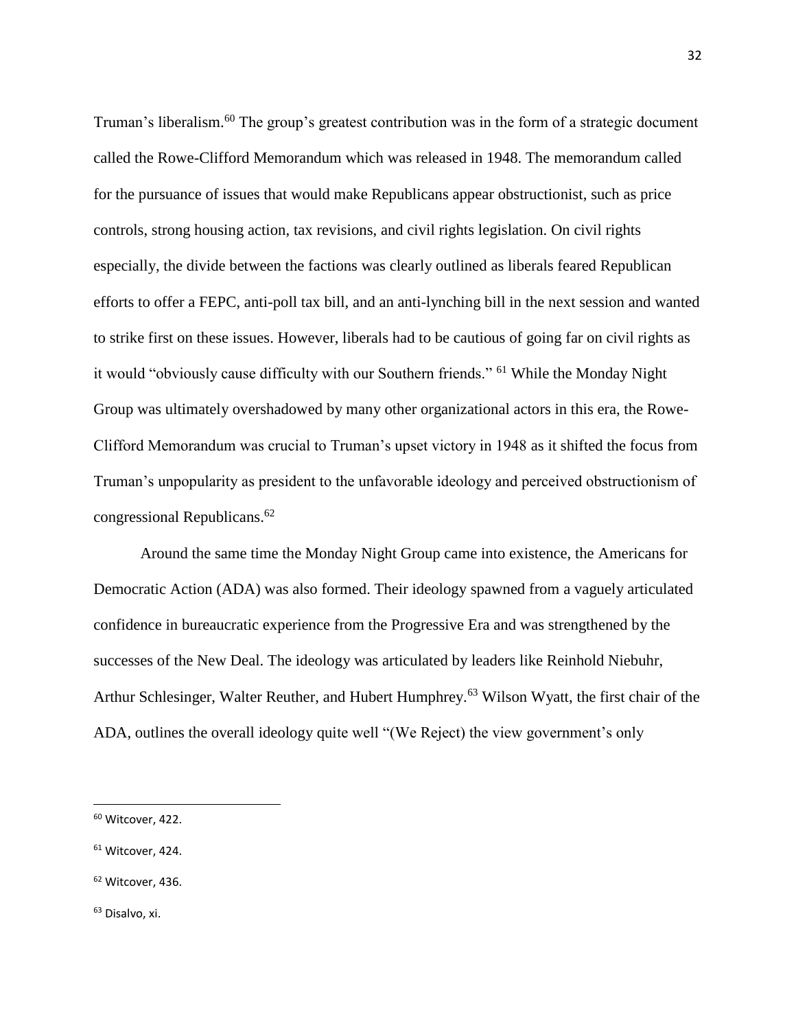Truman's liberalism.[60] The group's greatest contribution was in the form of a strategic document called the Rowe-Clifford Memorandum which was released in 1948. The memorandum called for the pursuance of issues that would make Republicans appear obstructionist, such as price controls, strong housing action, tax revisions, and civil rights legislation. On civil rights especially, the divide between the factions was clearly outlined as liberals feared Republican efforts to offer a FEPC, anti-poll tax bill, and an anti-lynching bill in the next session and wanted to strike first on these issues. However, liberals had to be cautious of going far on civil rights as it would "obviously cause difficulty with our Southern friends." [61] While the Monday Night Group was ultimately overshadowed by many other organizational actors in this era, the Rowe-Clifford Memorandum was crucial to Truman's upset victory in 1948 as it shifted the focus from Truman's unpopularity as president to the unfavorable ideology and perceived obstructionism of congressional Republicans.[62]

Around the same time the Monday Night Group came into existence, the Americans for Democratic Action (ADA) was also formed. Their ideology spawned from a vaguely articulated confidence in bureaucratic experience from the Progressive Era and was strengthened by the successes of the New Deal. The ideology was articulated by leaders like Reinhold Niebuhr, Arthur Schlesinger, Walter Reuther, and Hubert Humphrey.[63] Wilson Wyatt, the first chair of the ADA, outlines the overall ideology quite well "(We Reject) the view government's only

---

[60] Witcover, 422.

[61] Witcover, 424.

[62] Witcover, 436.

[63] Disalvo, xi.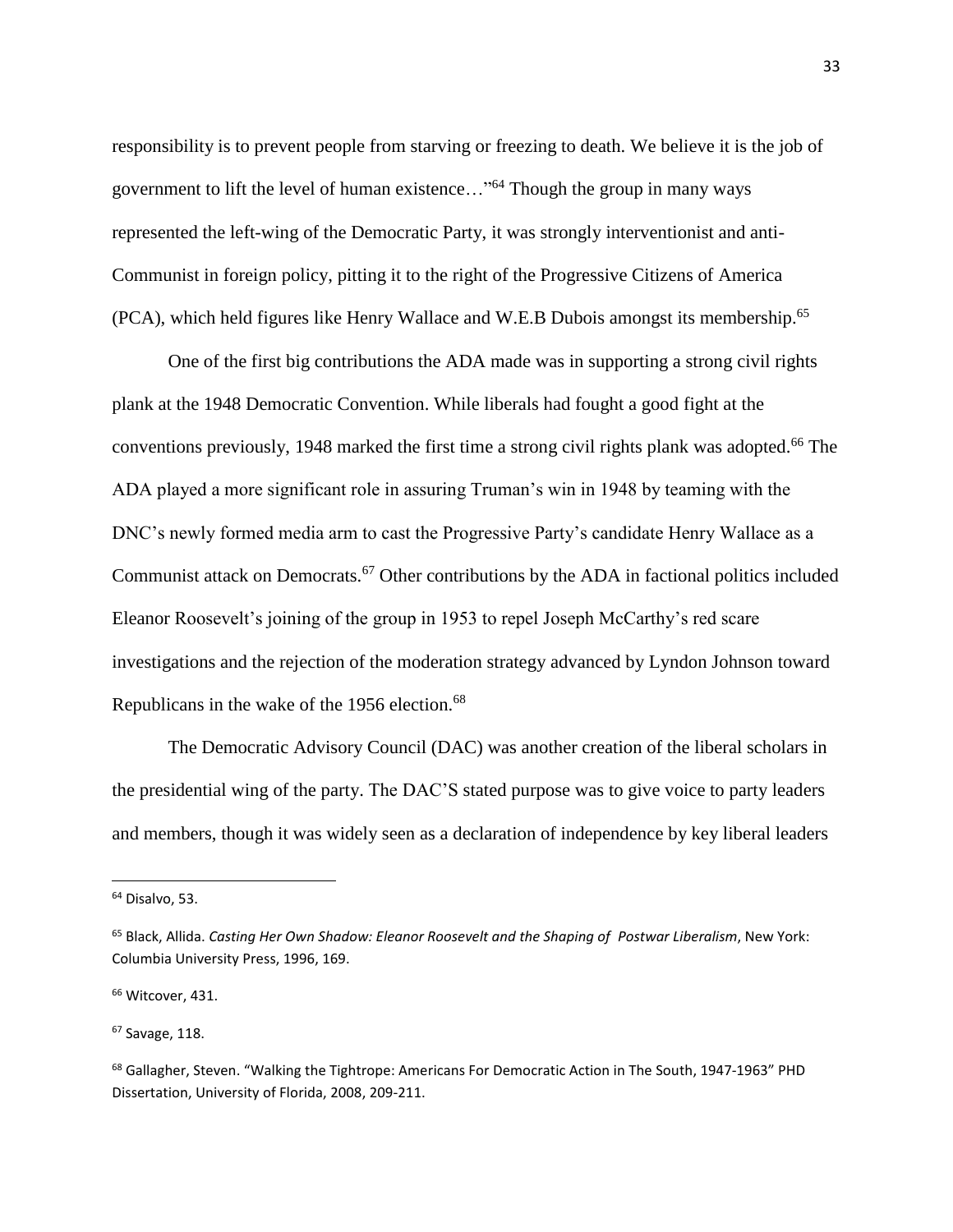responsibility is to prevent people from starving or freezing to death. We believe it is the job of government to lift the level of human existence…"[64] Though the group in many ways represented the left-wing of the Democratic Party, it was strongly interventionist and anti-Communist in foreign policy, pitting it to the right of the Progressive Citizens of America (PCA), which held figures like Henry Wallace and W.E.B Dubois amongst its membership.[65]

One of the first big contributions the ADA made was in supporting a strong civil rights plank at the 1948 Democratic Convention. While liberals had fought a good fight at the conventions previously, 1948 marked the first time a strong civil rights plank was adopted.[66] The ADA played a more significant role in assuring Truman's win in 1948 by teaming with the DNC's newly formed media arm to cast the Progressive Party's candidate Henry Wallace as a Communist attack on Democrats.[67] Other contributions by the ADA in factional politics included Eleanor Roosevelt's joining of the group in 1953 to repel Joseph McCarthy's red scare investigations and the rejection of the moderation strategy advanced by Lyndon Johnson toward Republicans in the wake of the 1956 election.[68]

The Democratic Advisory Council (DAC) was another creation of the liberal scholars in the presidential wing of the party. The DAC'S stated purpose was to give voice to party leaders and members, though it was widely seen as a declaration of independence by key liberal leaders

---

[64] Disalvo, 53.

[65] Black, Allida. *Casting Her Own Shadow: Eleanor Roosevelt and the Shaping of Postwar Liberalism*, New York: Columbia University Press, 1996, 169.

[66] Witcover, 431.

[67] Savage, 118.

[68] Gallagher, Steven. "Walking the Tightrope: Americans For Democratic Action in The South, 1947-1963" PHD Dissertation, University of Florida, 2008, 209-211.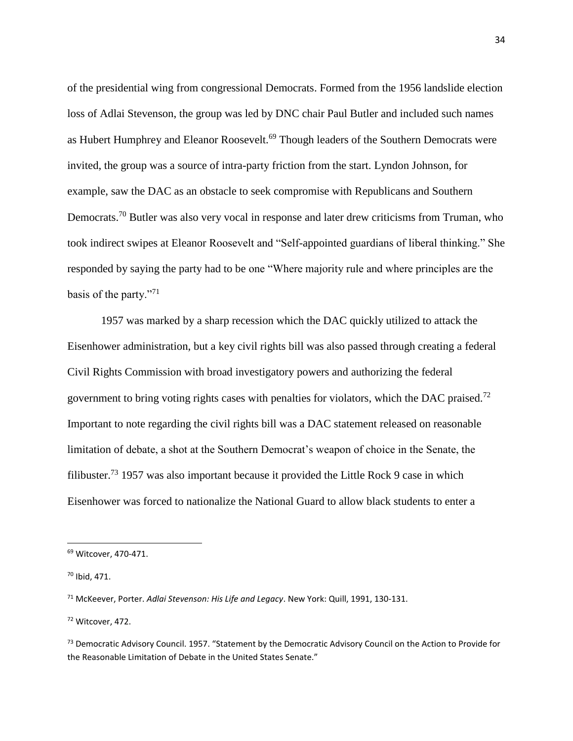of the presidential wing from congressional Democrats. Formed from the 1956 landslide election loss of Adlai Stevenson, the group was led by DNC chair Paul Butler and included such names as Hubert Humphrey and Eleanor Roosevelt.[69] Though leaders of the Southern Democrats were invited, the group was a source of intra-party friction from the start. Lyndon Johnson, for example, saw the DAC as an obstacle to seek compromise with Republicans and Southern Democrats.[70] Butler was also very vocal in response and later drew criticisms from Truman, who took indirect swipes at Eleanor Roosevelt and "Self-appointed guardians of liberal thinking." She responded by saying the party had to be one "Where majority rule and where principles are the basis of the party."[71]

1957 was marked by a sharp recession which the DAC quickly utilized to attack the Eisenhower administration, but a key civil rights bill was also passed through creating a federal Civil Rights Commission with broad investigatory powers and authorizing the federal government to bring voting rights cases with penalties for violators, which the DAC praised.[72] Important to note regarding the civil rights bill was a DAC statement released on reasonable limitation of debate, a shot at the Southern Democrat's weapon of choice in the Senate, the filibuster.[73] 1957 was also important because it provided the Little Rock 9 case in which Eisenhower was forced to nationalize the National Guard to allow black students to enter a

---

[69] Witcover, 470-471.

[70] Ibid, 471.

[71] McKeever, Porter. *Adlai Stevenson: His Life and Legacy*. New York: Quill, 1991, 130-131.

[72] Witcover, 472.

[73] Democratic Advisory Council. 1957. "Statement by the Democratic Advisory Council on the Action to Provide for the Reasonable Limitation of Debate in the United States Senate."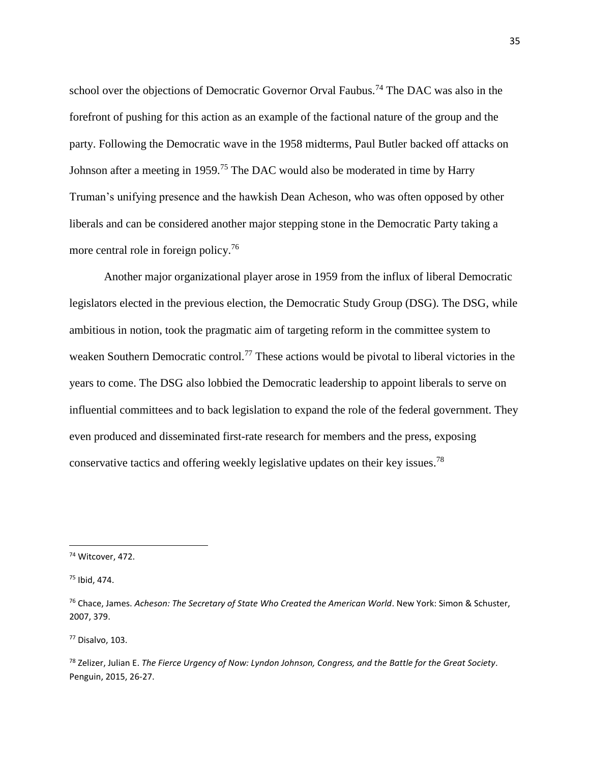school over the objections of Democratic Governor Orval Faubus.[74] The DAC was also in the forefront of pushing for this action as an example of the factional nature of the group and the party. Following the Democratic wave in the 1958 midterms, Paul Butler backed off attacks on Johnson after a meeting in 1959.[75] The DAC would also be moderated in time by Harry Truman's unifying presence and the hawkish Dean Acheson, who was often opposed by other liberals and can be considered another major stepping stone in the Democratic Party taking a more central role in foreign policy.[76]

Another major organizational player arose in 1959 from the influx of liberal Democratic legislators elected in the previous election, the Democratic Study Group (DSG). The DSG, while ambitious in notion, took the pragmatic aim of targeting reform in the committee system to weaken Southern Democratic control.[77] These actions would be pivotal to liberal victories in the years to come. The DSG also lobbied the Democratic leadership to appoint liberals to serve on influential committees and to back legislation to expand the role of the federal government. They even produced and disseminated first-rate research for members and the press, exposing conservative tactics and offering weekly legislative updates on their key issues.[78]

---

[74] Witcover, 472.

[75] Ibid, 474.

[76] Chace, James. *Acheson: The Secretary of State Who Created the American World*. New York: Simon & Schuster, 2007, 379.

[77] Disalvo, 103.

[78] Zelizer, Julian E. *The Fierce Urgency of Now: Lyndon Johnson, Congress, and the Battle for the Great Society*. Penguin, 2015, 26-27.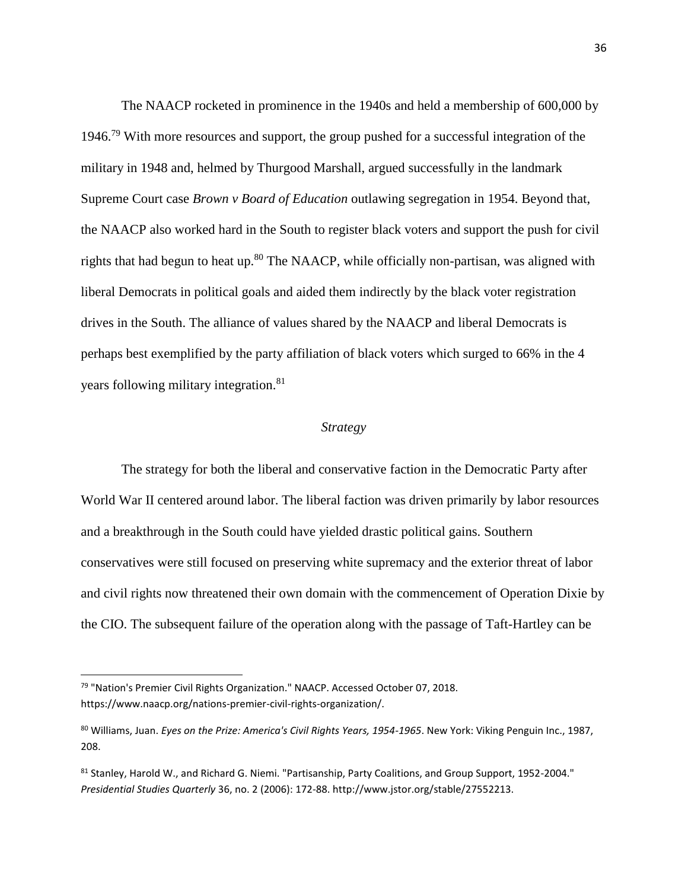The NAACP rocketed in prominence in the 1940s and held a membership of 600,000 by 1946.[79] With more resources and support, the group pushed for a successful integration of the military in 1948 and, helmed by Thurgood Marshall, argued successfully in the landmark Supreme Court case *Brown v Board of Education* outlawing segregation in 1954. Beyond that, the NAACP also worked hard in the South to register black voters and support the push for civil rights that had begun to heat up.[80] The NAACP, while officially non-partisan, was aligned with liberal Democrats in political goals and aided them indirectly by the black voter registration drives in the South. The alliance of values shared by the NAACP and liberal Democrats is perhaps best exemplified by the party affiliation of black voters which surged to 66% in the 4 years following military integration.[81]

### *Strategy*

The strategy for both the liberal and conservative faction in the Democratic Party after World War II centered around labor. The liberal faction was driven primarily by labor resources and a breakthrough in the South could have yielded drastic political gains. Southern conservatives were still focused on preserving white supremacy and the exterior threat of labor and civil rights now threatened their own domain with the commencement of Operation Dixie by the CIO. The subsequent failure of the operation along with the passage of Taft-Hartley can be

---

[79] "Nation's Premier Civil Rights Organization." NAACP. Accessed October 07, 2018. https://www.naacp.org/nations-premier-civil-rights-organization/.

[80] Williams, Juan. *Eyes on the Prize: America's Civil Rights Years, 1954-1965*. New York: Viking Penguin Inc., 1987, 208.

[81] Stanley, Harold W., and Richard G. Niemi. "Partisanship, Party Coalitions, and Group Support, 1952-2004." *Presidential Studies Quarterly* 36, no. 2 (2006): 172-88. http://www.jstor.org/stable/27552213.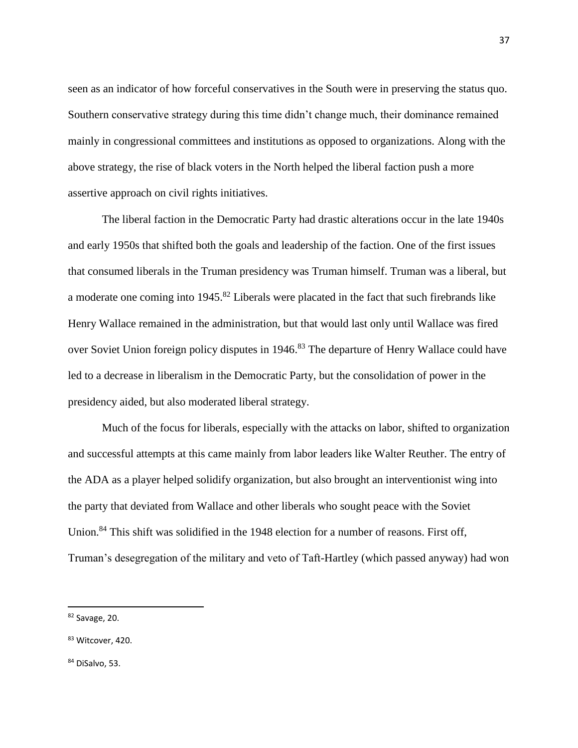seen as an indicator of how forceful conservatives in the South were in preserving the status quo. Southern conservative strategy during this time didn't change much, their dominance remained mainly in congressional committees and institutions as opposed to organizations. Along with the above strategy, the rise of black voters in the North helped the liberal faction push a more assertive approach on civil rights initiatives.

The liberal faction in the Democratic Party had drastic alterations occur in the late 1940s and early 1950s that shifted both the goals and leadership of the faction. One of the first issues that consumed liberals in the Truman presidency was Truman himself. Truman was a liberal, but a moderate one coming into 1945.[82] Liberals were placated in the fact that such firebrands like Henry Wallace remained in the administration, but that would last only until Wallace was fired over Soviet Union foreign policy disputes in 1946.[83] The departure of Henry Wallace could have led to a decrease in liberalism in the Democratic Party, but the consolidation of power in the presidency aided, but also moderated liberal strategy.

Much of the focus for liberals, especially with the attacks on labor, shifted to organization and successful attempts at this came mainly from labor leaders like Walter Reuther. The entry of the ADA as a player helped solidify organization, but also brought an interventionist wing into the party that deviated from Wallace and other liberals who sought peace with the Soviet Union.[84] This shift was solidified in the 1948 election for a number of reasons. First off, Truman's desegregation of the military and veto of Taft-Hartley (which passed anyway) had won

---

[82] Savage, 20.

[83] Witcover, 420.

[84] DiSalvo, 53.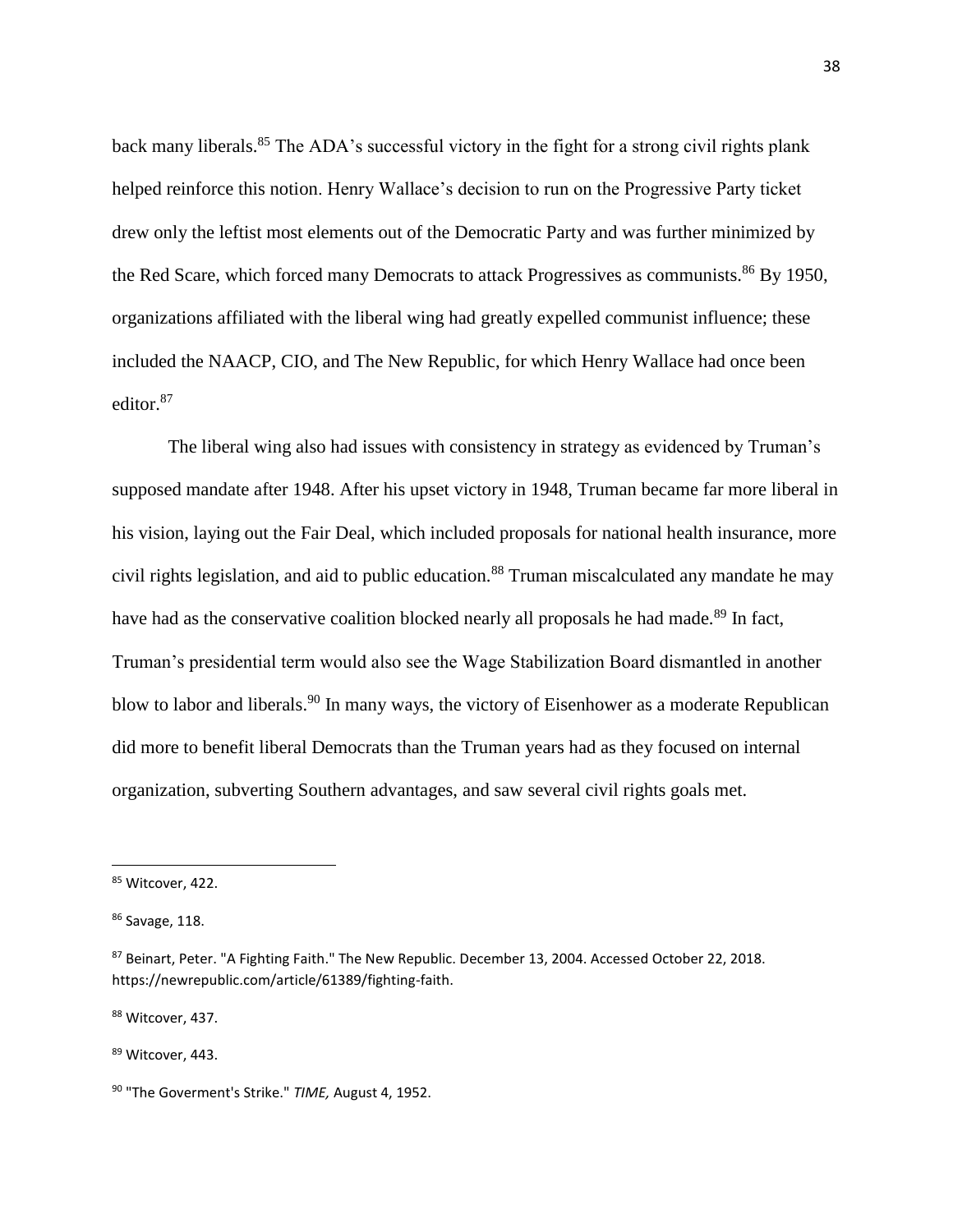back many liberals.[85] The ADA's successful victory in the fight for a strong civil rights plank helped reinforce this notion. Henry Wallace's decision to run on the Progressive Party ticket drew only the leftist most elements out of the Democratic Party and was further minimized by the Red Scare, which forced many Democrats to attack Progressives as communists.[86] By 1950, organizations affiliated with the liberal wing had greatly expelled communist influence; these included the NAACP, CIO, and The New Republic, for which Henry Wallace had once been editor.[87]

The liberal wing also had issues with consistency in strategy as evidenced by Truman's supposed mandate after 1948. After his upset victory in 1948, Truman became far more liberal in his vision, laying out the Fair Deal, which included proposals for national health insurance, more civil rights legislation, and aid to public education.[88] Truman miscalculated any mandate he may have had as the conservative coalition blocked nearly all proposals he had made.[89] In fact, Truman's presidential term would also see the Wage Stabilization Board dismantled in another blow to labor and liberals.[90] In many ways, the victory of Eisenhower as a moderate Republican did more to benefit liberal Democrats than the Truman years had as they focused on internal organization, subverting Southern advantages, and saw several civil rights goals met.

---

[85] Witcover, 422.

[86] Savage, 118.

[87] Beinart, Peter. "A Fighting Faith." The New Republic. December 13, 2004. Accessed October 22, 2018. https://newrepublic.com/article/61389/fighting-faith.

[88] Witcover, 437.

[89] Witcover, 443.

[90] "The Goverment's Strike." *TIME,* August 4, 1952.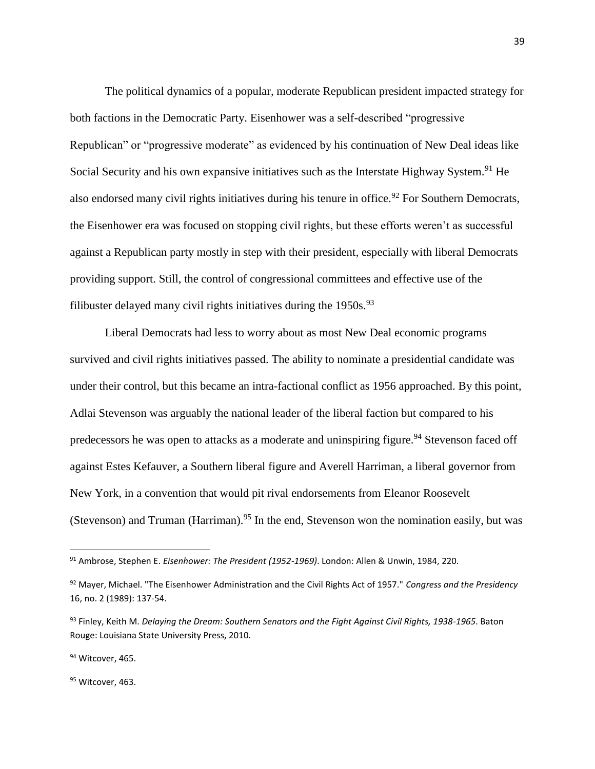The political dynamics of a popular, moderate Republican president impacted strategy for both factions in the Democratic Party. Eisenhower was a self-described "progressive Republican" or "progressive moderate" as evidenced by his continuation of New Deal ideas like Social Security and his own expansive initiatives such as the Interstate Highway System.[91] He also endorsed many civil rights initiatives during his tenure in office.[92] For Southern Democrats, the Eisenhower era was focused on stopping civil rights, but these efforts weren't as successful against a Republican party mostly in step with their president, especially with liberal Democrats providing support. Still, the control of congressional committees and effective use of the filibuster delayed many civil rights initiatives during the 1950s.[93]

Liberal Democrats had less to worry about as most New Deal economic programs survived and civil rights initiatives passed. The ability to nominate a presidential candidate was under their control, but this became an intra-factional conflict as 1956 approached. By this point, Adlai Stevenson was arguably the national leader of the liberal faction but compared to his predecessors he was open to attacks as a moderate and uninspiring figure.[94] Stevenson faced off against Estes Kefauver, a Southern liberal figure and Averell Harriman, a liberal governor from New York, in a convention that would pit rival endorsements from Eleanor Roosevelt (Stevenson) and Truman (Harriman).[95] In the end, Stevenson won the nomination easily, but was

---

[91] Ambrose, Stephen E. *Eisenhower: The President (1952-1969)*. London: Allen & Unwin, 1984, 220.

[92] Mayer, Michael. "The Eisenhower Administration and the Civil Rights Act of 1957." *Congress and the Presidency* 16, no. 2 (1989): 137-54.

[93] Finley, Keith M. *Delaying the Dream: Southern Senators and the Fight Against Civil Rights, 1938-1965*. Baton Rouge: Louisiana State University Press, 2010.

[94] Witcover, 465.

[95] Witcover, 463.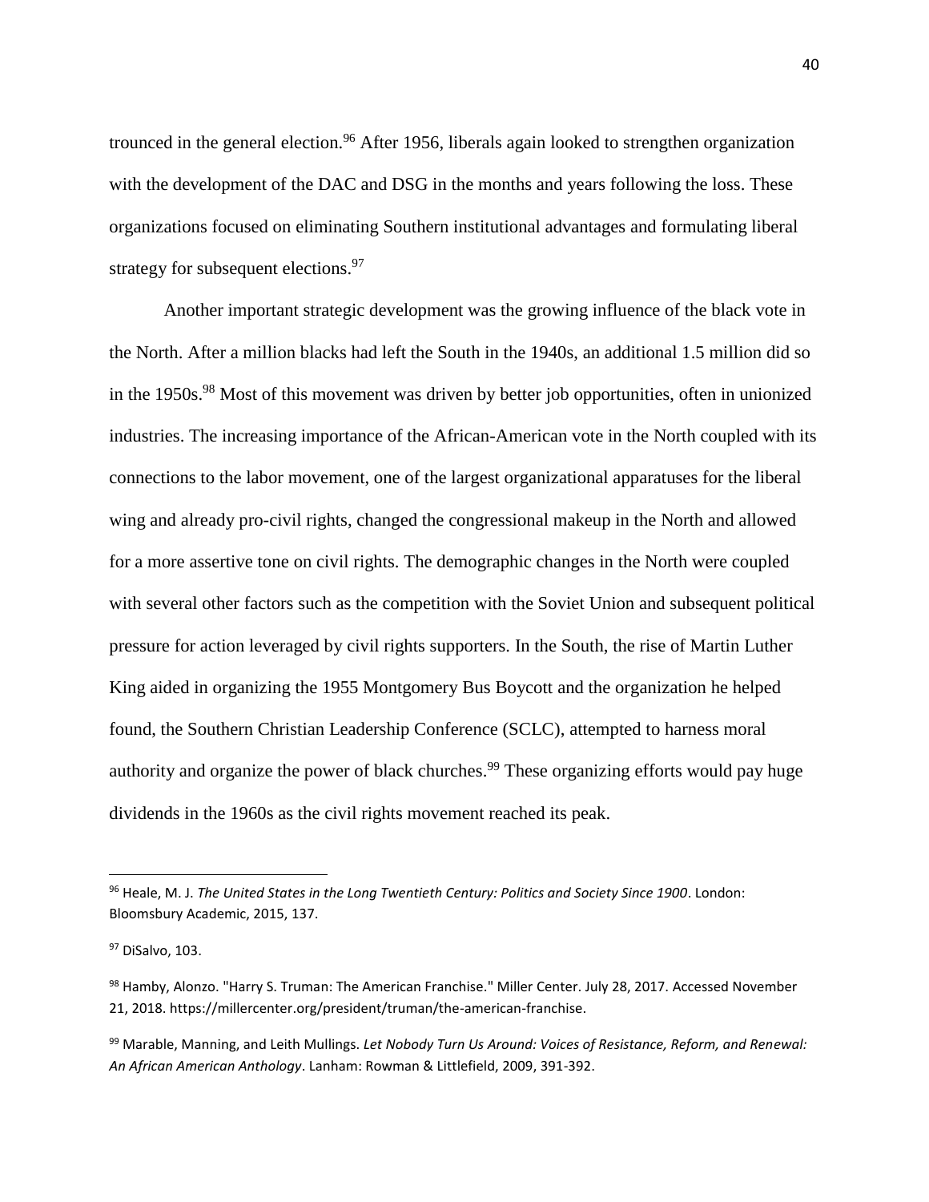trounced in the general election.[96] After 1956, liberals again looked to strengthen organization with the development of the DAC and DSG in the months and years following the loss. These organizations focused on eliminating Southern institutional advantages and formulating liberal strategy for subsequent elections.[97]

Another important strategic development was the growing influence of the black vote in the North. After a million blacks had left the South in the 1940s, an additional 1.5 million did so in the 1950s.[98] Most of this movement was driven by better job opportunities, often in unionized industries. The increasing importance of the African-American vote in the North coupled with its connections to the labor movement, one of the largest organizational apparatuses for the liberal wing and already pro-civil rights, changed the congressional makeup in the North and allowed for a more assertive tone on civil rights. The demographic changes in the North were coupled with several other factors such as the competition with the Soviet Union and subsequent political pressure for action leveraged by civil rights supporters. In the South, the rise of Martin Luther King aided in organizing the 1955 Montgomery Bus Boycott and the organization he helped found, the Southern Christian Leadership Conference (SCLC), attempted to harness moral authority and organize the power of black churches.[99] These organizing efforts would pay huge dividends in the 1960s as the civil rights movement reached its peak.

---

[96] Heale, M. J. *The United States in the Long Twentieth Century: Politics and Society Since 1900*. London: Bloomsbury Academic, 2015, 137.

[97] DiSalvo, 103.

[98] Hamby, Alonzo. "Harry S. Truman: The American Franchise." Miller Center. July 28, 2017. Accessed November 21, 2018. https://millercenter.org/president/truman/the-american-franchise.

[99] Marable, Manning, and Leith Mullings. *Let Nobody Turn Us Around: Voices of Resistance, Reform, and Renewal: An African American Anthology*. Lanham: Rowman & Littlefield, 2009, 391-392.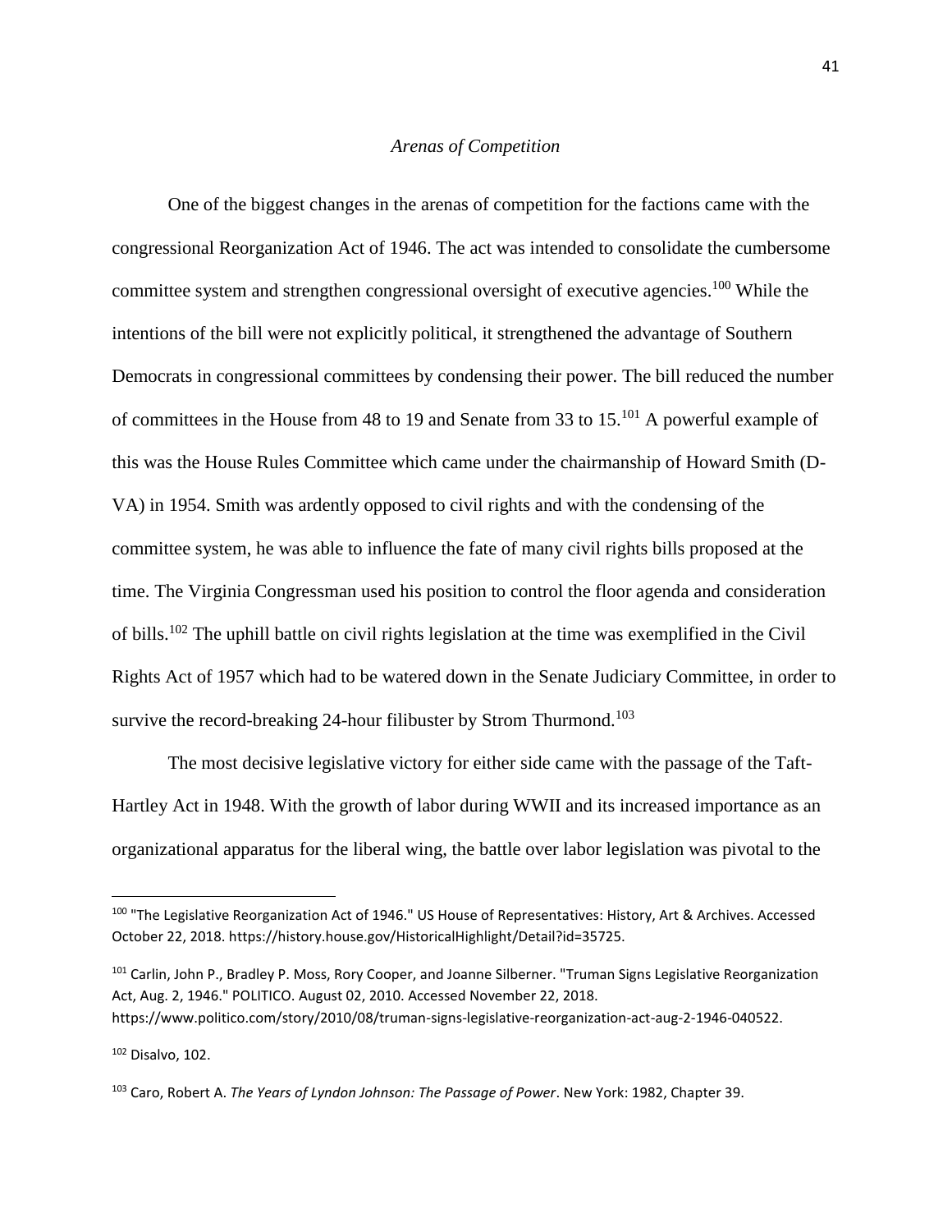*Arenas of Competition*

One of the biggest changes in the arenas of competition for the factions came with the congressional Reorganization Act of 1946. The act was intended to consolidate the cumbersome committee system and strengthen congressional oversight of executive agencies.[100] While the intentions of the bill were not explicitly political, it strengthened the advantage of Southern Democrats in congressional committees by condensing their power. The bill reduced the number of committees in the House from 48 to 19 and Senate from 33 to 15.[101] A powerful example of this was the House Rules Committee which came under the chairmanship of Howard Smith (D-VA) in 1954. Smith was ardently opposed to civil rights and with the condensing of the committee system, he was able to influence the fate of many civil rights bills proposed at the time. The Virginia Congressman used his position to control the floor agenda and consideration of bills.[102] The uphill battle on civil rights legislation at the time was exemplified in the Civil Rights Act of 1957 which had to be watered down in the Senate Judiciary Committee, in order to survive the record-breaking 24-hour filibuster by Strom Thurmond.[103]

The most decisive legislative victory for either side came with the passage of the Taft-Hartley Act in 1948. With the growth of labor during WWII and its increased importance as an organizational apparatus for the liberal wing, the battle over labor legislation was pivotal to the

---

[100] "The Legislative Reorganization Act of 1946." US House of Representatives: History, Art & Archives. Accessed October 22, 2018. https://history.house.gov/HistoricalHighlight/Detail?id=35725.

[101] Carlin, John P., Bradley P. Moss, Rory Cooper, and Joanne Silberner. "Truman Signs Legislative Reorganization Act, Aug. 2, 1946." POLITICO. August 02, 2010. Accessed November 22, 2018. https://www.politico.com/story/2010/08/truman-signs-legislative-reorganization-act-aug-2-1946-040522.

[102] Disalvo, 102.

[103] Caro, Robert A. *The Years of Lyndon Johnson: The Passage of Power*. New York: 1982, Chapter 39.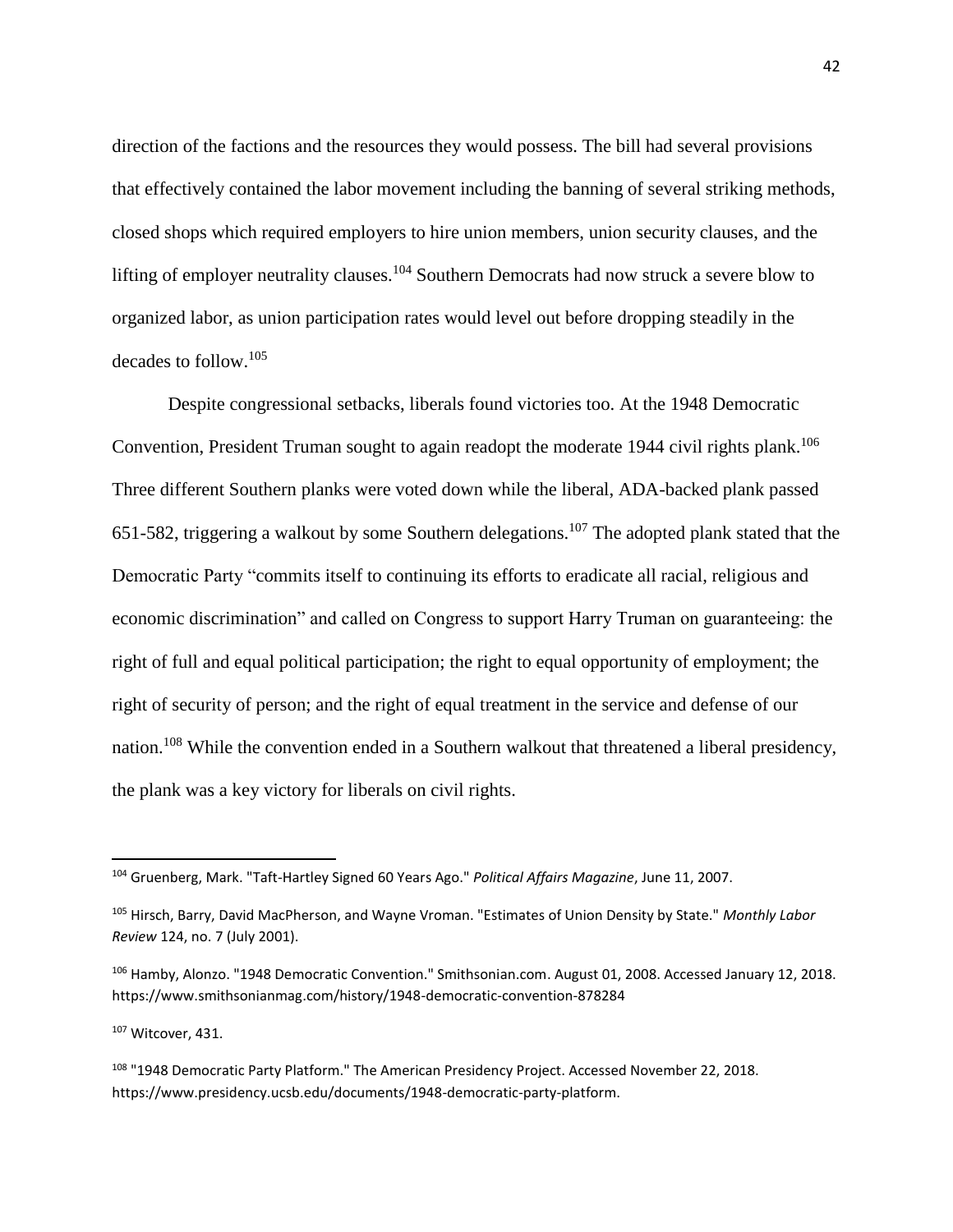direction of the factions and the resources they would possess. The bill had several provisions that effectively contained the labor movement including the banning of several striking methods, closed shops which required employers to hire union members, union security clauses, and the lifting of employer neutrality clauses.[104] Southern Democrats had now struck a severe blow to organized labor, as union participation rates would level out before dropping steadily in the decades to follow.[105]

Despite congressional setbacks, liberals found victories too. At the 1948 Democratic Convention, President Truman sought to again readopt the moderate 1944 civil rights plank.[106] Three different Southern planks were voted down while the liberal, ADA-backed plank passed 651-582, triggering a walkout by some Southern delegations.[107] The adopted plank stated that the Democratic Party "commits itself to continuing its efforts to eradicate all racial, religious and economic discrimination" and called on Congress to support Harry Truman on guaranteeing: the right of full and equal political participation; the right to equal opportunity of employment; the right of security of person; and the right of equal treatment in the service and defense of our nation.[108] While the convention ended in a Southern walkout that threatened a liberal presidency, the plank was a key victory for liberals on civil rights.

---

[104] Gruenberg, Mark. "Taft-Hartley Signed 60 Years Ago." *Political Affairs Magazine*, June 11, 2007.

[105] Hirsch, Barry, David MacPherson, and Wayne Vroman. "Estimates of Union Density by State." *Monthly Labor Review* 124, no. 7 (July 2001).

[106] Hamby, Alonzo. "1948 Democratic Convention." Smithsonian.com. August 01, 2008. Accessed January 12, 2018. https://www.smithsonianmag.com/history/1948-democratic-convention-878284

[107] Witcover, 431.

[108] "1948 Democratic Party Platform." The American Presidency Project. Accessed November 22, 2018. https://www.presidency.ucsb.edu/documents/1948-democratic-party-platform.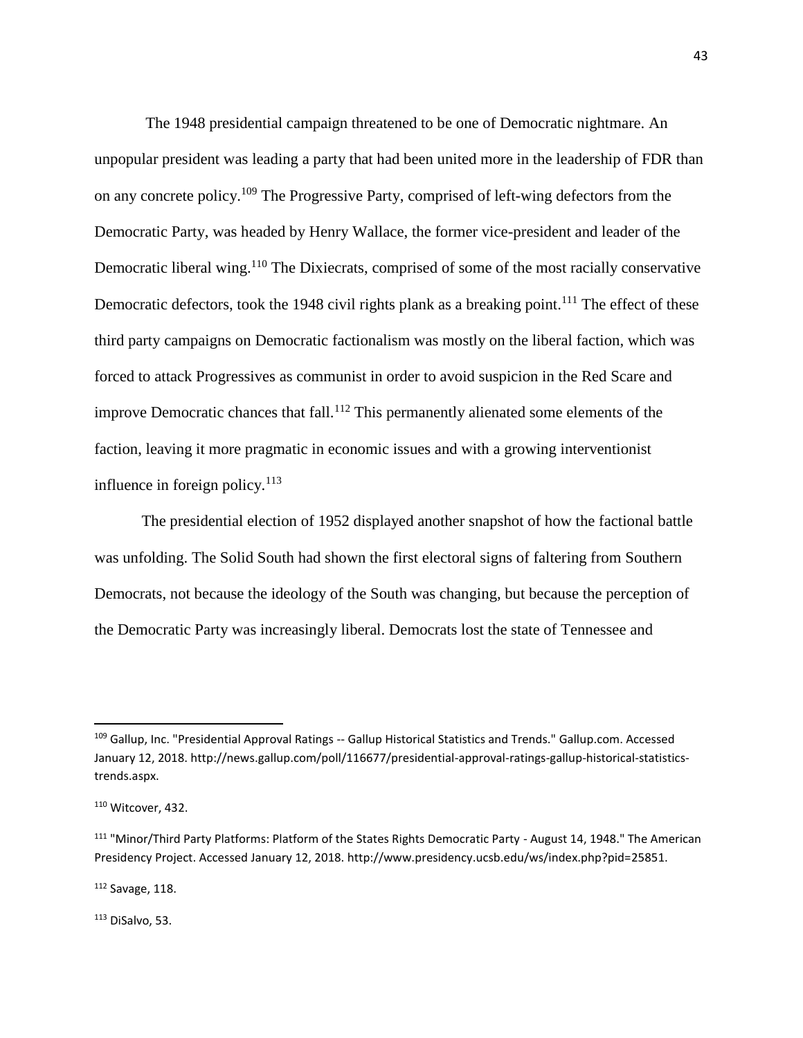The 1948 presidential campaign threatened to be one of Democratic nightmare. An unpopular president was leading a party that had been united more in the leadership of FDR than on any concrete policy.[109] The Progressive Party, comprised of left-wing defectors from the Democratic Party, was headed by Henry Wallace, the former vice-president and leader of the Democratic liberal wing.[110] The Dixiecrats, comprised of some of the most racially conservative Democratic defectors, took the 1948 civil rights plank as a breaking point.[111] The effect of these third party campaigns on Democratic factionalism was mostly on the liberal faction, which was forced to attack Progressives as communist in order to avoid suspicion in the Red Scare and improve Democratic chances that fall.[112] This permanently alienated some elements of the faction, leaving it more pragmatic in economic issues and with a growing interventionist influence in foreign policy.[113]

The presidential election of 1952 displayed another snapshot of how the factional battle was unfolding. The Solid South had shown the first electoral signs of faltering from Southern Democrats, not because the ideology of the South was changing, but because the perception of the Democratic Party was increasingly liberal. Democrats lost the state of Tennessee and

---

[109] Gallup, Inc. "Presidential Approval Ratings -- Gallup Historical Statistics and Trends." Gallup.com. Accessed January 12, 2018. http://news.gallup.com/poll/116677/presidential-approval-ratings-gallup-historical-statistics-trends.aspx.

[110] Witcover, 432.

[111] "Minor/Third Party Platforms: Platform of the States Rights Democratic Party - August 14, 1948." The American Presidency Project. Accessed January 12, 2018. http://www.presidency.ucsb.edu/ws/index.php?pid=25851.

[112] Savage, 118.

[113] DiSalvo, 53.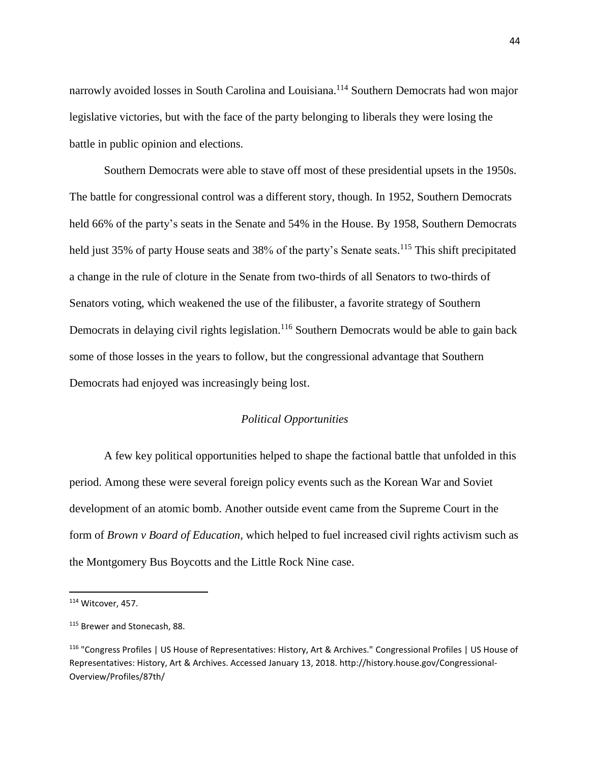narrowly avoided losses in South Carolina and Louisiana.[114] Southern Democrats had won major legislative victories, but with the face of the party belonging to liberals they were losing the battle in public opinion and elections.

Southern Democrats were able to stave off most of these presidential upsets in the 1950s. The battle for congressional control was a different story, though. In 1952, Southern Democrats held 66% of the party's seats in the Senate and 54% in the House. By 1958, Southern Democrats held just 35% of party House seats and 38% of the party's Senate seats.[115] This shift precipitated a change in the rule of cloture in the Senate from two-thirds of all Senators to two-thirds of Senators voting, which weakened the use of the filibuster, a favorite strategy of Southern Democrats in delaying civil rights legislation.[116] Southern Democrats would be able to gain back some of those losses in the years to follow, but the congressional advantage that Southern Democrats had enjoyed was increasingly being lost.

### *Political Opportunities*

A few key political opportunities helped to shape the factional battle that unfolded in this period. Among these were several foreign policy events such as the Korean War and Soviet development of an atomic bomb. Another outside event came from the Supreme Court in the form of *Brown v Board of Education*, which helped to fuel increased civil rights activism such as the Montgomery Bus Boycotts and the Little Rock Nine case.

---

[114] Witcover, 457.

[115] Brewer and Stonecash, 88.

[116] "Congress Profiles | US House of Representatives: History, Art & Archives." Congressional Profiles | US House of Representatives: History, Art & Archives. Accessed January 13, 2018. http://history.house.gov/Congressional-Overview/Profiles/87th/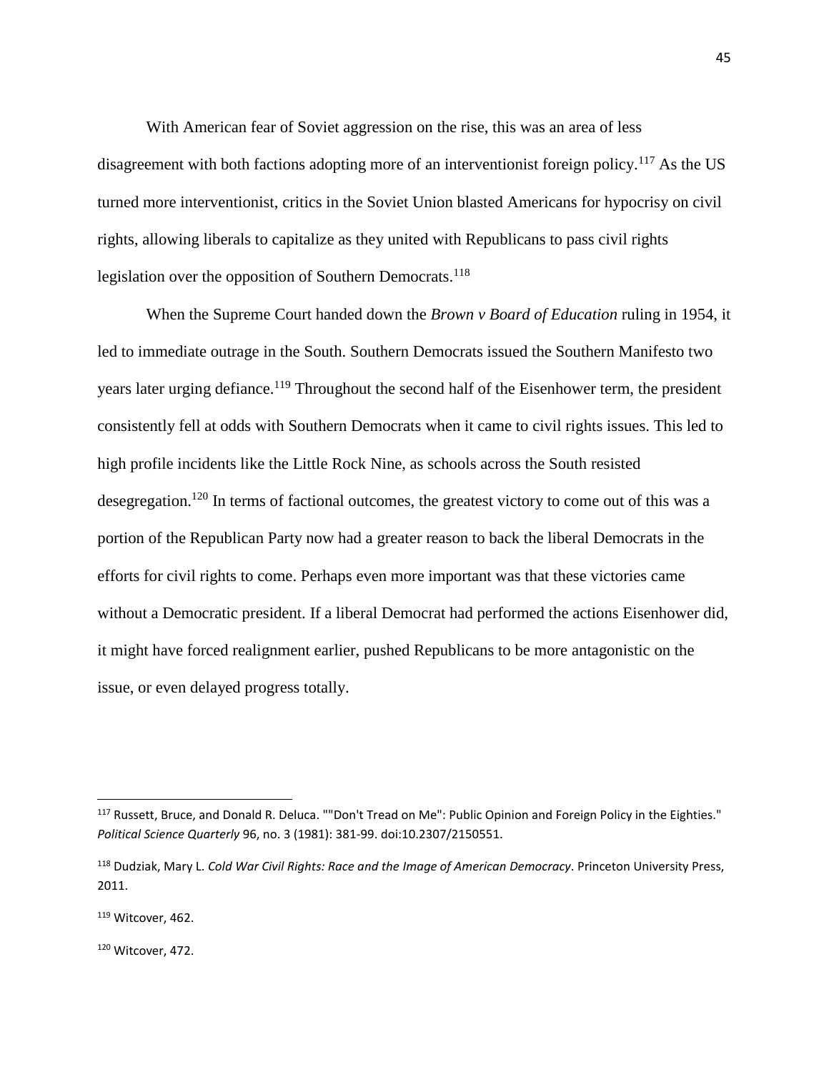With American fear of Soviet aggression on the rise, this was an area of less disagreement with both factions adopting more of an interventionist foreign policy.[117] As the US turned more interventionist, critics in the Soviet Union blasted Americans for hypocrisy on civil rights, allowing liberals to capitalize as they united with Republicans to pass civil rights legislation over the opposition of Southern Democrats.[118]

When the Supreme Court handed down the *Brown v Board of Education* ruling in 1954, it led to immediate outrage in the South. Southern Democrats issued the Southern Manifesto two years later urging defiance.[119] Throughout the second half of the Eisenhower term, the president consistently fell at odds with Southern Democrats when it came to civil rights issues. This led to high profile incidents like the Little Rock Nine, as schools across the South resisted desegregation.[120] In terms of factional outcomes, the greatest victory to come out of this was a portion of the Republican Party now had a greater reason to back the liberal Democrats in the efforts for civil rights to come. Perhaps even more important was that these victories came without a Democratic president. If a liberal Democrat had performed the actions Eisenhower did, it might have forced realignment earlier, pushed Republicans to be more antagonistic on the issue, or even delayed progress totally.

---

[117] Russett, Bruce, and Donald R. Deluca. ""Don't Tread on Me": Public Opinion and Foreign Policy in the Eighties." *Political Science Quarterly* 96, no. 3 (1981): 381-99. doi:10.2307/2150551.

[118] Dudziak, Mary L. *Cold War Civil Rights: Race and the Image of American Democracy*. Princeton University Press, 2011.

[119] Witcover, 462.

[120] Witcover, 472.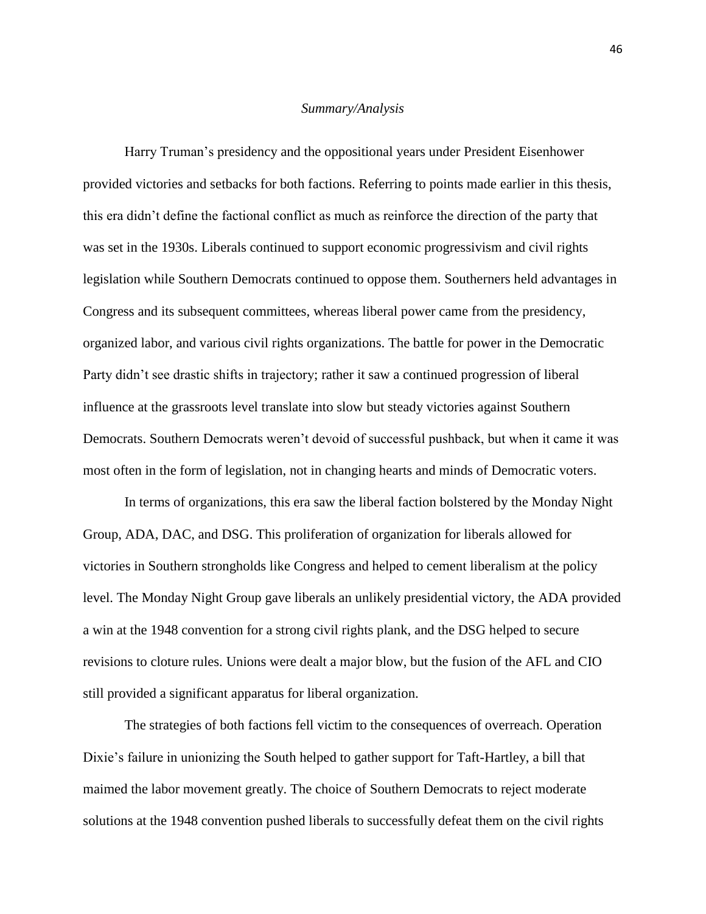*Summary/Analysis*

Harry Truman's presidency and the oppositional years under President Eisenhower provided victories and setbacks for both factions. Referring to points made earlier in this thesis, this era didn't define the factional conflict as much as reinforce the direction of the party that was set in the 1930s. Liberals continued to support economic progressivism and civil rights legislation while Southern Democrats continued to oppose them. Southerners held advantages in Congress and its subsequent committees, whereas liberal power came from the presidency, organized labor, and various civil rights organizations. The battle for power in the Democratic Party didn't see drastic shifts in trajectory; rather it saw a continued progression of liberal influence at the grassroots level translate into slow but steady victories against Southern Democrats. Southern Democrats weren't devoid of successful pushback, but when it came it was most often in the form of legislation, not in changing hearts and minds of Democratic voters.

In terms of organizations, this era saw the liberal faction bolstered by the Monday Night Group, ADA, DAC, and DSG. This proliferation of organization for liberals allowed for victories in Southern strongholds like Congress and helped to cement liberalism at the policy level. The Monday Night Group gave liberals an unlikely presidential victory, the ADA provided a win at the 1948 convention for a strong civil rights plank, and the DSG helped to secure revisions to cloture rules. Unions were dealt a major blow, but the fusion of the AFL and CIO still provided a significant apparatus for liberal organization.

The strategies of both factions fell victim to the consequences of overreach. Operation Dixie's failure in unionizing the South helped to gather support for Taft-Hartley, a bill that maimed the labor movement greatly. The choice of Southern Democrats to reject moderate solutions at the 1948 convention pushed liberals to successfully defeat them on the civil rights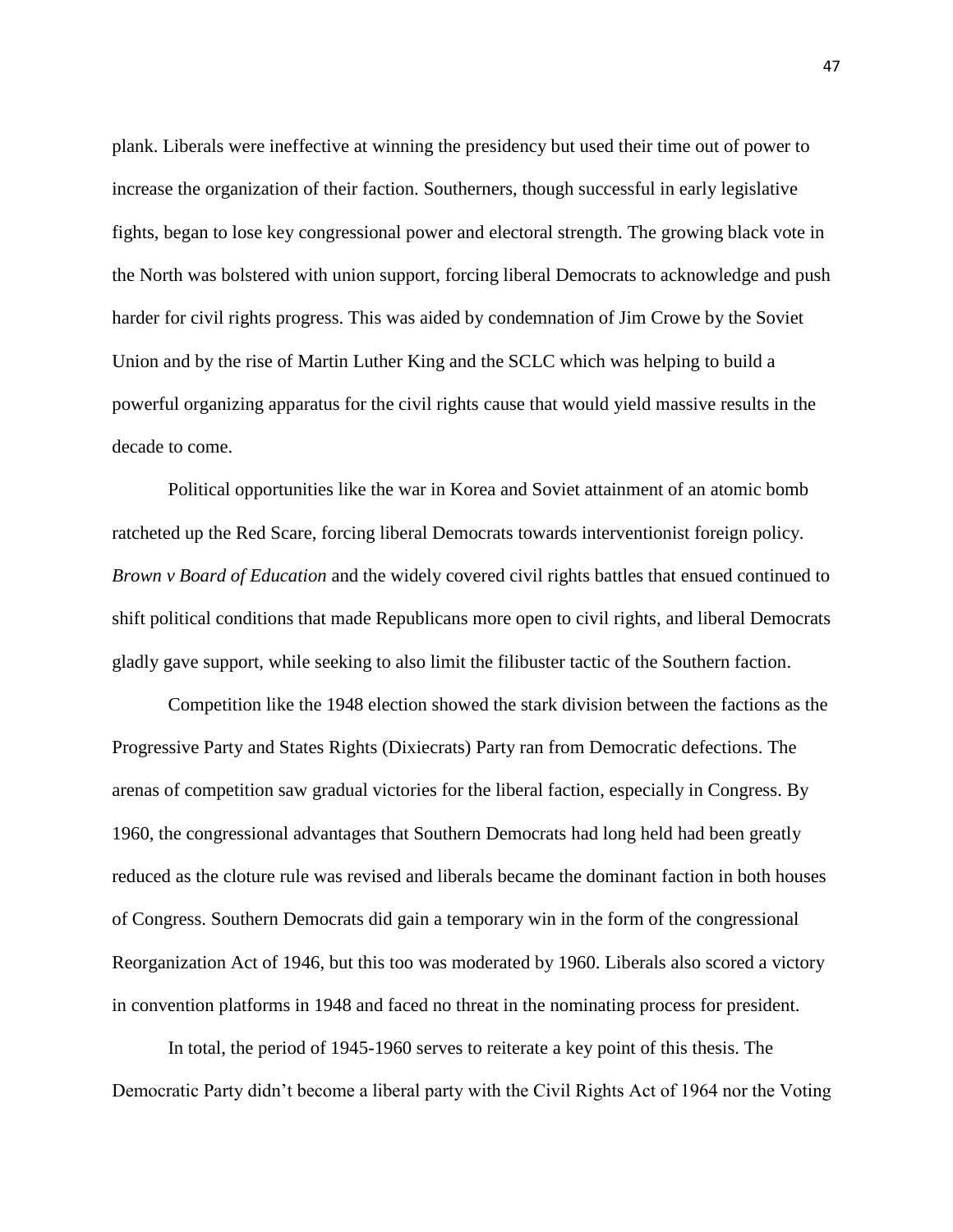plank. Liberals were ineffective at winning the presidency but used their time out of power to increase the organization of their faction. Southerners, though successful in early legislative fights, began to lose key congressional power and electoral strength. The growing black vote in the North was bolstered with union support, forcing liberal Democrats to acknowledge and push harder for civil rights progress. This was aided by condemnation of Jim Crowe by the Soviet Union and by the rise of Martin Luther King and the SCLC which was helping to build a powerful organizing apparatus for the civil rights cause that would yield massive results in the decade to come.

Political opportunities like the war in Korea and Soviet attainment of an atomic bomb ratcheted up the Red Scare, forcing liberal Democrats towards interventionist foreign policy. *Brown v Board of Education* and the widely covered civil rights battles that ensued continued to shift political conditions that made Republicans more open to civil rights, and liberal Democrats gladly gave support, while seeking to also limit the filibuster tactic of the Southern faction.

Competition like the 1948 election showed the stark division between the factions as the Progressive Party and States Rights (Dixiecrats) Party ran from Democratic defections. The arenas of competition saw gradual victories for the liberal faction, especially in Congress. By 1960, the congressional advantages that Southern Democrats had long held had been greatly reduced as the cloture rule was revised and liberals became the dominant faction in both houses of Congress. Southern Democrats did gain a temporary win in the form of the congressional Reorganization Act of 1946, but this too was moderated by 1960. Liberals also scored a victory in convention platforms in 1948 and faced no threat in the nominating process for president.

In total, the period of 1945-1960 serves to reiterate a key point of this thesis. The Democratic Party didn't become a liberal party with the Civil Rights Act of 1964 nor the Voting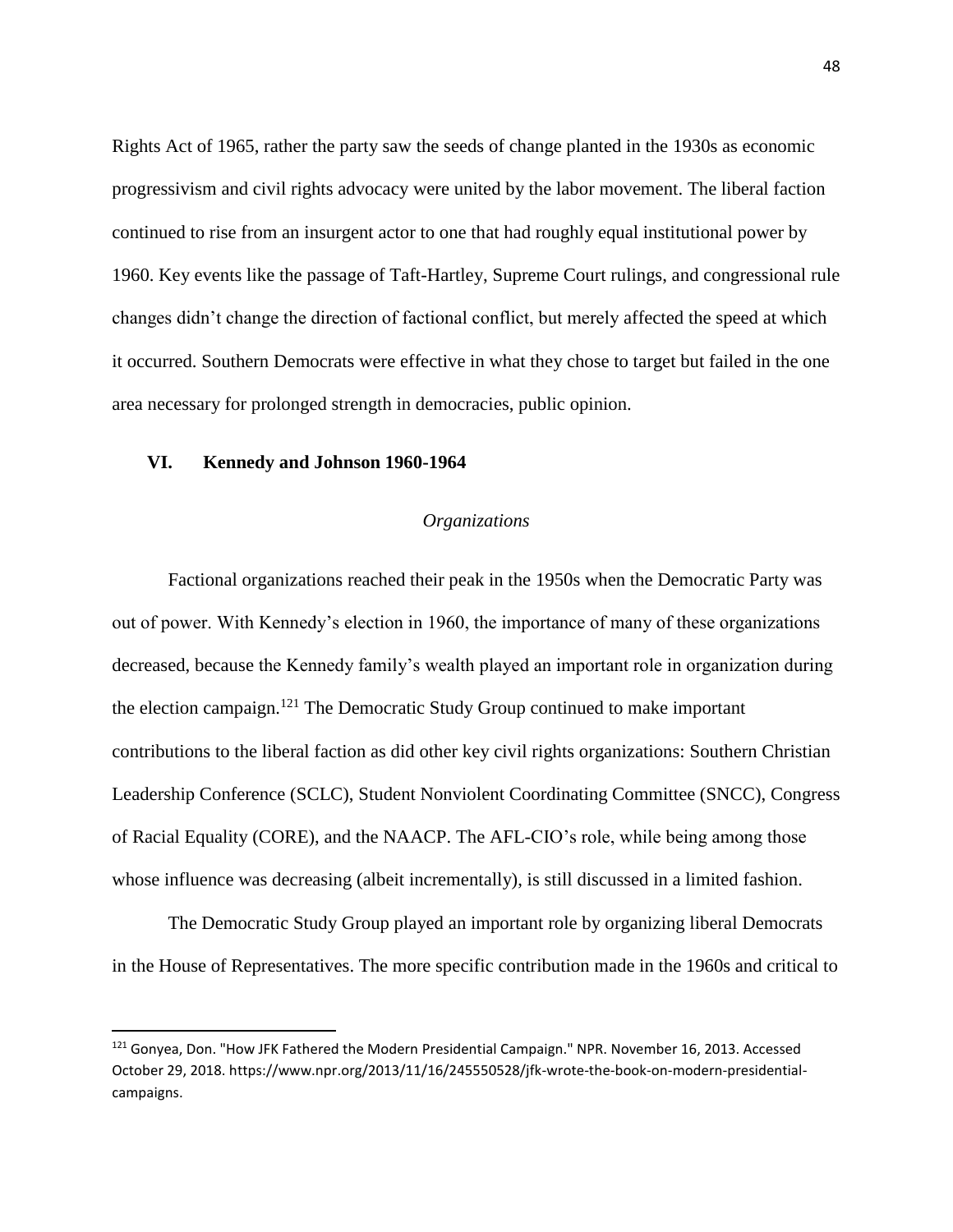Rights Act of 1965, rather the party saw the seeds of change planted in the 1930s as economic progressivism and civil rights advocacy were united by the labor movement. The liberal faction continued to rise from an insurgent actor to one that had roughly equal institutional power by 1960. Key events like the passage of Taft-Hartley, Supreme Court rulings, and congressional rule changes didn't change the direction of factional conflict, but merely affected the speed at which it occurred. Southern Democrats were effective in what they chose to target but failed in the one area necessary for prolonged strength in democracies, public opinion.

## VI. Kennedy and Johnson 1960-1964

*Organizations*

Factional organizations reached their peak in the 1950s when the Democratic Party was out of power. With Kennedy's election in 1960, the importance of many of these organizations decreased, because the Kennedy family's wealth played an important role in organization during the election campaign.[121] The Democratic Study Group continued to make important contributions to the liberal faction as did other key civil rights organizations: Southern Christian Leadership Conference (SCLC), Student Nonviolent Coordinating Committee (SNCC), Congress of Racial Equality (CORE), and the NAACP. The AFL-CIO's role, while being among those whose influence was decreasing (albeit incrementally), is still discussed in a limited fashion.

The Democratic Study Group played an important role by organizing liberal Democrats in the House of Representatives. The more specific contribution made in the 1960s and critical to

---

[121] Gonyea, Don. "How JFK Fathered the Modern Presidential Campaign." NPR. November 16, 2013. Accessed October 29, 2018. https://www.npr.org/2013/11/16/245550528/jfk-wrote-the-book-on-modern-presidential-campaigns.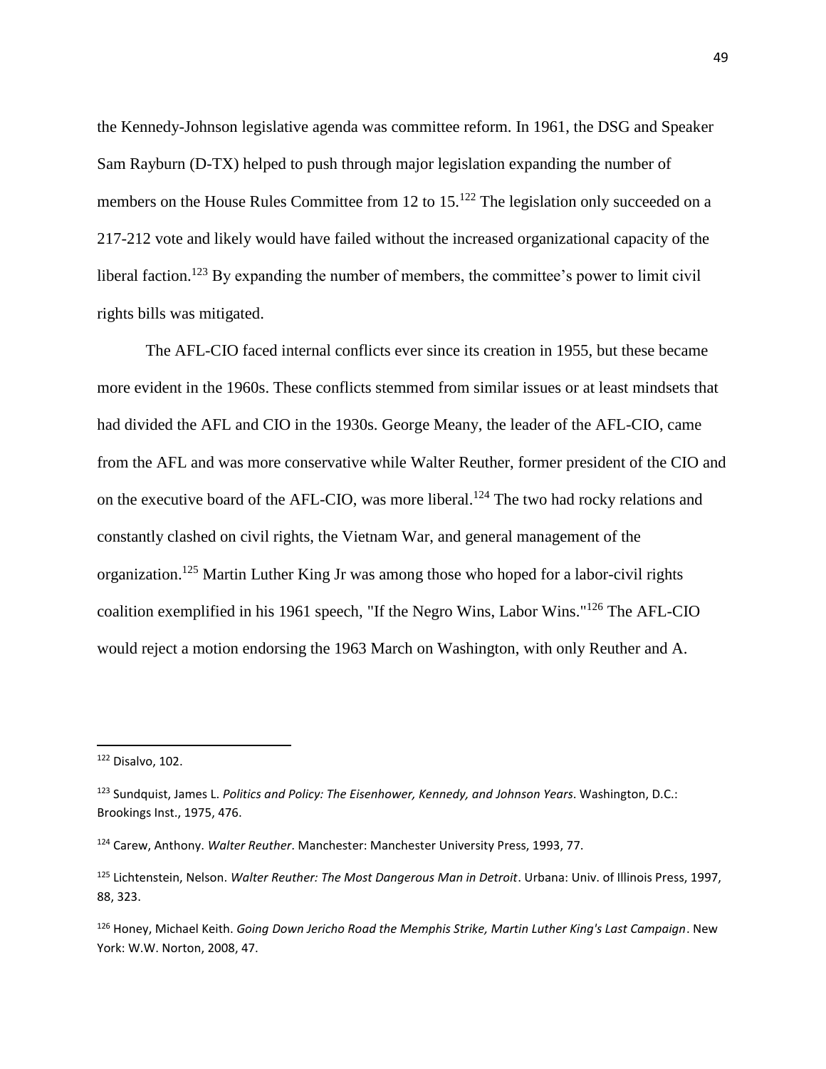the Kennedy-Johnson legislative agenda was committee reform. In 1961, the DSG and Speaker Sam Rayburn (D-TX) helped to push through major legislation expanding the number of members on the House Rules Committee from 12 to 15.[122] The legislation only succeeded on a 217-212 vote and likely would have failed without the increased organizational capacity of the liberal faction.[123] By expanding the number of members, the committee's power to limit civil rights bills was mitigated.

The AFL-CIO faced internal conflicts ever since its creation in 1955, but these became more evident in the 1960s. These conflicts stemmed from similar issues or at least mindsets that had divided the AFL and CIO in the 1930s. George Meany, the leader of the AFL-CIO, came from the AFL and was more conservative while Walter Reuther, former president of the CIO and on the executive board of the AFL-CIO, was more liberal.[124] The two had rocky relations and constantly clashed on civil rights, the Vietnam War, and general management of the organization.[125] Martin Luther King Jr was among those who hoped for a labor-civil rights coalition exemplified in his 1961 speech, "If the Negro Wins, Labor Wins."[126] The AFL-CIO would reject a motion endorsing the 1963 March on Washington, with only Reuther and A.

---

[122] Disalvo, 102.

[123] Sundquist, James L. *Politics and Policy: The Eisenhower, Kennedy, and Johnson Years*. Washington, D.C.: Brookings Inst., 1975, 476.

[124] Carew, Anthony. *Walter Reuther*. Manchester: Manchester University Press, 1993, 77.

[125] Lichtenstein, Nelson. *Walter Reuther: The Most Dangerous Man in Detroit*. Urbana: Univ. of Illinois Press, 1997, 88, 323.

[126] Honey, Michael Keith. *Going Down Jericho Road the Memphis Strike, Martin Luther King's Last Campaign*. New York: W.W. Norton, 2008, 47.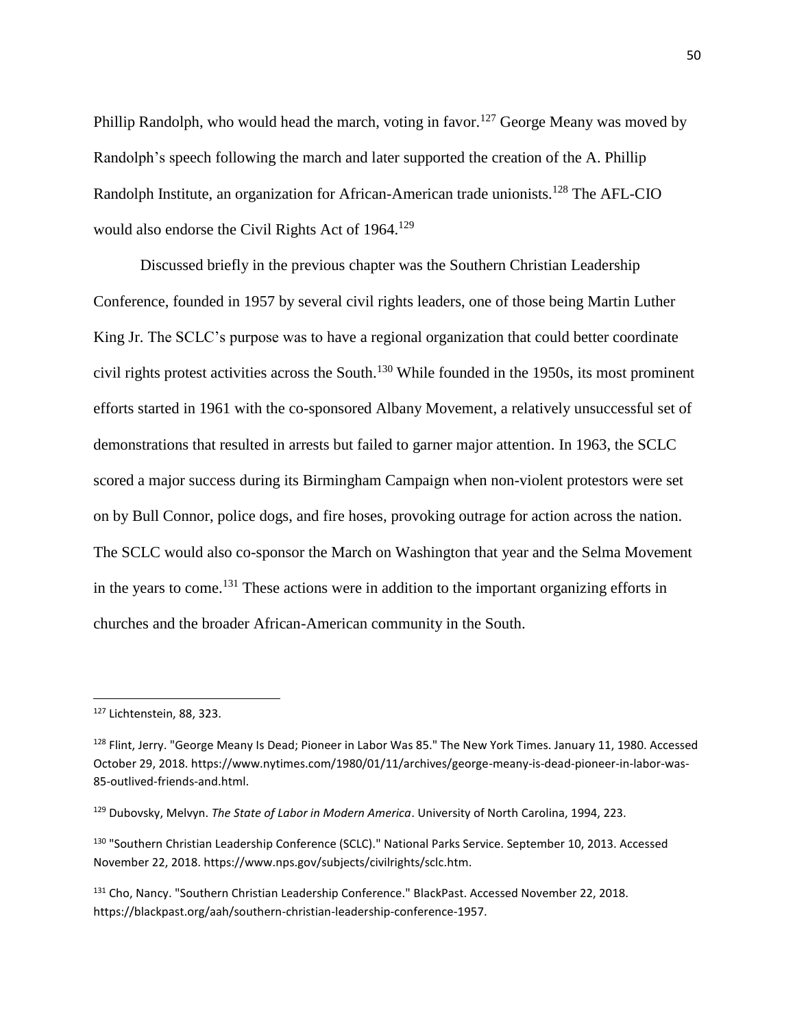Phillip Randolph, who would head the march, voting in favor.[127] George Meany was moved by Randolph's speech following the march and later supported the creation of the A. Phillip Randolph Institute, an organization for African-American trade unionists.[128] The AFL-CIO would also endorse the Civil Rights Act of 1964.[129]

Discussed briefly in the previous chapter was the Southern Christian Leadership Conference, founded in 1957 by several civil rights leaders, one of those being Martin Luther King Jr. The SCLC's purpose was to have a regional organization that could better coordinate civil rights protest activities across the South.[130] While founded in the 1950s, its most prominent efforts started in 1961 with the co-sponsored Albany Movement, a relatively unsuccessful set of demonstrations that resulted in arrests but failed to garner major attention. In 1963, the SCLC scored a major success during its Birmingham Campaign when non-violent protestors were set on by Bull Connor, police dogs, and fire hoses, provoking outrage for action across the nation. The SCLC would also co-sponsor the March on Washington that year and the Selma Movement in the years to come.[131] These actions were in addition to the important organizing efforts in churches and the broader African-American community in the South.

---

[127] Lichtenstein, 88, 323.

[128] Flint, Jerry. "George Meany Is Dead; Pioneer in Labor Was 85." The New York Times. January 11, 1980. Accessed October 29, 2018. https://www.nytimes.com/1980/01/11/archives/george-meany-is-dead-pioneer-in-labor-was-85-outlived-friends-and.html.

[129] Dubovsky, Melvyn. *The State of Labor in Modern America*. University of North Carolina, 1994, 223.

[130] "Southern Christian Leadership Conference (SCLC)." National Parks Service. September 10, 2013. Accessed November 22, 2018. https://www.nps.gov/subjects/civilrights/sclc.htm.

[131] Cho, Nancy. "Southern Christian Leadership Conference." BlackPast. Accessed November 22, 2018. https://blackpast.org/aah/southern-christian-leadership-conference-1957.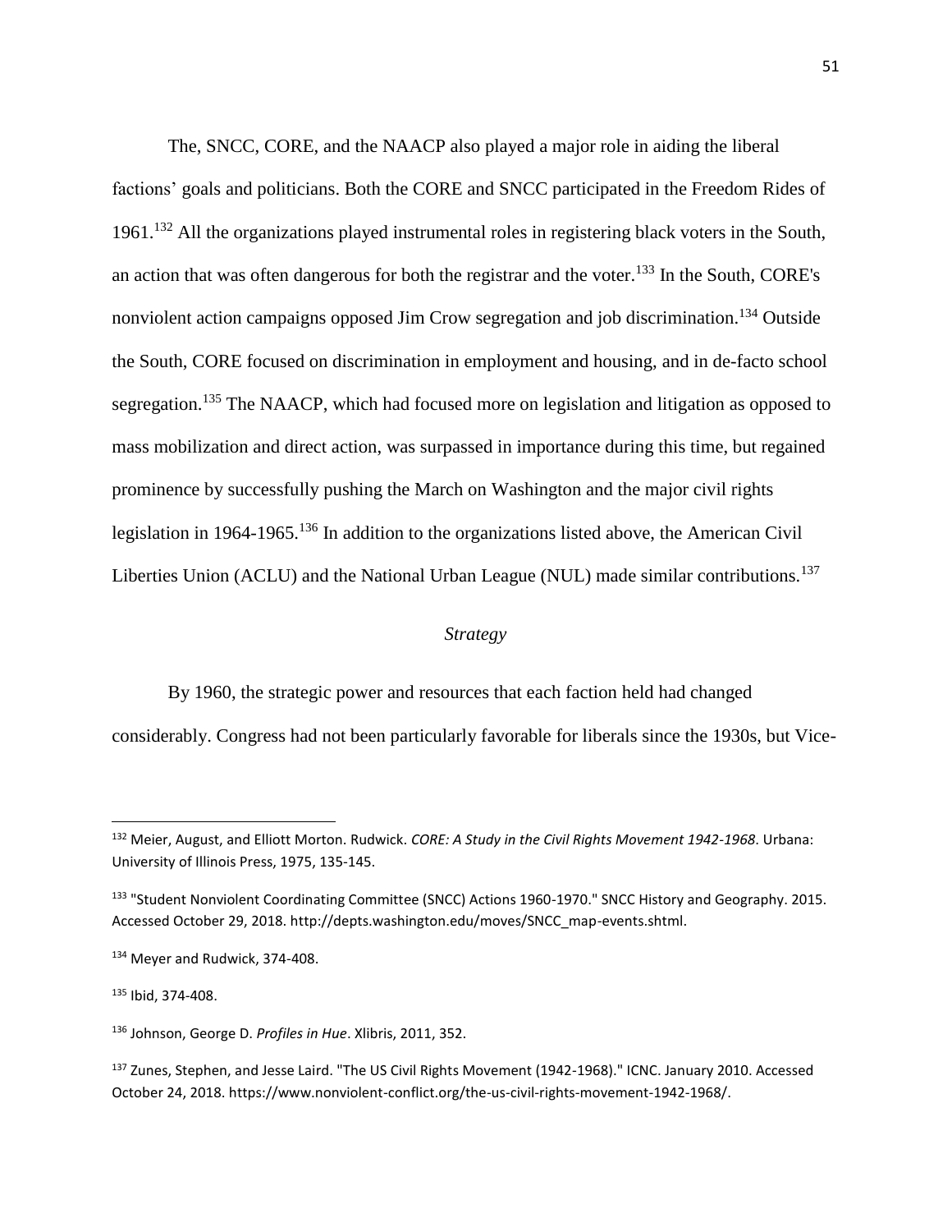The, SNCC, CORE, and the NAACP also played a major role in aiding the liberal factions' goals and politicians. Both the CORE and SNCC participated in the Freedom Rides of 1961.[132] All the organizations played instrumental roles in registering black voters in the South, an action that was often dangerous for both the registrar and the voter.[133] In the South, CORE's nonviolent action campaigns opposed Jim Crow segregation and job discrimination.[134] Outside the South, CORE focused on discrimination in employment and housing, and in de-facto school segregation.[135] The NAACP, which had focused more on legislation and litigation as opposed to mass mobilization and direct action, was surpassed in importance during this time, but regained prominence by successfully pushing the March on Washington and the major civil rights legislation in 1964-1965.[136] In addition to the organizations listed above, the American Civil Liberties Union (ACLU) and the National Urban League (NUL) made similar contributions.[137]

*Strategy*

By 1960, the strategic power and resources that each faction held had changed considerably. Congress had not been particularly favorable for liberals since the 1930s, but Vice-

---

[132] Meier, August, and Elliott Morton. Rudwick. *CORE: A Study in the Civil Rights Movement 1942-1968*. Urbana: University of Illinois Press, 1975, 135-145.

[133] "Student Nonviolent Coordinating Committee (SNCC) Actions 1960-1970." SNCC History and Geography. 2015. Accessed October 29, 2018. http://depts.washington.edu/moves/SNCC_map-events.shtml.

[134] Meyer and Rudwick, 374-408.

[135] Ibid, 374-408.

[136] Johnson, George D. *Profiles in Hue*. Xlibris, 2011, 352.

[137] Zunes, Stephen, and Jesse Laird. "The US Civil Rights Movement (1942-1968)." ICNC. January 2010. Accessed October 24, 2018. https://www.nonviolent-conflict.org/the-us-civil-rights-movement-1942-1968/.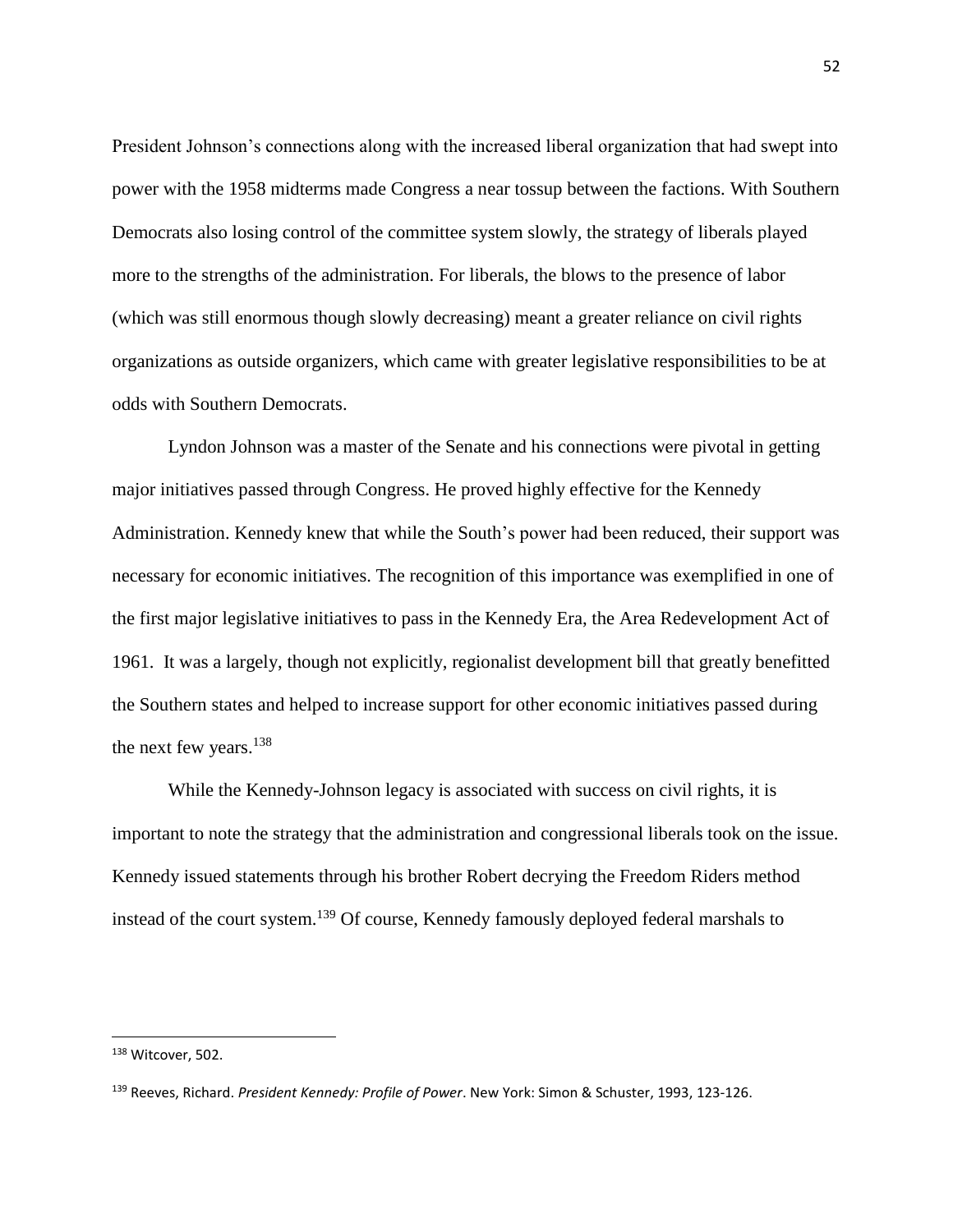President Johnson's connections along with the increased liberal organization that had swept into power with the 1958 midterms made Congress a near tossup between the factions. With Southern Democrats also losing control of the committee system slowly, the strategy of liberals played more to the strengths of the administration. For liberals, the blows to the presence of labor (which was still enormous though slowly decreasing) meant a greater reliance on civil rights organizations as outside organizers, which came with greater legislative responsibilities to be at odds with Southern Democrats.

Lyndon Johnson was a master of the Senate and his connections were pivotal in getting major initiatives passed through Congress. He proved highly effective for the Kennedy Administration. Kennedy knew that while the South's power had been reduced, their support was necessary for economic initiatives. The recognition of this importance was exemplified in one of the first major legislative initiatives to pass in the Kennedy Era, the Area Redevelopment Act of 1961. It was a largely, though not explicitly, regionalist development bill that greatly benefitted the Southern states and helped to increase support for other economic initiatives passed during the next few years.[138]

While the Kennedy-Johnson legacy is associated with success on civil rights, it is important to note the strategy that the administration and congressional liberals took on the issue. Kennedy issued statements through his brother Robert decrying the Freedom Riders method instead of the court system.[139] Of course, Kennedy famously deployed federal marshals to

---

[138] Witcover, 502.

[139] Reeves, Richard. *President Kennedy: Profile of Power*. New York: Simon & Schuster, 1993, 123-126.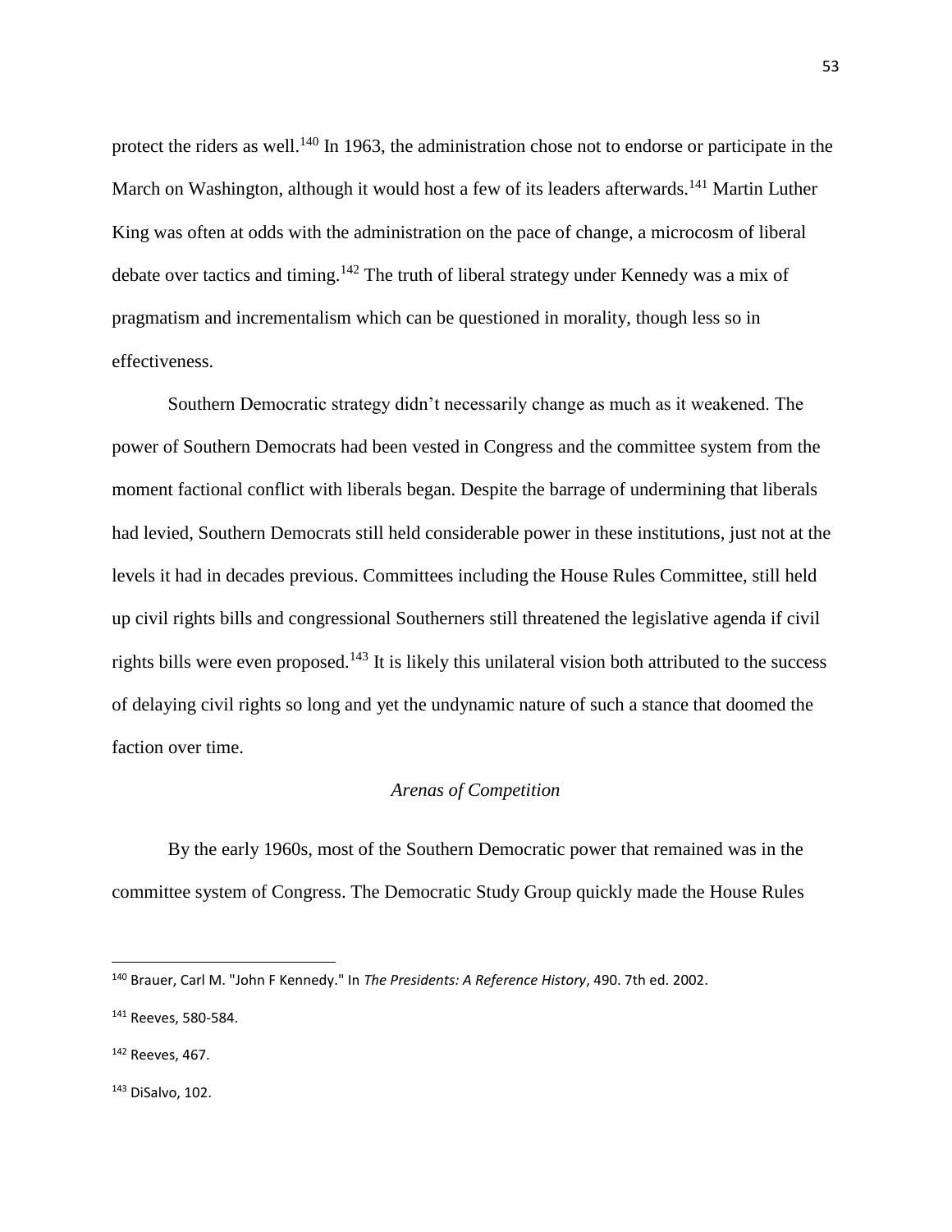protect the riders as well.[140] In 1963, the administration chose not to endorse or participate in the March on Washington, although it would host a few of its leaders afterwards.[141] Martin Luther King was often at odds with the administration on the pace of change, a microcosm of liberal debate over tactics and timing.[142] The truth of liberal strategy under Kennedy was a mix of pragmatism and incrementalism which can be questioned in morality, though less so in effectiveness.

Southern Democratic strategy didn't necessarily change as much as it weakened. The power of Southern Democrats had been vested in Congress and the committee system from the moment factional conflict with liberals began. Despite the barrage of undermining that liberals had levied, Southern Democrats still held considerable power in these institutions, just not at the levels it had in decades previous. Committees including the House Rules Committee, still held up civil rights bills and congressional Southerners still threatened the legislative agenda if civil rights bills were even proposed.[143] It is likely this unilateral vision both attributed to the success of delaying civil rights so long and yet the undynamic nature of such a stance that doomed the faction over time.

### *Arenas of Competition*

By the early 1960s, most of the Southern Democratic power that remained was in the committee system of Congress. The Democratic Study Group quickly made the House Rules

---

[140] Brauer, Carl M. "John F Kennedy." In *The Presidents: A Reference History*, 490. 7th ed. 2002.

[141] Reeves, 580-584.

[142] Reeves, 467.

[143] DiSalvo, 102.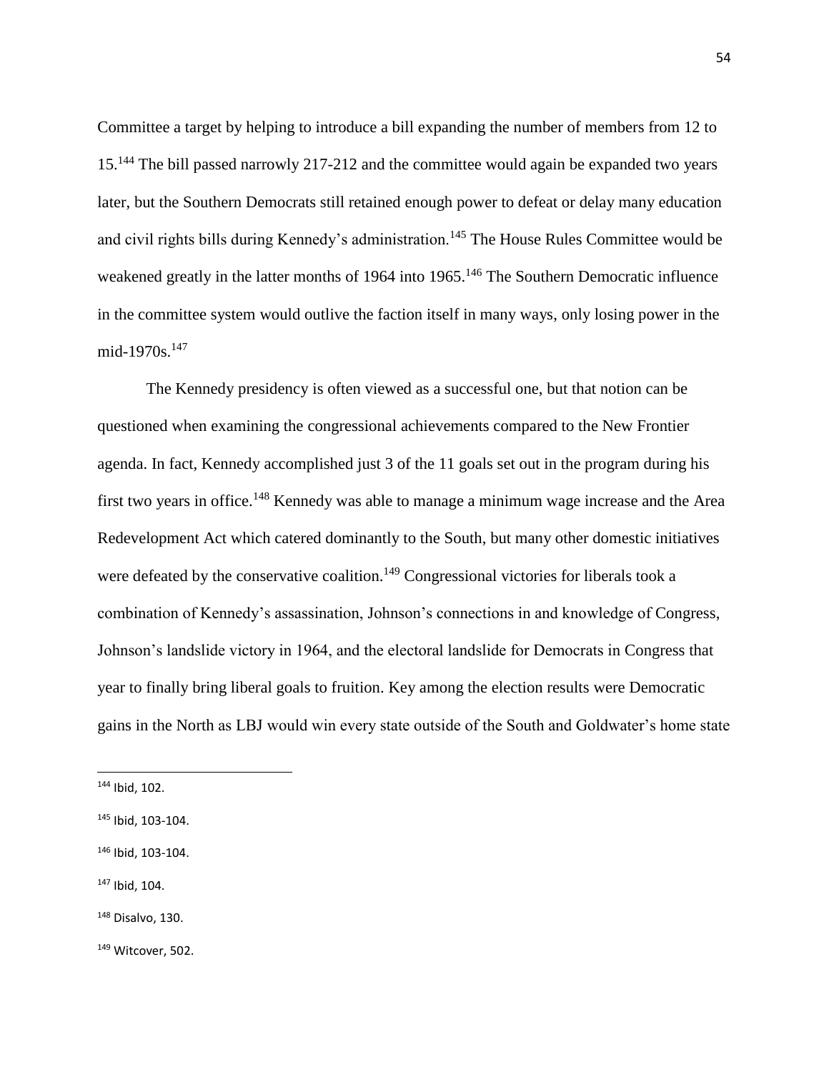Committee a target by helping to introduce a bill expanding the number of members from 12 to 15.[144] The bill passed narrowly 217-212 and the committee would again be expanded two years later, but the Southern Democrats still retained enough power to defeat or delay many education and civil rights bills during Kennedy's administration.[145] The House Rules Committee would be weakened greatly in the latter months of 1964 into 1965.[146] The Southern Democratic influence in the committee system would outlive the faction itself in many ways, only losing power in the mid-1970s.[147]

The Kennedy presidency is often viewed as a successful one, but that notion can be questioned when examining the congressional achievements compared to the New Frontier agenda. In fact, Kennedy accomplished just 3 of the 11 goals set out in the program during his first two years in office.[148] Kennedy was able to manage a minimum wage increase and the Area Redevelopment Act which catered dominantly to the South, but many other domestic initiatives were defeated by the conservative coalition.[149] Congressional victories for liberals took a combination of Kennedy's assassination, Johnson's connections in and knowledge of Congress, Johnson's landslide victory in 1964, and the electoral landslide for Democrats in Congress that year to finally bring liberal goals to fruition. Key among the election results were Democratic gains in the North as LBJ would win every state outside of the South and Goldwater's home state

---

[144] Ibid, 102.

[145] Ibid, 103-104.

[146] Ibid, 103-104.

[147] Ibid, 104.

[148] Disalvo, 130.

[149] Witcover, 502.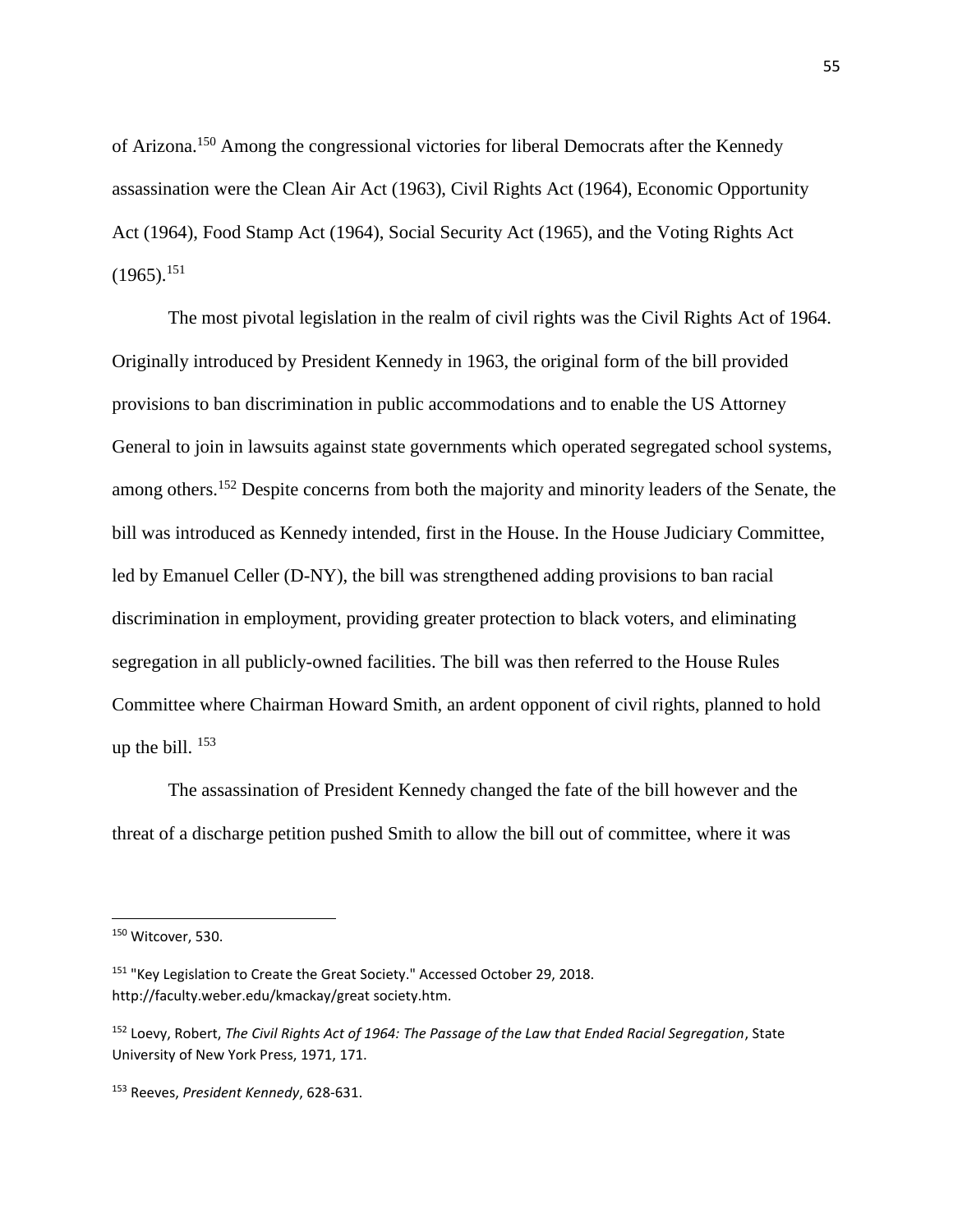of Arizona.[150] Among the congressional victories for liberal Democrats after the Kennedy assassination were the Clean Air Act (1963), Civil Rights Act (1964), Economic Opportunity Act (1964), Food Stamp Act (1964), Social Security Act (1965), and the Voting Rights Act (1965).[151]

The most pivotal legislation in the realm of civil rights was the Civil Rights Act of 1964. Originally introduced by President Kennedy in 1963, the original form of the bill provided provisions to ban discrimination in public accommodations and to enable the US Attorney General to join in lawsuits against state governments which operated segregated school systems, among others.[152] Despite concerns from both the majority and minority leaders of the Senate, the bill was introduced as Kennedy intended, first in the House. In the House Judiciary Committee, led by Emanuel Celler (D-NY), the bill was strengthened adding provisions to ban racial discrimination in employment, providing greater protection to black voters, and eliminating segregation in all publicly-owned facilities. The bill was then referred to the House Rules Committee where Chairman Howard Smith, an ardent opponent of civil rights, planned to hold up the bill. [153]

The assassination of President Kennedy changed the fate of the bill however and the threat of a discharge petition pushed Smith to allow the bill out of committee, where it was

---

[150] Witcover, 530.

[151] "Key Legislation to Create the Great Society." Accessed October 29, 2018. http://faculty.weber.edu/kmackay/great society.htm.

[152] Loevy, Robert, *The Civil Rights Act of 1964: The Passage of the Law that Ended Racial Segregation*, State University of New York Press, 1971, 171.

[153] Reeves, *President Kennedy*, 628-631.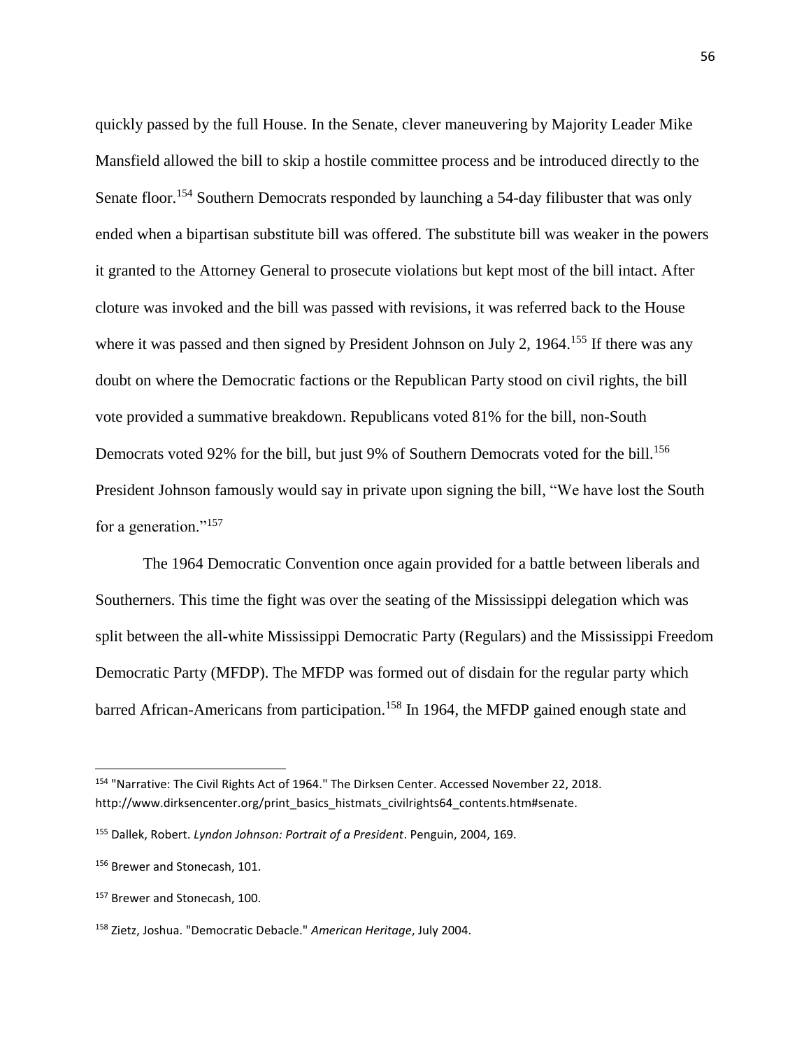quickly passed by the full House. In the Senate, clever maneuvering by Majority Leader Mike Mansfield allowed the bill to skip a hostile committee process and be introduced directly to the Senate floor.[154] Southern Democrats responded by launching a 54-day filibuster that was only ended when a bipartisan substitute bill was offered. The substitute bill was weaker in the powers it granted to the Attorney General to prosecute violations but kept most of the bill intact. After cloture was invoked and the bill was passed with revisions, it was referred back to the House where it was passed and then signed by President Johnson on July 2, 1964.[155] If there was any doubt on where the Democratic factions or the Republican Party stood on civil rights, the bill vote provided a summative breakdown. Republicans voted 81% for the bill, non-South Democrats voted 92% for the bill, but just 9% of Southern Democrats voted for the bill.[156] President Johnson famously would say in private upon signing the bill, "We have lost the South for a generation."[157]

The 1964 Democratic Convention once again provided for a battle between liberals and Southerners. This time the fight was over the seating of the Mississippi delegation which was split between the all-white Mississippi Democratic Party (Regulars) and the Mississippi Freedom Democratic Party (MFDP). The MFDP was formed out of disdain for the regular party which barred African-Americans from participation.[158] In 1964, the MFDP gained enough state and

---

[154] "Narrative: The Civil Rights Act of 1964." The Dirksen Center. Accessed November 22, 2018. http://www.dirksencenter.org/print_basics_histmats_civilrights64_contents.htm#senate.

[155] Dallek, Robert. *Lyndon Johnson: Portrait of a President*. Penguin, 2004, 169.

[156] Brewer and Stonecash, 101.

[157] Brewer and Stonecash, 100.

[158] Zietz, Joshua. "Democratic Debacle." *American Heritage*, July 2004.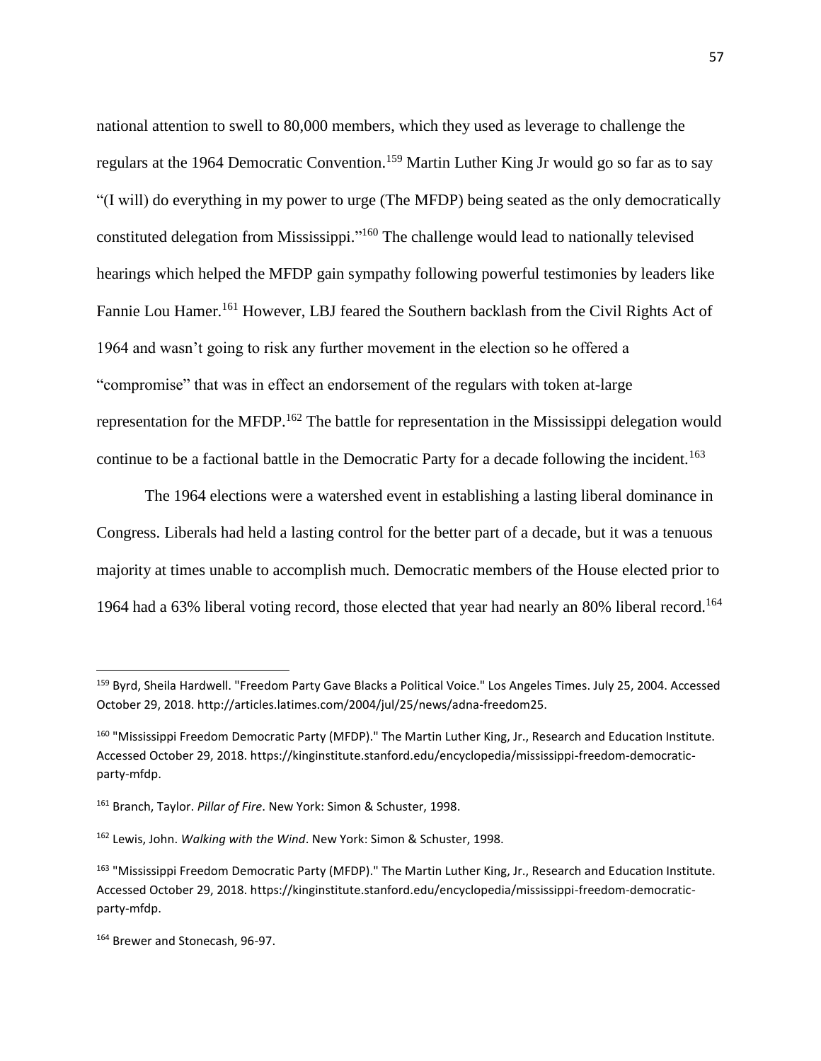national attention to swell to 80,000 members, which they used as leverage to challenge the regulars at the 1964 Democratic Convention.[159] Martin Luther King Jr would go so far as to say "(I will) do everything in my power to urge (The MFDP) being seated as the only democratically constituted delegation from Mississippi."[160] The challenge would lead to nationally televised hearings which helped the MFDP gain sympathy following powerful testimonies by leaders like Fannie Lou Hamer.[161] However, LBJ feared the Southern backlash from the Civil Rights Act of 1964 and wasn't going to risk any further movement in the election so he offered a "compromise" that was in effect an endorsement of the regulars with token at-large representation for the MFDP.[162] The battle for representation in the Mississippi delegation would continue to be a factional battle in the Democratic Party for a decade following the incident.[163]

The 1964 elections were a watershed event in establishing a lasting liberal dominance in Congress. Liberals had held a lasting control for the better part of a decade, but it was a tenuous majority at times unable to accomplish much. Democratic members of the House elected prior to 1964 had a 63% liberal voting record, those elected that year had nearly an 80% liberal record.[164]

---

[159] Byrd, Sheila Hardwell. "Freedom Party Gave Blacks a Political Voice." Los Angeles Times. July 25, 2004. Accessed October 29, 2018. http://articles.latimes.com/2004/jul/25/news/adna-freedom25.

[160] "Mississippi Freedom Democratic Party (MFDP)." The Martin Luther King, Jr., Research and Education Institute. Accessed October 29, 2018. https://kinginstitute.stanford.edu/encyclopedia/mississippi-freedom-democratic-party-mfdp.

[161] Branch, Taylor. *Pillar of Fire*. New York: Simon & Schuster, 1998.

[162] Lewis, John. *Walking with the Wind*. New York: Simon & Schuster, 1998.

[163] "Mississippi Freedom Democratic Party (MFDP)." The Martin Luther King, Jr., Research and Education Institute. Accessed October 29, 2018. https://kinginstitute.stanford.edu/encyclopedia/mississippi-freedom-democratic-party-mfdp.

[164] Brewer and Stonecash, 96-97.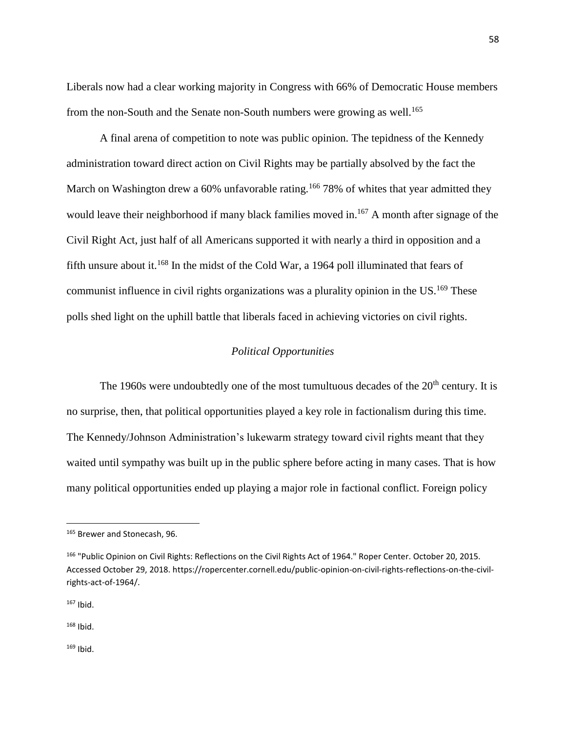Liberals now had a clear working majority in Congress with 66% of Democratic House members from the non-South and the Senate non-South numbers were growing as well.[165]

A final arena of competition to note was public opinion. The tepidness of the Kennedy administration toward direct action on Civil Rights may be partially absolved by the fact the March on Washington drew a 60% unfavorable rating.[166] 78% of whites that year admitted they would leave their neighborhood if many black families moved in.[167] A month after signage of the Civil Right Act, just half of all Americans supported it with nearly a third in opposition and a fifth unsure about it.[168] In the midst of the Cold War, a 1964 poll illuminated that fears of communist influence in civil rights organizations was a plurality opinion in the US.[169] These polls shed light on the uphill battle that liberals faced in achieving victories on civil rights.

### *Political Opportunities*

The 1960s were undoubtedly one of the most tumultuous decades of the 20th century. It is no surprise, then, that political opportunities played a key role in factionalism during this time. The Kennedy/Johnson Administration's lukewarm strategy toward civil rights meant that they waited until sympathy was built up in the public sphere before acting in many cases. That is how many political opportunities ended up playing a major role in factional conflict. Foreign policy

---

[165] Brewer and Stonecash, 96.

[166] "Public Opinion on Civil Rights: Reflections on the Civil Rights Act of 1964." Roper Center. October 20, 2015. Accessed October 29, 2018. https://ropercenter.cornell.edu/public-opinion-on-civil-rights-reflections-on-the-civil-rights-act-of-1964/.

[167] Ibid.

[168] Ibid.

[169] Ibid.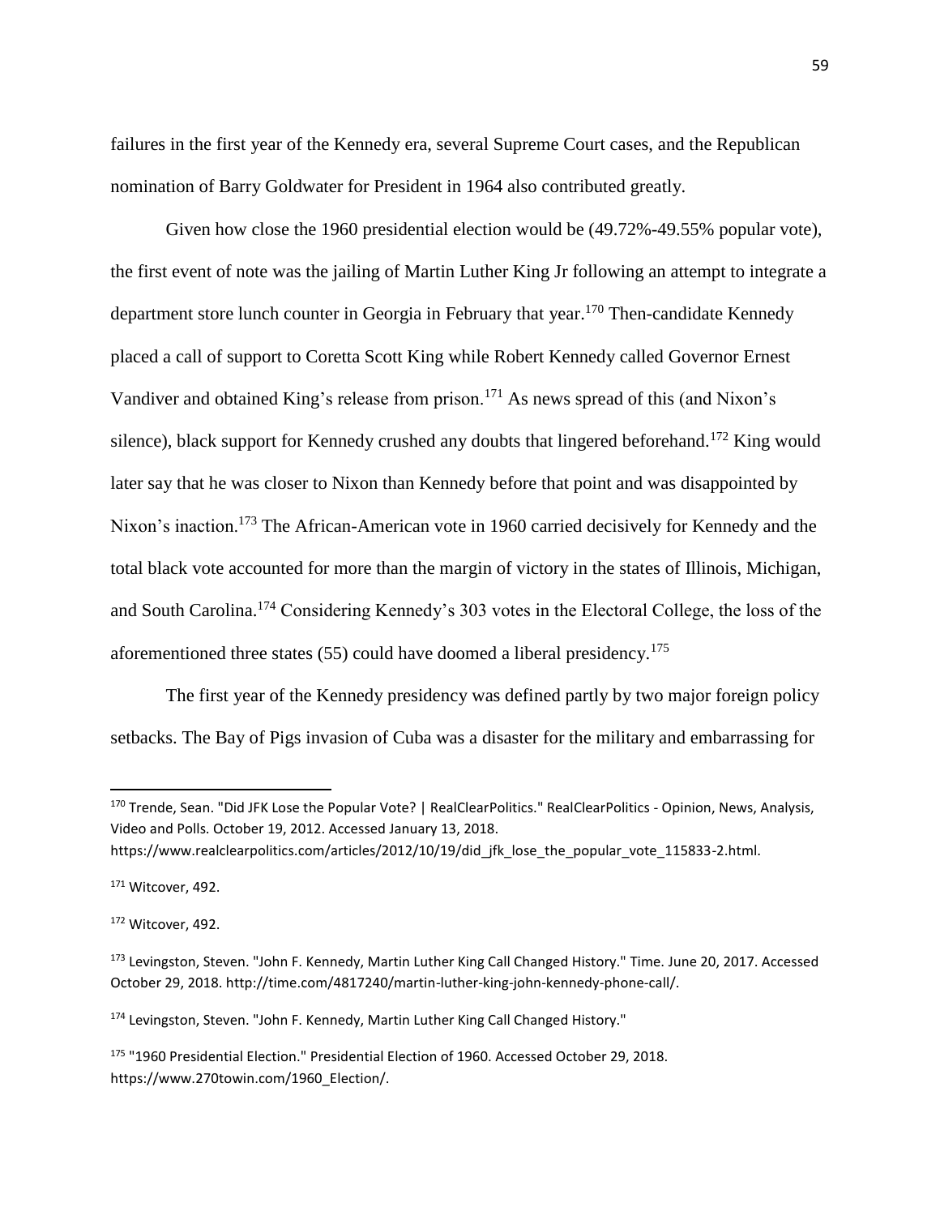failures in the first year of the Kennedy era, several Supreme Court cases, and the Republican nomination of Barry Goldwater for President in 1964 also contributed greatly.

Given how close the 1960 presidential election would be (49.72%-49.55% popular vote), the first event of note was the jailing of Martin Luther King Jr following an attempt to integrate a department store lunch counter in Georgia in February that year.[170] Then-candidate Kennedy placed a call of support to Coretta Scott King while Robert Kennedy called Governor Ernest Vandiver and obtained King's release from prison.[171] As news spread of this (and Nixon's silence), black support for Kennedy crushed any doubts that lingered beforehand.[172] King would later say that he was closer to Nixon than Kennedy before that point and was disappointed by Nixon's inaction.[173] The African-American vote in 1960 carried decisively for Kennedy and the total black vote accounted for more than the margin of victory in the states of Illinois, Michigan, and South Carolina.[174] Considering Kennedy's 303 votes in the Electoral College, the loss of the aforementioned three states (55) could have doomed a liberal presidency.[175]

The first year of the Kennedy presidency was defined partly by two major foreign policy setbacks. The Bay of Pigs invasion of Cuba was a disaster for the military and embarrassing for

---

[170] Trende, Sean. "Did JFK Lose the Popular Vote? | RealClearPolitics." RealClearPolitics - Opinion, News, Analysis, Video and Polls. October 19, 2012. Accessed January 13, 2018. https://www.realclearpolitics.com/articles/2012/10/19/did_jfk_lose_the_popular_vote_115833-2.html.

[171] Witcover, 492.

[172] Witcover, 492.

[173] Levingston, Steven. "John F. Kennedy, Martin Luther King Call Changed History." Time. June 20, 2017. Accessed October 29, 2018. http://time.com/4817240/martin-luther-king-john-kennedy-phone-call/.

[174] Levingston, Steven. "John F. Kennedy, Martin Luther King Call Changed History."

[175] "1960 Presidential Election." Presidential Election of 1960. Accessed October 29, 2018. https://www.270towin.com/1960_Election/.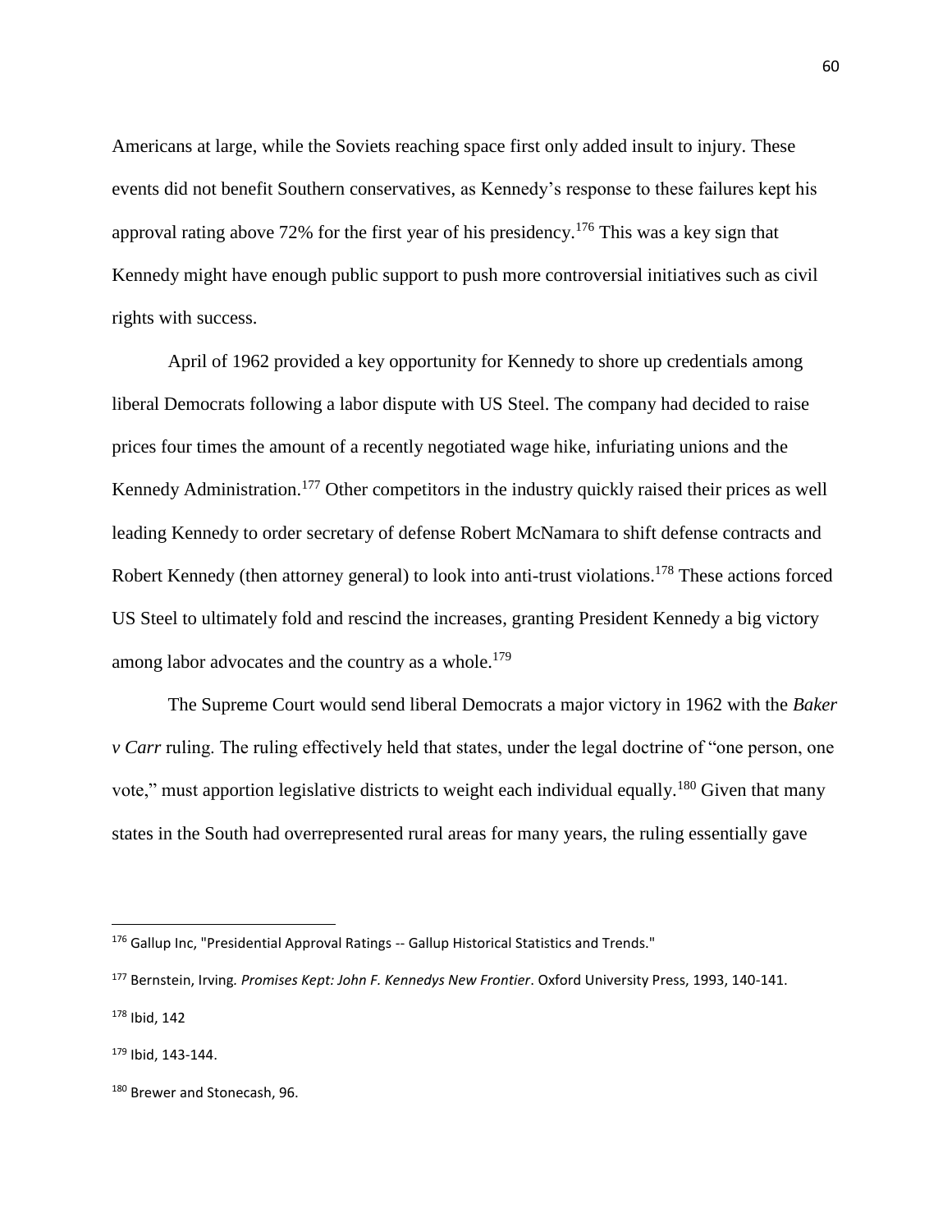Americans at large, while the Soviets reaching space first only added insult to injury. These events did not benefit Southern conservatives, as Kennedy's response to these failures kept his approval rating above 72% for the first year of his presidency.[176] This was a key sign that Kennedy might have enough public support to push more controversial initiatives such as civil rights with success.

April of 1962 provided a key opportunity for Kennedy to shore up credentials among liberal Democrats following a labor dispute with US Steel. The company had decided to raise prices four times the amount of a recently negotiated wage hike, infuriating unions and the Kennedy Administration.[177] Other competitors in the industry quickly raised their prices as well leading Kennedy to order secretary of defense Robert McNamara to shift defense contracts and Robert Kennedy (then attorney general) to look into anti-trust violations.[178] These actions forced US Steel to ultimately fold and rescind the increases, granting President Kennedy a big victory among labor advocates and the country as a whole.[179]

The Supreme Court would send liberal Democrats a major victory in 1962 with the *Baker v Carr* ruling. The ruling effectively held that states, under the legal doctrine of "one person, one vote," must apportion legislative districts to weight each individual equally.[180] Given that many states in the South had overrepresented rural areas for many years, the ruling essentially gave

---

[176] Gallup Inc, "Presidential Approval Ratings -- Gallup Historical Statistics and Trends."

[177] Bernstein, Irving. *Promises Kept: John F. Kennedys New Frontier*. Oxford University Press, 1993, 140-141.

[178] Ibid, 142

[179] Ibid, 143-144.

[180] Brewer and Stonecash, 96.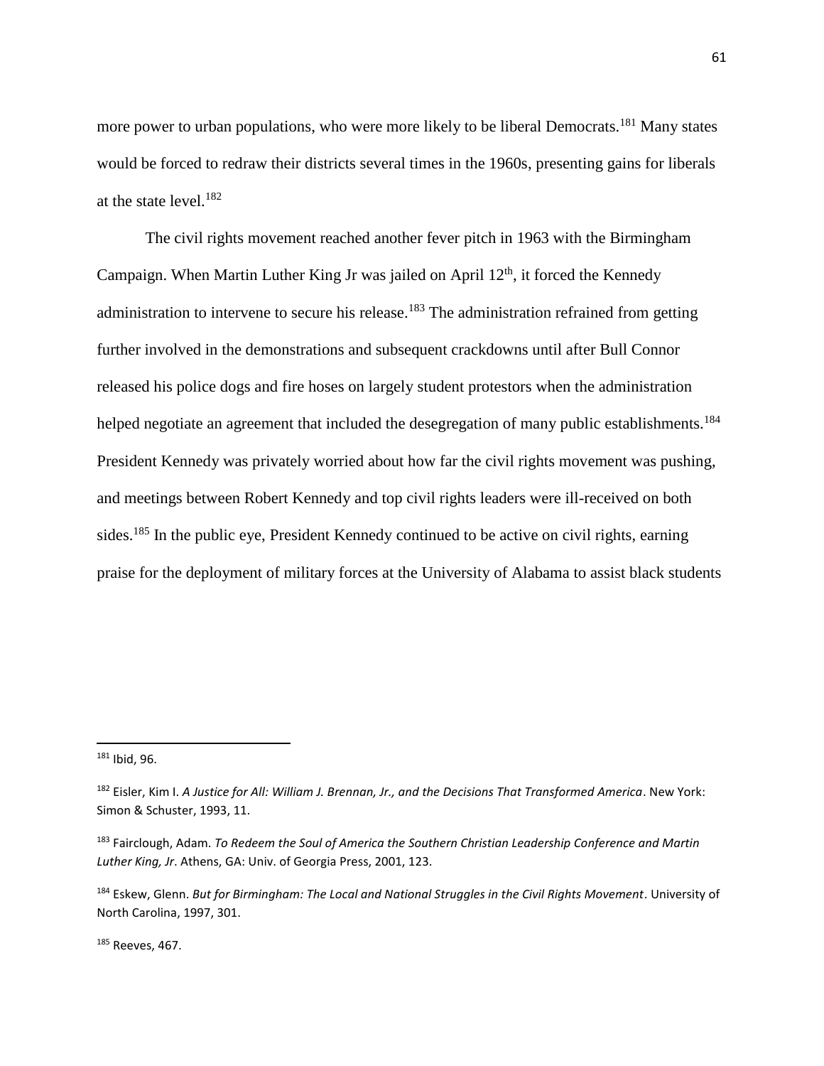more power to urban populations, who were more likely to be liberal Democrats.[181] Many states would be forced to redraw their districts several times in the 1960s, presenting gains for liberals at the state level.[182]

The civil rights movement reached another fever pitch in 1963 with the Birmingham Campaign. When Martin Luther King Jr was jailed on April 12th, it forced the Kennedy administration to intervene to secure his release.[183] The administration refrained from getting further involved in the demonstrations and subsequent crackdowns until after Bull Connor released his police dogs and fire hoses on largely student protestors when the administration helped negotiate an agreement that included the desegregation of many public establishments.[184] President Kennedy was privately worried about how far the civil rights movement was pushing, and meetings between Robert Kennedy and top civil rights leaders were ill-received on both sides.[185] In the public eye, President Kennedy continued to be active on civil rights, earning praise for the deployment of military forces at the University of Alabama to assist black students

---

[181] Ibid, 96.

[182] Eisler, Kim I. *A Justice for All: William J. Brennan, Jr., and the Decisions That Transformed America*. New York: Simon & Schuster, 1993, 11.

[183] Fairclough, Adam. *To Redeem the Soul of America the Southern Christian Leadership Conference and Martin Luther King, Jr*. Athens, GA: Univ. of Georgia Press, 2001, 123.

[184] Eskew, Glenn. *But for Birmingham: The Local and National Struggles in the Civil Rights Movement*. University of North Carolina, 1997, 301.

[185] Reeves, 467.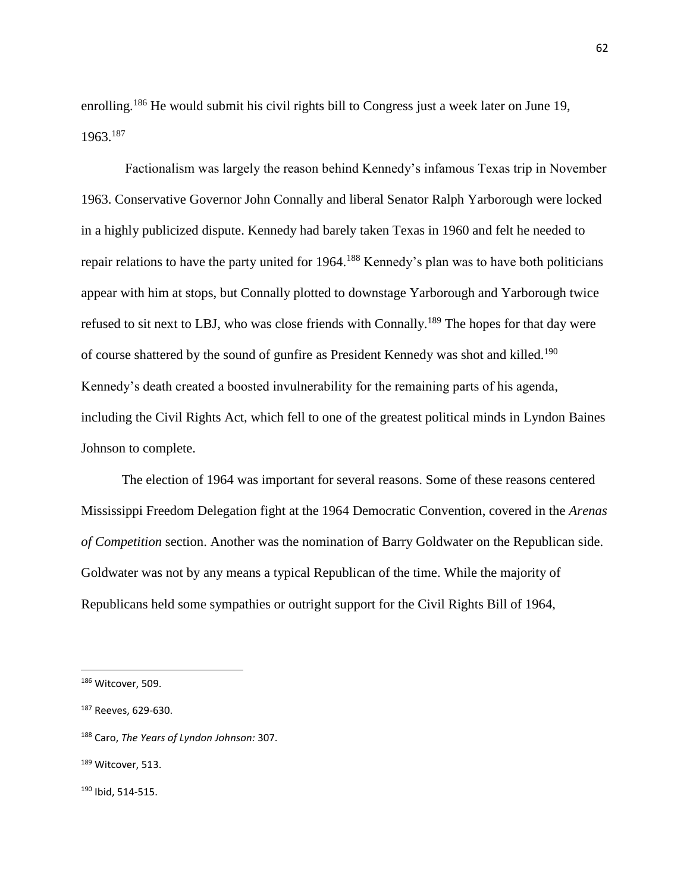enrolling.[186] He would submit his civil rights bill to Congress just a week later on June 19, 1963.[187]

Factionalism was largely the reason behind Kennedy's infamous Texas trip in November 1963. Conservative Governor John Connally and liberal Senator Ralph Yarborough were locked in a highly publicized dispute. Kennedy had barely taken Texas in 1960 and felt he needed to repair relations to have the party united for 1964.[188] Kennedy's plan was to have both politicians appear with him at stops, but Connally plotted to downstage Yarborough and Yarborough twice refused to sit next to LBJ, who was close friends with Connally.[189] The hopes for that day were of course shattered by the sound of gunfire as President Kennedy was shot and killed.[190] Kennedy's death created a boosted invulnerability for the remaining parts of his agenda, including the Civil Rights Act, which fell to one of the greatest political minds in Lyndon Baines Johnson to complete.

The election of 1964 was important for several reasons. Some of these reasons centered Mississippi Freedom Delegation fight at the 1964 Democratic Convention, covered in the *Arenas of Competition* section. Another was the nomination of Barry Goldwater on the Republican side. Goldwater was not by any means a typical Republican of the time. While the majority of Republicans held some sympathies or outright support for the Civil Rights Bill of 1964,

---

[186] Witcover, 509.

[187] Reeves, 629-630.

[188] Caro, *The Years of Lyndon Johnson:* 307.

[189] Witcover, 513.

[190] Ibid, 514-515.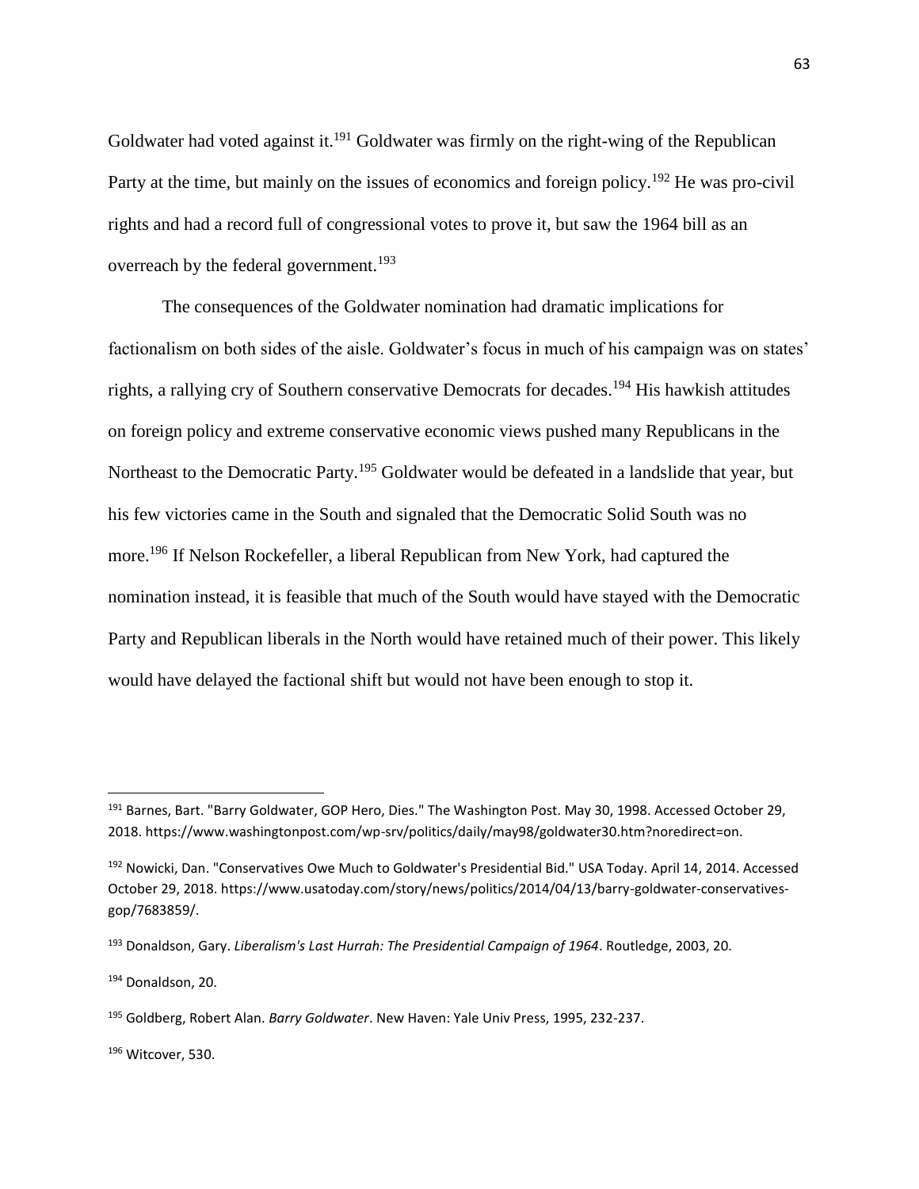Goldwater had voted against it.[191] Goldwater was firmly on the right-wing of the Republican Party at the time, but mainly on the issues of economics and foreign policy.[192] He was pro-civil rights and had a record full of congressional votes to prove it, but saw the 1964 bill as an overreach by the federal government.[193]

The consequences of the Goldwater nomination had dramatic implications for factionalism on both sides of the aisle. Goldwater's focus in much of his campaign was on states' rights, a rallying cry of Southern conservative Democrats for decades.[194] His hawkish attitudes on foreign policy and extreme conservative economic views pushed many Republicans in the Northeast to the Democratic Party.[195] Goldwater would be defeated in a landslide that year, but his few victories came in the South and signaled that the Democratic Solid South was no more.[196] If Nelson Rockefeller, a liberal Republican from New York, had captured the nomination instead, it is feasible that much of the South would have stayed with the Democratic Party and Republican liberals in the North would have retained much of their power. This likely would have delayed the factional shift but would not have been enough to stop it.

---

[191] Barnes, Bart. "Barry Goldwater, GOP Hero, Dies." The Washington Post. May 30, 1998. Accessed October 29, 2018. https://www.washingtonpost.com/wp-srv/politics/daily/may98/goldwater30.htm?noredirect=on.

[192] Nowicki, Dan. "Conservatives Owe Much to Goldwater's Presidential Bid." USA Today. April 14, 2014. Accessed October 29, 2018. https://www.usatoday.com/story/news/politics/2014/04/13/barry-goldwater-conservatives-gop/7683859/.

[193] Donaldson, Gary. *Liberalism's Last Hurrah: The Presidential Campaign of 1964*. Routledge, 2003, 20.

[194] Donaldson, 20.

[195] Goldberg, Robert Alan. *Barry Goldwater*. New Haven: Yale Univ Press, 1995, 232-237.

[196] Witcover, 530.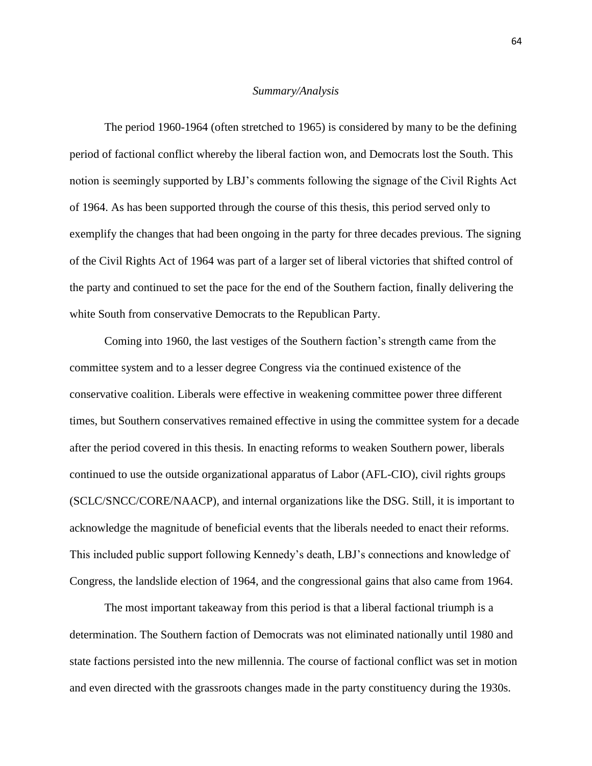*Summary/Analysis*

The period 1960-1964 (often stretched to 1965) is considered by many to be the defining period of factional conflict whereby the liberal faction won, and Democrats lost the South. This notion is seemingly supported by LBJ's comments following the signage of the Civil Rights Act of 1964. As has been supported through the course of this thesis, this period served only to exemplify the changes that had been ongoing in the party for three decades previous. The signing of the Civil Rights Act of 1964 was part of a larger set of liberal victories that shifted control of the party and continued to set the pace for the end of the Southern faction, finally delivering the white South from conservative Democrats to the Republican Party.

Coming into 1960, the last vestiges of the Southern faction's strength came from the committee system and to a lesser degree Congress via the continued existence of the conservative coalition. Liberals were effective in weakening committee power three different times, but Southern conservatives remained effective in using the committee system for a decade after the period covered in this thesis. In enacting reforms to weaken Southern power, liberals continued to use the outside organizational apparatus of Labor (AFL-CIO), civil rights groups (SCLC/SNCC/CORE/NAACP), and internal organizations like the DSG. Still, it is important to acknowledge the magnitude of beneficial events that the liberals needed to enact their reforms. This included public support following Kennedy's death, LBJ's connections and knowledge of Congress, the landslide election of 1964, and the congressional gains that also came from 1964.

The most important takeaway from this period is that a liberal factional triumph is a determination. The Southern faction of Democrats was not eliminated nationally until 1980 and state factions persisted into the new millennia. The course of factional conflict was set in motion and even directed with the grassroots changes made in the party constituency during the 1930s.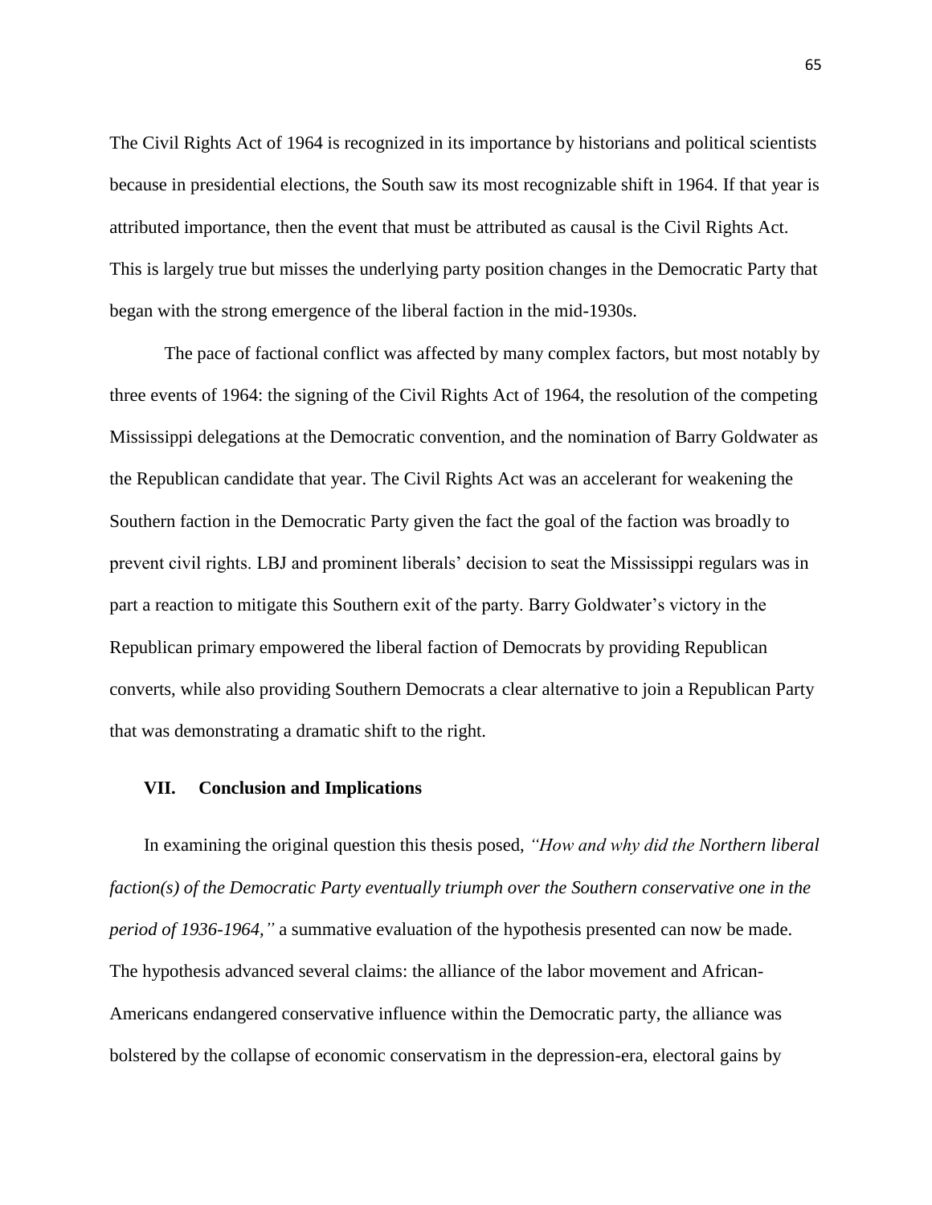The Civil Rights Act of 1964 is recognized in its importance by historians and political scientists because in presidential elections, the South saw its most recognizable shift in 1964. If that year is attributed importance, then the event that must be attributed as causal is the Civil Rights Act. This is largely true but misses the underlying party position changes in the Democratic Party that began with the strong emergence of the liberal faction in the mid-1930s.

The pace of factional conflict was affected by many complex factors, but most notably by three events of 1964: the signing of the Civil Rights Act of 1964, the resolution of the competing Mississippi delegations at the Democratic convention, and the nomination of Barry Goldwater as the Republican candidate that year. The Civil Rights Act was an accelerant for weakening the Southern faction in the Democratic Party given the fact the goal of the faction was broadly to prevent civil rights. LBJ and prominent liberals' decision to seat the Mississippi regulars was in part a reaction to mitigate this Southern exit of the party. Barry Goldwater's victory in the Republican primary empowered the liberal faction of Democrats by providing Republican converts, while also providing Southern Democrats a clear alternative to join a Republican Party that was demonstrating a dramatic shift to the right.

## VII. Conclusion and Implications

In examining the original question this thesis posed, *"How and why did the Northern liberal faction(s) of the Democratic Party eventually triumph over the Southern conservative one in the period of 1936-1964,"* a summative evaluation of the hypothesis presented can now be made. The hypothesis advanced several claims: the alliance of the labor movement and African-Americans endangered conservative influence within the Democratic party, the alliance was bolstered by the collapse of economic conservatism in the depression-era, electoral gains by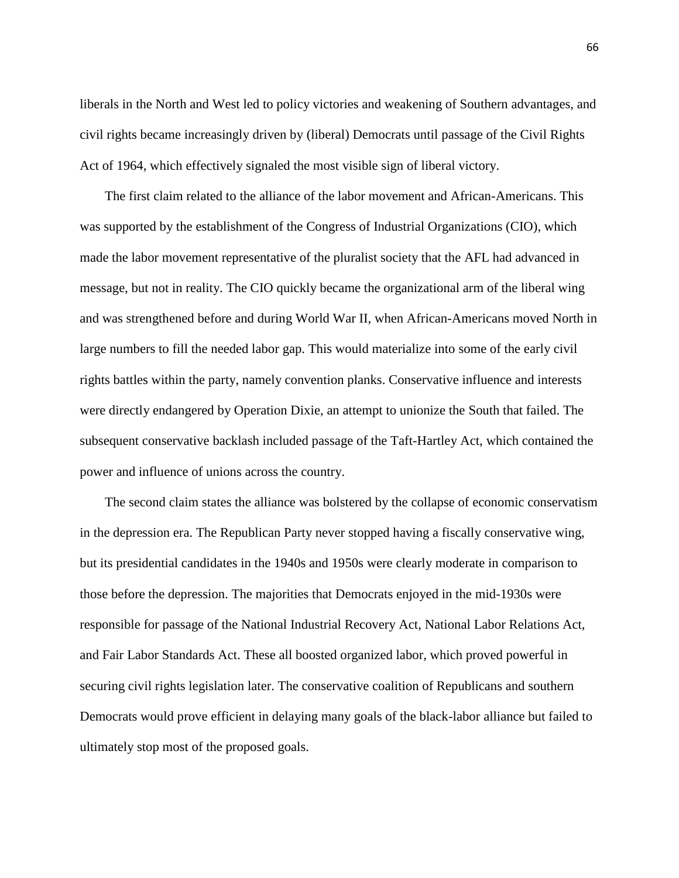liberals in the North and West led to policy victories and weakening of Southern advantages, and civil rights became increasingly driven by (liberal) Democrats until passage of the Civil Rights Act of 1964, which effectively signaled the most visible sign of liberal victory.

The first claim related to the alliance of the labor movement and African-Americans. This was supported by the establishment of the Congress of Industrial Organizations (CIO), which made the labor movement representative of the pluralist society that the AFL had advanced in message, but not in reality. The CIO quickly became the organizational arm of the liberal wing and was strengthened before and during World War II, when African-Americans moved North in large numbers to fill the needed labor gap. This would materialize into some of the early civil rights battles within the party, namely convention planks. Conservative influence and interests were directly endangered by Operation Dixie, an attempt to unionize the South that failed. The subsequent conservative backlash included passage of the Taft-Hartley Act, which contained the power and influence of unions across the country.

The second claim states the alliance was bolstered by the collapse of economic conservatism in the depression era. The Republican Party never stopped having a fiscally conservative wing, but its presidential candidates in the 1940s and 1950s were clearly moderate in comparison to those before the depression. The majorities that Democrats enjoyed in the mid-1930s were responsible for passage of the National Industrial Recovery Act, National Labor Relations Act, and Fair Labor Standards Act. These all boosted organized labor, which proved powerful in securing civil rights legislation later. The conservative coalition of Republicans and southern Democrats would prove efficient in delaying many goals of the black-labor alliance but failed to ultimately stop most of the proposed goals.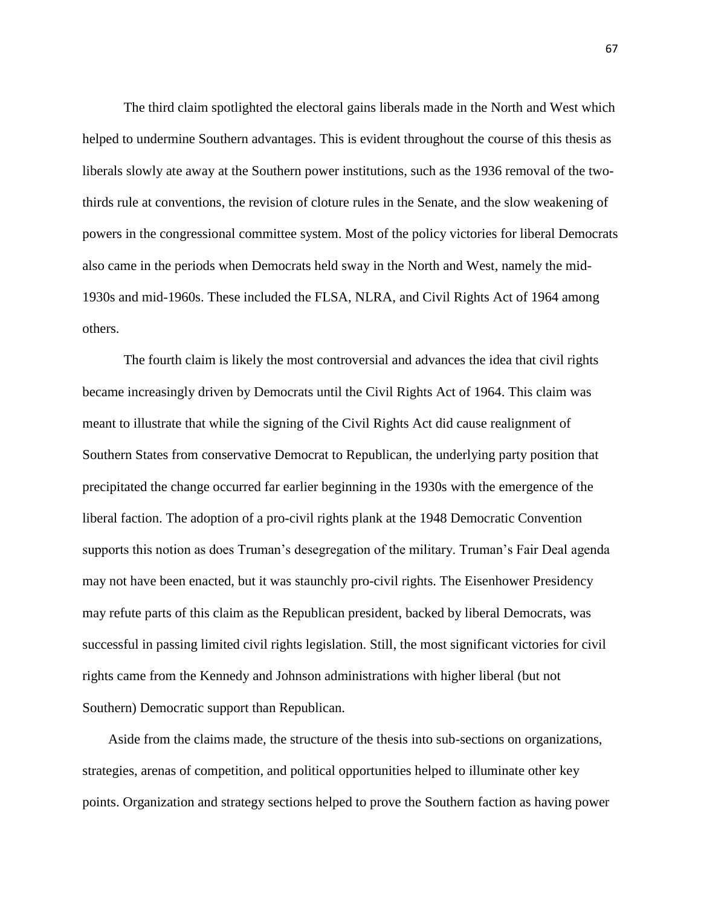The third claim spotlighted the electoral gains liberals made in the North and West which helped to undermine Southern advantages. This is evident throughout the course of this thesis as liberals slowly ate away at the Southern power institutions, such as the 1936 removal of the two-thirds rule at conventions, the revision of cloture rules in the Senate, and the slow weakening of powers in the congressional committee system. Most of the policy victories for liberal Democrats also came in the periods when Democrats held sway in the North and West, namely the mid-1930s and mid-1960s. These included the FLSA, NLRA, and Civil Rights Act of 1964 among others.

The fourth claim is likely the most controversial and advances the idea that civil rights became increasingly driven by Democrats until the Civil Rights Act of 1964. This claim was meant to illustrate that while the signing of the Civil Rights Act did cause realignment of Southern States from conservative Democrat to Republican, the underlying party position that precipitated the change occurred far earlier beginning in the 1930s with the emergence of the liberal faction. The adoption of a pro-civil rights plank at the 1948 Democratic Convention supports this notion as does Truman's desegregation of the military. Truman's Fair Deal agenda may not have been enacted, but it was staunchly pro-civil rights. The Eisenhower Presidency may refute parts of this claim as the Republican president, backed by liberal Democrats, was successful in passing limited civil rights legislation. Still, the most significant victories for civil rights came from the Kennedy and Johnson administrations with higher liberal (but not Southern) Democratic support than Republican.

Aside from the claims made, the structure of the thesis into sub-sections on organizations, strategies, arenas of competition, and political opportunities helped to illuminate other key points. Organization and strategy sections helped to prove the Southern faction as having power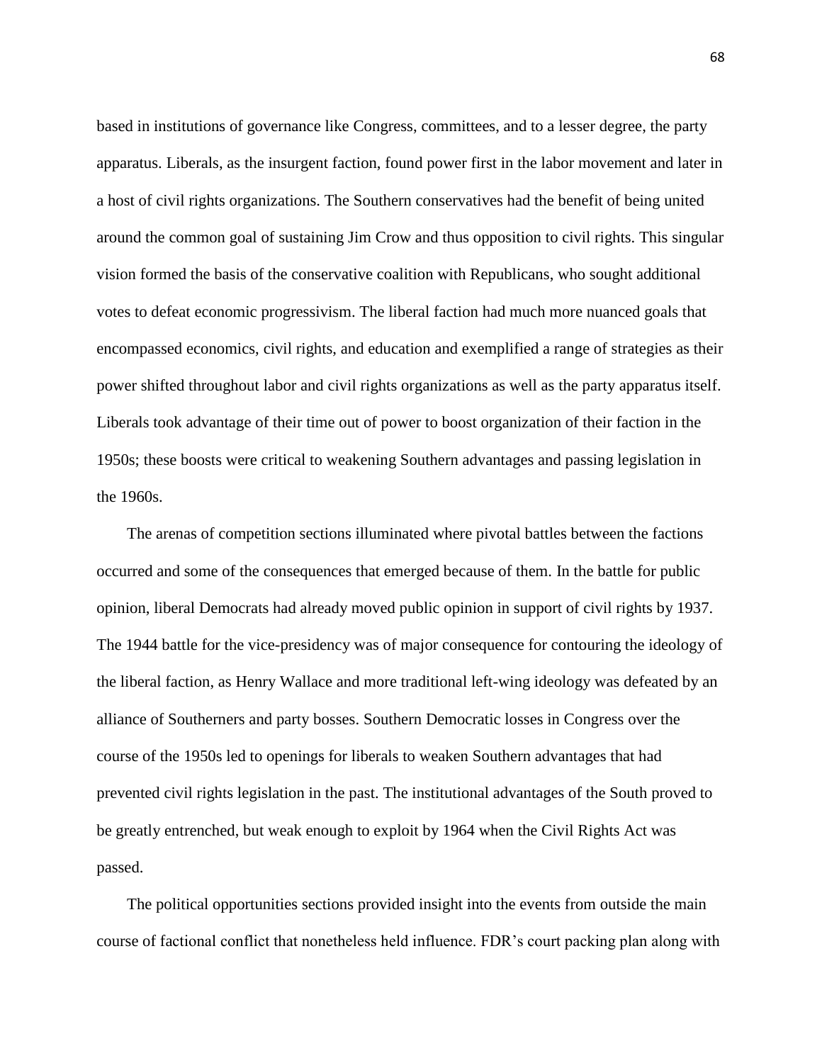based in institutions of governance like Congress, committees, and to a lesser degree, the party apparatus. Liberals, as the insurgent faction, found power first in the labor movement and later in a host of civil rights organizations. The Southern conservatives had the benefit of being united around the common goal of sustaining Jim Crow and thus opposition to civil rights. This singular vision formed the basis of the conservative coalition with Republicans, who sought additional votes to defeat economic progressivism. The liberal faction had much more nuanced goals that encompassed economics, civil rights, and education and exemplified a range of strategies as their power shifted throughout labor and civil rights organizations as well as the party apparatus itself. Liberals took advantage of their time out of power to boost organization of their faction in the 1950s; these boosts were critical to weakening Southern advantages and passing legislation in the 1960s.

The arenas of competition sections illuminated where pivotal battles between the factions occurred and some of the consequences that emerged because of them. In the battle for public opinion, liberal Democrats had already moved public opinion in support of civil rights by 1937. The 1944 battle for the vice-presidency was of major consequence for contouring the ideology of the liberal faction, as Henry Wallace and more traditional left-wing ideology was defeated by an alliance of Southerners and party bosses. Southern Democratic losses in Congress over the course of the 1950s led to openings for liberals to weaken Southern advantages that had prevented civil rights legislation in the past. The institutional advantages of the South proved to be greatly entrenched, but weak enough to exploit by 1964 when the Civil Rights Act was passed.

The political opportunities sections provided insight into the events from outside the main course of factional conflict that nonetheless held influence. FDR's court packing plan along with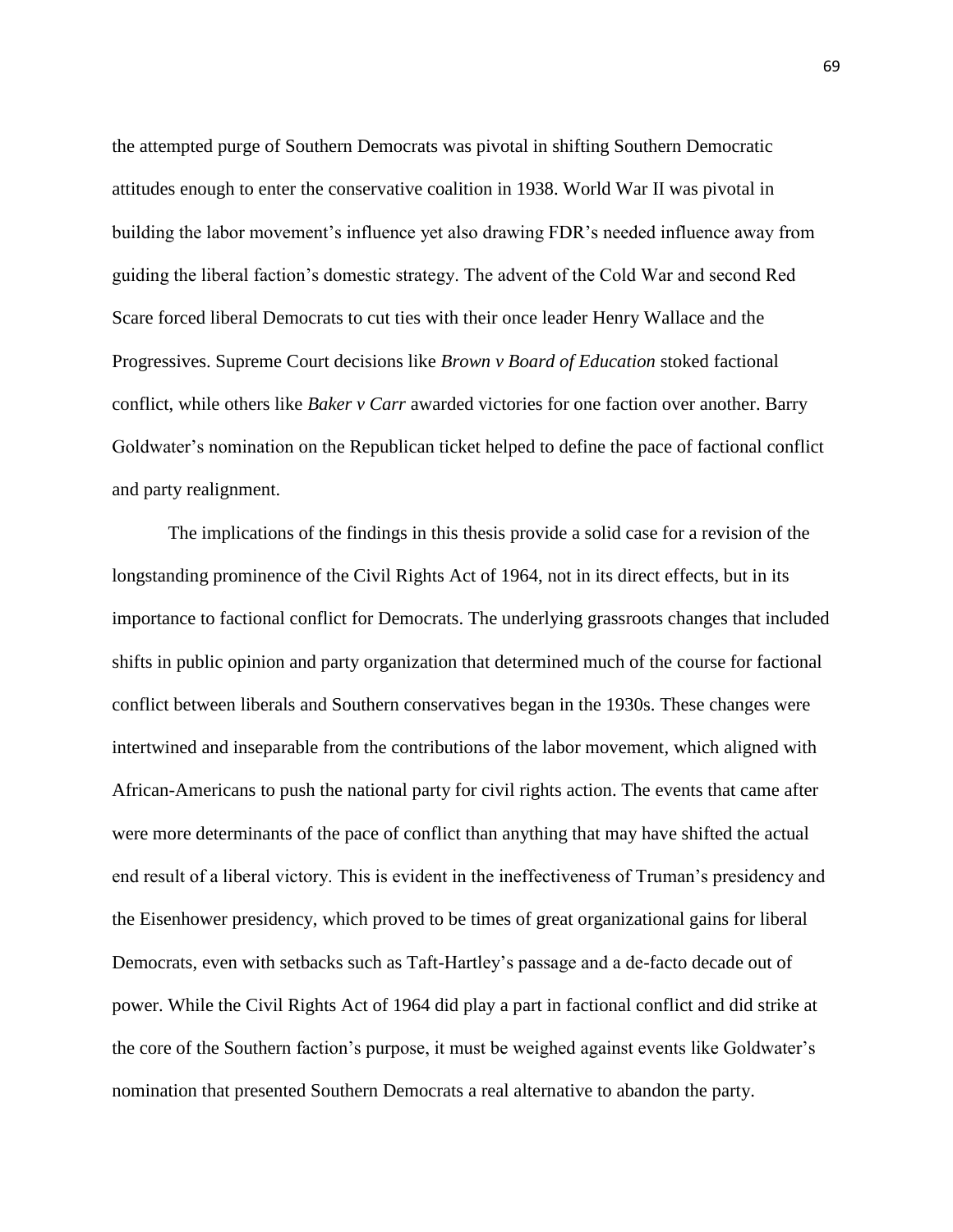the attempted purge of Southern Democrats was pivotal in shifting Southern Democratic attitudes enough to enter the conservative coalition in 1938. World War II was pivotal in building the labor movement's influence yet also drawing FDR's needed influence away from guiding the liberal faction's domestic strategy. The advent of the Cold War and second Red Scare forced liberal Democrats to cut ties with their once leader Henry Wallace and the Progressives. Supreme Court decisions like *Brown v Board of Education* stoked factional conflict, while others like *Baker v Carr* awarded victories for one faction over another. Barry Goldwater's nomination on the Republican ticket helped to define the pace of factional conflict and party realignment.

The implications of the findings in this thesis provide a solid case for a revision of the longstanding prominence of the Civil Rights Act of 1964, not in its direct effects, but in its importance to factional conflict for Democrats. The underlying grassroots changes that included shifts in public opinion and party organization that determined much of the course for factional conflict between liberals and Southern conservatives began in the 1930s. These changes were intertwined and inseparable from the contributions of the labor movement, which aligned with African-Americans to push the national party for civil rights action. The events that came after were more determinants of the pace of conflict than anything that may have shifted the actual end result of a liberal victory. This is evident in the ineffectiveness of Truman's presidency and the Eisenhower presidency, which proved to be times of great organizational gains for liberal Democrats, even with setbacks such as Taft-Hartley's passage and a de-facto decade out of power. While the Civil Rights Act of 1964 did play a part in factional conflict and did strike at the core of the Southern faction's purpose, it must be weighed against events like Goldwater's nomination that presented Southern Democrats a real alternative to abandon the party.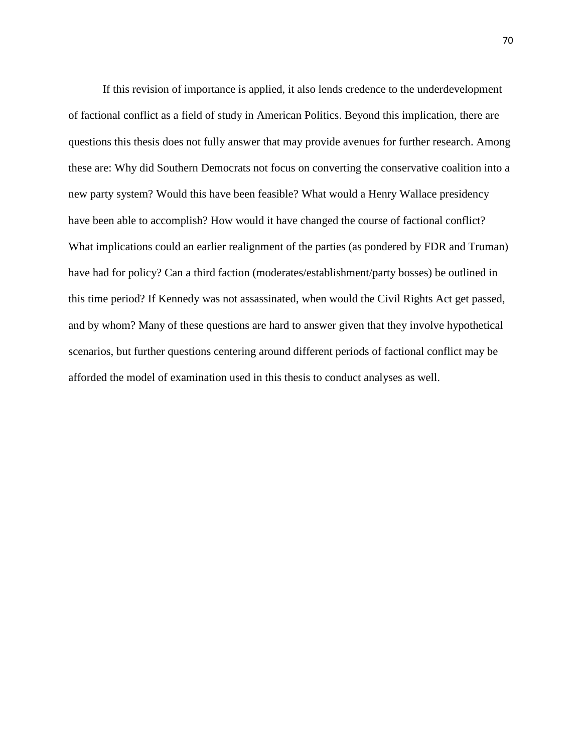If this revision of importance is applied, it also lends credence to the underdevelopment of factional conflict as a field of study in American Politics. Beyond this implication, there are questions this thesis does not fully answer that may provide avenues for further research. Among these are: Why did Southern Democrats not focus on converting the conservative coalition into a new party system? Would this have been feasible? What would a Henry Wallace presidency have been able to accomplish? How would it have changed the course of factional conflict? What implications could an earlier realignment of the parties (as pondered by FDR and Truman) have had for policy? Can a third faction (moderates/establishment/party bosses) be outlined in this time period? If Kennedy was not assassinated, when would the Civil Rights Act get passed, and by whom? Many of these questions are hard to answer given that they involve hypothetical scenarios, but further questions centering around different periods of factional conflict may be afforded the model of examination used in this thesis to conduct analyses as well.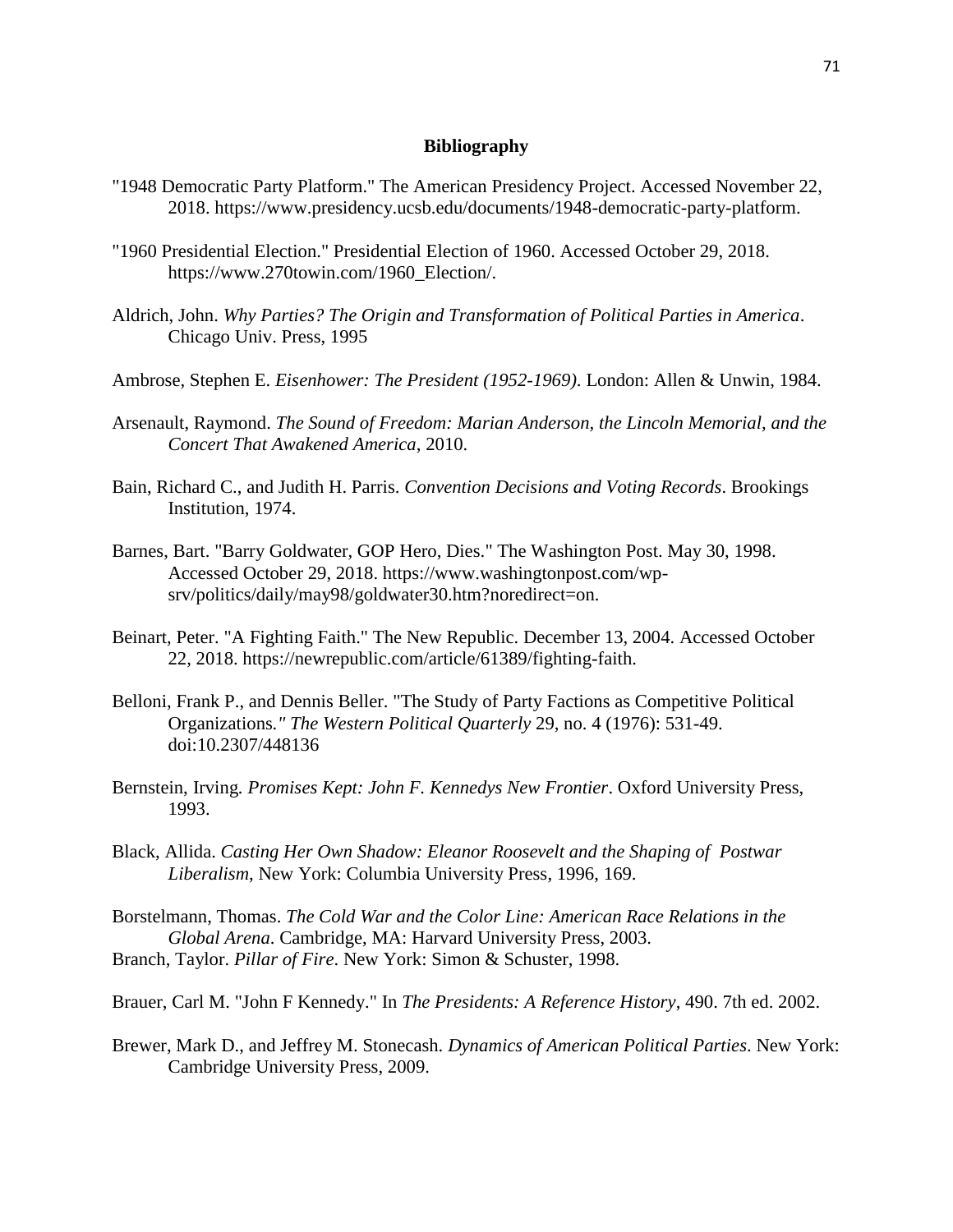## Bibliography

"1948 Democratic Party Platform." The American Presidency Project. Accessed November 22, 2018. https://www.presidency.ucsb.edu/documents/1948-democratic-party-platform.

"1960 Presidential Election." Presidential Election of 1960. Accessed October 29, 2018. https://www.270towin.com/1960_Election/.

Aldrich, John. *Why Parties? The Origin and Transformation of Political Parties in America*. Chicago Univ. Press, 1995

Ambrose, Stephen E. *Eisenhower: The President (1952-1969)*. London: Allen & Unwin, 1984.

Arsenault, Raymond. *The Sound of Freedom: Marian Anderson, the Lincoln Memorial, and the Concert That Awakened America*, 2010.

Bain, Richard C., and Judith H. Parris. *Convention Decisions and Voting Records*. Brookings Institution, 1974.

Barnes, Bart. "Barry Goldwater, GOP Hero, Dies." The Washington Post. May 30, 1998. Accessed October 29, 2018. https://www.washingtonpost.com/wp-srv/politics/daily/may98/goldwater30.htm?noredirect=on.

Beinart, Peter. "A Fighting Faith." The New Republic. December 13, 2004. Accessed October 22, 2018. https://newrepublic.com/article/61389/fighting-faith.

Belloni, Frank P., and Dennis Beller. "The Study of Party Factions as Competitive Political Organizations*." The Western Political Quarterly* 29, no. 4 (1976): 531-49. doi:10.2307/448136

Bernstein, Irving. *Promises Kept: John F. Kennedys New Frontier*. Oxford University Press, 1993.

Black, Allida. *Casting Her Own Shadow: Eleanor Roosevelt and the Shaping of Postwar Liberalism*, New York: Columbia University Press, 1996, 169.

Borstelmann, Thomas. *The Cold War and the Color Line: American Race Relations in the Global Arena*. Cambridge, MA: Harvard University Press, 2003.

Branch, Taylor. *Pillar of Fire*. New York: Simon & Schuster, 1998.

Brauer, Carl M. "John F Kennedy." In *The Presidents: A Reference History*, 490. 7th ed. 2002.

Brewer, Mark D., and Jeffrey M. Stonecash. *Dynamics of American Political Parties*. New York: Cambridge University Press, 2009.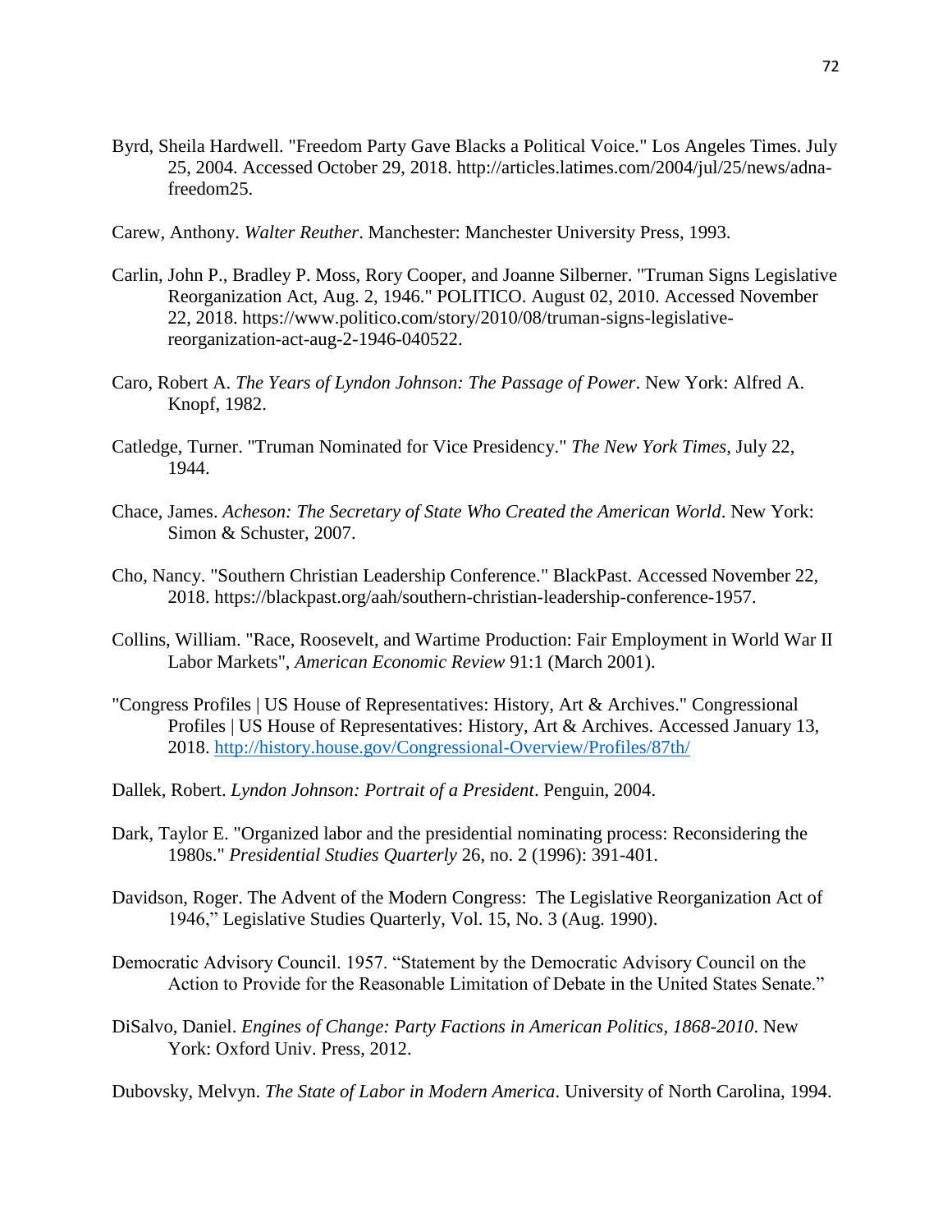Byrd, Sheila Hardwell. "Freedom Party Gave Blacks a Political Voice." Los Angeles Times. July 25, 2004. Accessed October 29, 2018. http://articles.latimes.com/2004/jul/25/news/adna-freedom25.

Carew, Anthony. *Walter Reuther*. Manchester: Manchester University Press, 1993.

Carlin, John P., Bradley P. Moss, Rory Cooper, and Joanne Silberner. "Truman Signs Legislative Reorganization Act, Aug. 2, 1946." POLITICO. August 02, 2010. Accessed November 22, 2018. https://www.politico.com/story/2010/08/truman-signs-legislative-reorganization-act-aug-2-1946-040522.

Caro, Robert A. *The Years of Lyndon Johnson: The Passage of Power*. New York: Alfred A. Knopf, 1982.

Catledge, Turner. "Truman Nominated for Vice Presidency." *The New York Times*, July 22, 1944.

Chace, James. *Acheson: The Secretary of State Who Created the American World*. New York: Simon & Schuster, 2007.

Cho, Nancy. "Southern Christian Leadership Conference." BlackPast. Accessed November 22, 2018. https://blackpast.org/aah/southern-christian-leadership-conference-1957.

Collins, William. "Race, Roosevelt, and Wartime Production: Fair Employment in World War II Labor Markets", *American Economic Review* 91:1 (March 2001).

"Congress Profiles | US House of Representatives: History, Art & Archives." Congressional Profiles | US House of Representatives: History, Art & Archives. Accessed January 13, 2018. [http://history.house.gov/Congressional-Overview/Profiles/87th/](http://history.house.gov/Congressional-Overview/Profiles/87th/)

Dallek, Robert. *Lyndon Johnson: Portrait of a President*. Penguin, 2004.

Dark, Taylor E. "Organized labor and the presidential nominating process: Reconsidering the 1980s." *Presidential Studies Quarterly* 26, no. 2 (1996): 391-401.

Davidson, Roger. The Advent of the Modern Congress: The Legislative Reorganization Act of 1946," Legislative Studies Quarterly, Vol. 15, No. 3 (Aug. 1990).

Democratic Advisory Council. 1957. "Statement by the Democratic Advisory Council on the Action to Provide for the Reasonable Limitation of Debate in the United States Senate."

DiSalvo, Daniel. *Engines of Change: Party Factions in American Politics, 1868-2010*. New York: Oxford Univ. Press, 2012.

Dubovsky, Melvyn. *The State of Labor in Modern America*. University of North Carolina, 1994.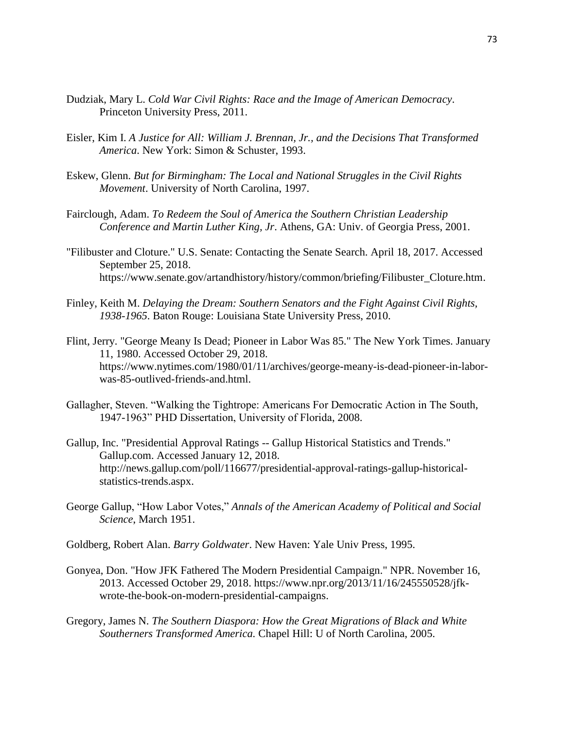Dudziak, Mary L. *Cold War Civil Rights: Race and the Image of American Democracy*. Princeton University Press, 2011.

Eisler, Kim I. *A Justice for All: William J. Brennan, Jr., and the Decisions That Transformed America*. New York: Simon & Schuster, 1993.

Eskew, Glenn. *But for Birmingham: The Local and National Struggles in the Civil Rights Movement*. University of North Carolina, 1997.

Fairclough, Adam. *To Redeem the Soul of America the Southern Christian Leadership Conference and Martin Luther King, Jr*. Athens, GA: Univ. of Georgia Press, 2001.

"Filibuster and Cloture." U.S. Senate: Contacting the Senate Search. April 18, 2017. Accessed September 25, 2018. https://www.senate.gov/artandhistory/history/common/briefing/Filibuster_Cloture.htm.

Finley, Keith M. *Delaying the Dream: Southern Senators and the Fight Against Civil Rights, 1938-1965*. Baton Rouge: Louisiana State University Press, 2010.

Flint, Jerry. "George Meany Is Dead; Pioneer in Labor Was 85." The New York Times. January 11, 1980. Accessed October 29, 2018. https://www.nytimes.com/1980/01/11/archives/george-meany-is-dead-pioneer-in-labor-was-85-outlived-friends-and.html.

Gallagher, Steven. "Walking the Tightrope: Americans For Democratic Action in The South, 1947-1963" PHD Dissertation, University of Florida, 2008.

Gallup, Inc. "Presidential Approval Ratings -- Gallup Historical Statistics and Trends." Gallup.com. Accessed January 12, 2018. http://news.gallup.com/poll/116677/presidential-approval-ratings-gallup-historical-statistics-trends.aspx.

George Gallup, "How Labor Votes," *Annals of the American Academy of Political and Social Science*, March 1951.

Goldberg, Robert Alan. *Barry Goldwater*. New Haven: Yale Univ Press, 1995.

Gonyea, Don. "How JFK Fathered The Modern Presidential Campaign." NPR. November 16, 2013. Accessed October 29, 2018. https://www.npr.org/2013/11/16/245550528/jfk-wrote-the-book-on-modern-presidential-campaigns.

Gregory, James N. *The Southern Diaspora: How the Great Migrations of Black and White Southerners Transformed America.* Chapel Hill: U of North Carolina, 2005.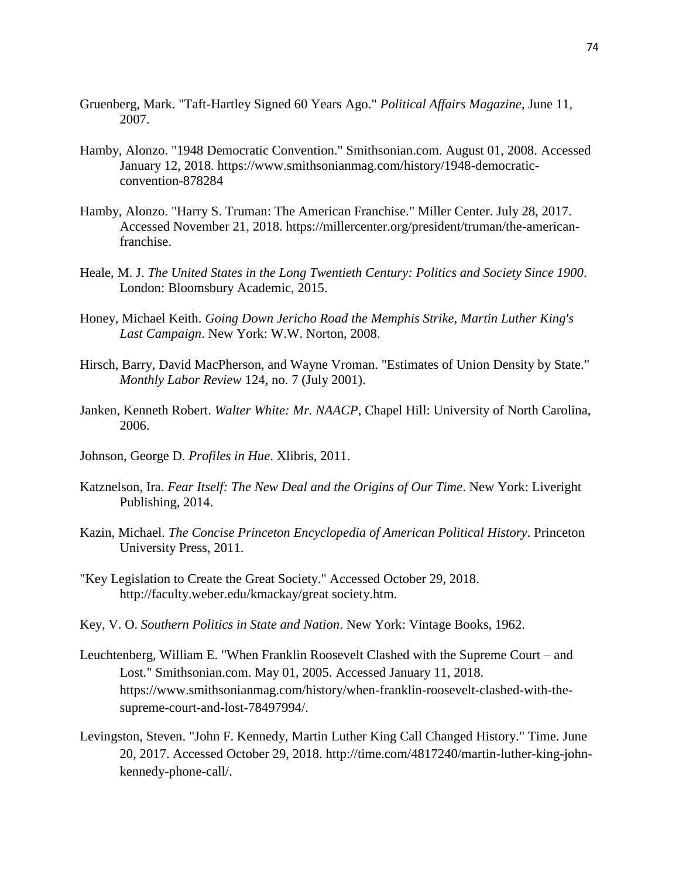Gruenberg, Mark. "Taft-Hartley Signed 60 Years Ago." *Political Affairs Magazine*, June 11, 2007.

Hamby, Alonzo. "1948 Democratic Convention." Smithsonian.com. August 01, 2008. Accessed January 12, 2018. https://www.smithsonianmag.com/history/1948-democratic-convention-878284

Hamby, Alonzo. "Harry S. Truman: The American Franchise." Miller Center. July 28, 2017. Accessed November 21, 2018. https://millercenter.org/president/truman/the-american-franchise.

Heale, M. J. *The United States in the Long Twentieth Century: Politics and Society Since 1900*. London: Bloomsbury Academic, 2015.

Honey, Michael Keith. *Going Down Jericho Road the Memphis Strike, Martin Luther King's Last Campaign*. New York: W.W. Norton, 2008.

Hirsch, Barry, David MacPherson, and Wayne Vroman. "Estimates of Union Density by State." *Monthly Labor Review* 124, no. 7 (July 2001).

Janken, Kenneth Robert. *Walter White: Mr. NAACP*, Chapel Hill: University of North Carolina, 2006.

Johnson, George D. *Profiles in Hue*. Xlibris, 2011.

Katznelson, Ira. *Fear Itself: The New Deal and the Origins of Our Time*. New York: Liveright Publishing, 2014.

Kazin, Michael. *The Concise Princeton Encyclopedia of American Political History*. Princeton University Press, 2011.

"Key Legislation to Create the Great Society." Accessed October 29, 2018. http://faculty.weber.edu/kmackay/great society.htm.

Key, V. O. *Southern Politics in State and Nation*. New York: Vintage Books, 1962.

Leuchtenberg, William E. "When Franklin Roosevelt Clashed with the Supreme Court – and Lost." Smithsonian.com. May 01, 2005. Accessed January 11, 2018. https://www.smithsonianmag.com/history/when-franklin-roosevelt-clashed-with-the-supreme-court-and-lost-78497994/.

Levingston, Steven. "John F. Kennedy, Martin Luther King Call Changed History." Time. June 20, 2017. Accessed October 29, 2018. http://time.com/4817240/martin-luther-king-john-kennedy-phone-call/.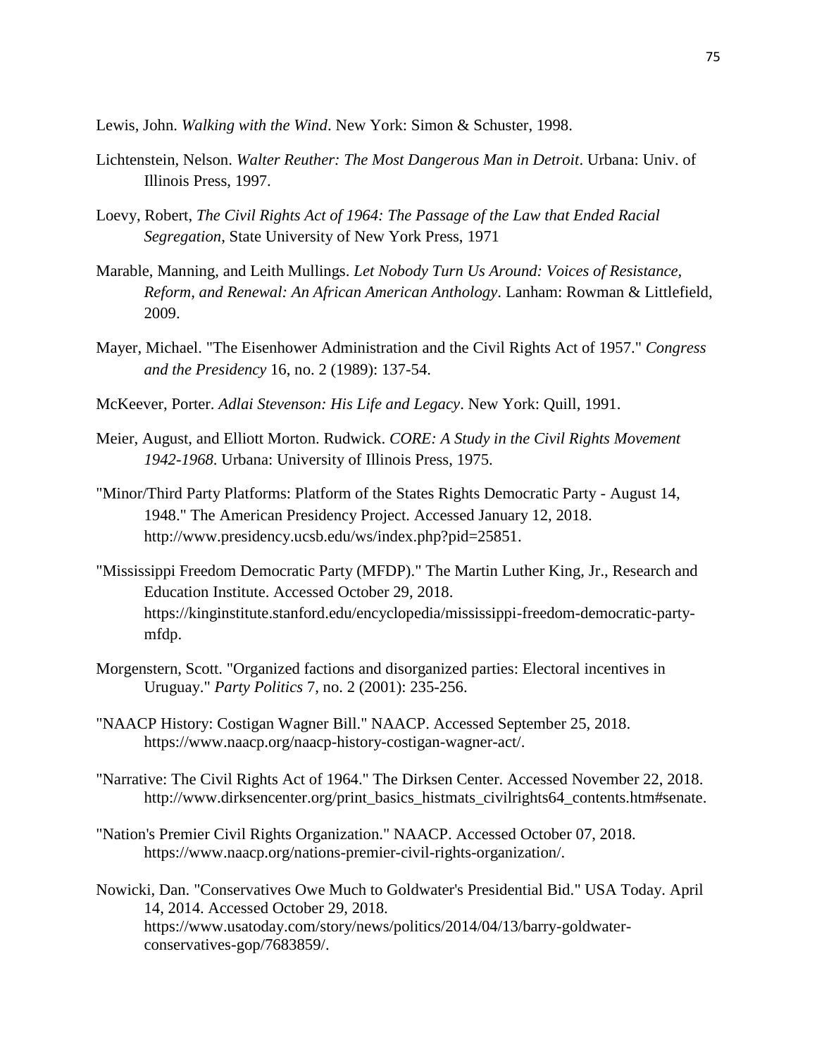Lewis, John. *Walking with the Wind*. New York: Simon & Schuster, 1998.

Lichtenstein, Nelson. *Walter Reuther: The Most Dangerous Man in Detroit*. Urbana: Univ. of Illinois Press, 1997.

Loevy, Robert, *The Civil Rights Act of 1964: The Passage of the Law that Ended Racial Segregation*, State University of New York Press, 1971

Marable, Manning, and Leith Mullings. *Let Nobody Turn Us Around: Voices of Resistance, Reform, and Renewal: An African American Anthology*. Lanham: Rowman & Littlefield, 2009.

Mayer, Michael. "The Eisenhower Administration and the Civil Rights Act of 1957." *Congress and the Presidency* 16, no. 2 (1989): 137-54.

McKeever, Porter. *Adlai Stevenson: His Life and Legacy*. New York: Quill, 1991.

Meier, August, and Elliott Morton. Rudwick. *CORE: A Study in the Civil Rights Movement 1942-1968*. Urbana: University of Illinois Press, 1975.

"Minor/Third Party Platforms: Platform of the States Rights Democratic Party - August 14, 1948." The American Presidency Project. Accessed January 12, 2018. http://www.presidency.ucsb.edu/ws/index.php?pid=25851.

"Mississippi Freedom Democratic Party (MFDP)." The Martin Luther King, Jr., Research and Education Institute. Accessed October 29, 2018. https://kinginstitute.stanford.edu/encyclopedia/mississippi-freedom-democratic-party-mfdp.

Morgenstern, Scott. "Organized factions and disorganized parties: Electoral incentives in Uruguay." *Party Politics* 7, no. 2 (2001): 235-256.

"NAACP History: Costigan Wagner Bill." NAACP. Accessed September 25, 2018. https://www.naacp.org/naacp-history-costigan-wagner-act/.

"Narrative: The Civil Rights Act of 1964." The Dirksen Center. Accessed November 22, 2018. http://www.dirksencenter.org/print_basics_histmats_civilrights64_contents.htm#senate.

"Nation's Premier Civil Rights Organization." NAACP. Accessed October 07, 2018. https://www.naacp.org/nations-premier-civil-rights-organization/.

Nowicki, Dan. "Conservatives Owe Much to Goldwater's Presidential Bid." USA Today. April 14, 2014. Accessed October 29, 2018. https://www.usatoday.com/story/news/politics/2014/04/13/barry-goldwater-conservatives-gop/7683859/.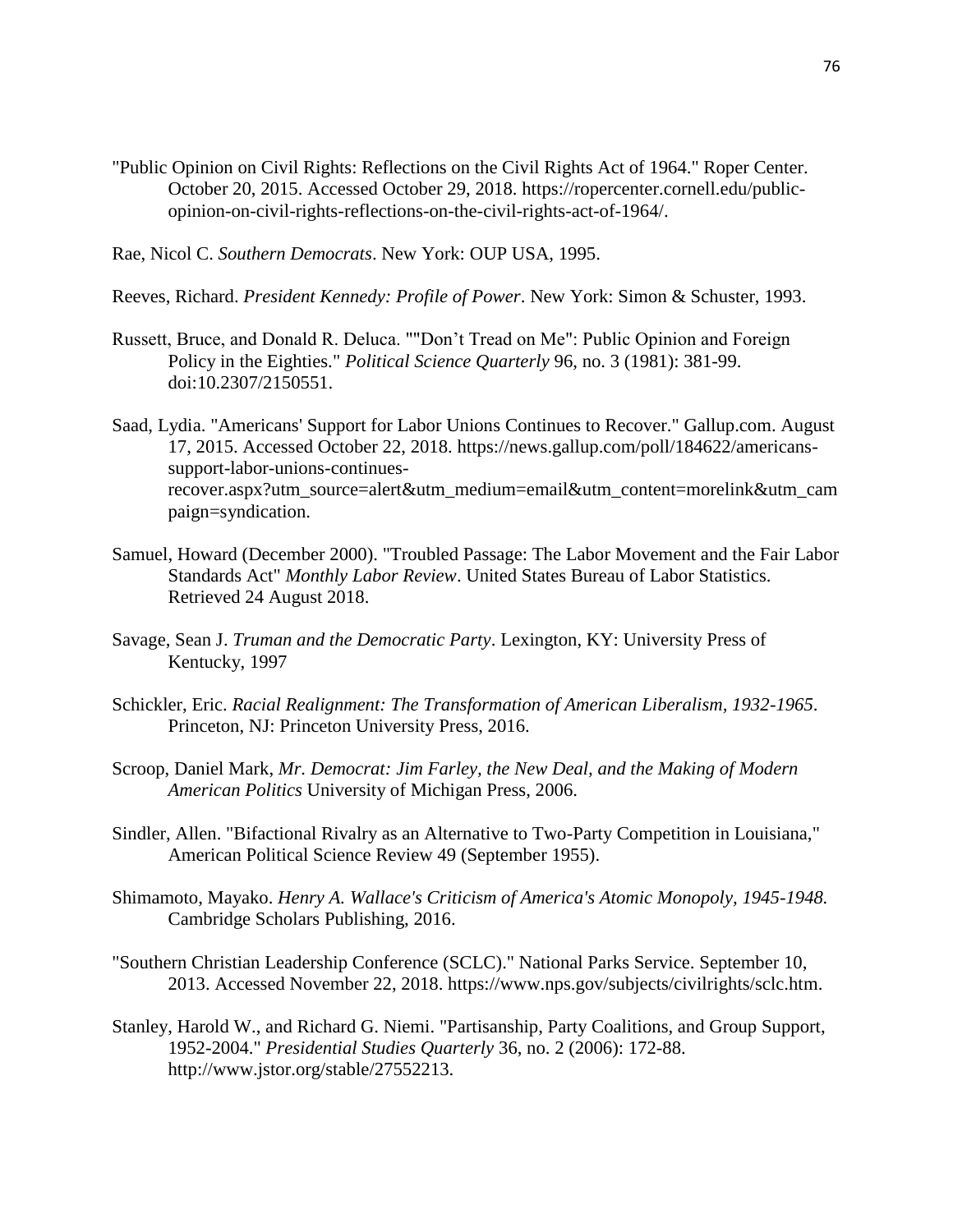"Public Opinion on Civil Rights: Reflections on the Civil Rights Act of 1964." Roper Center. October 20, 2015. Accessed October 29, 2018. https://ropercenter.cornell.edu/public-opinion-on-civil-rights-reflections-on-the-civil-rights-act-of-1964/.

Rae, Nicol C. *Southern Democrats*. New York: OUP USA, 1995.

Reeves, Richard. *President Kennedy: Profile of Power*. New York: Simon & Schuster, 1993.

Russett, Bruce, and Donald R. Deluca. ""Don't Tread on Me": Public Opinion and Foreign Policy in the Eighties." *Political Science Quarterly* 96, no. 3 (1981): 381-99. doi:10.2307/2150551.

Saad, Lydia. "Americans' Support for Labor Unions Continues to Recover." Gallup.com. August 17, 2015. Accessed October 22, 2018. https://news.gallup.com/poll/184622/americans-support-labor-unions-continues-recover.aspx?utm_source=alert&utm_medium=email&utm_content=morelink&utm_campaign=syndication.

Samuel, Howard (December 2000). "Troubled Passage: The Labor Movement and the Fair Labor Standards Act" *Monthly Labor Review*. United States Bureau of Labor Statistics. Retrieved 24 August 2018.

Savage, Sean J. *Truman and the Democratic Party*. Lexington, KY: University Press of Kentucky, 1997

Schickler, Eric. *Racial Realignment: The Transformation of American Liberalism, 1932-1965*. Princeton, NJ: Princeton University Press, 2016.

Scroop, Daniel Mark, *Mr. Democrat: Jim Farley, the New Deal, and the Making of Modern American Politics* University of Michigan Press, 2006.

Sindler, Allen. "Bifactional Rivalry as an Alternative to Two-Party Competition in Louisiana," American Political Science Review 49 (September 1955).

Shimamoto, Mayako. *Henry A. Wallace's Criticism of America's Atomic Monopoly, 1945-1948.* Cambridge Scholars Publishing, 2016.

"Southern Christian Leadership Conference (SCLC)." National Parks Service. September 10, 2013. Accessed November 22, 2018. https://www.nps.gov/subjects/civilrights/sclc.htm.

Stanley, Harold W., and Richard G. Niemi. "Partisanship, Party Coalitions, and Group Support, 1952-2004." *Presidential Studies Quarterly* 36, no. 2 (2006): 172-88. http://www.jstor.org/stable/27552213.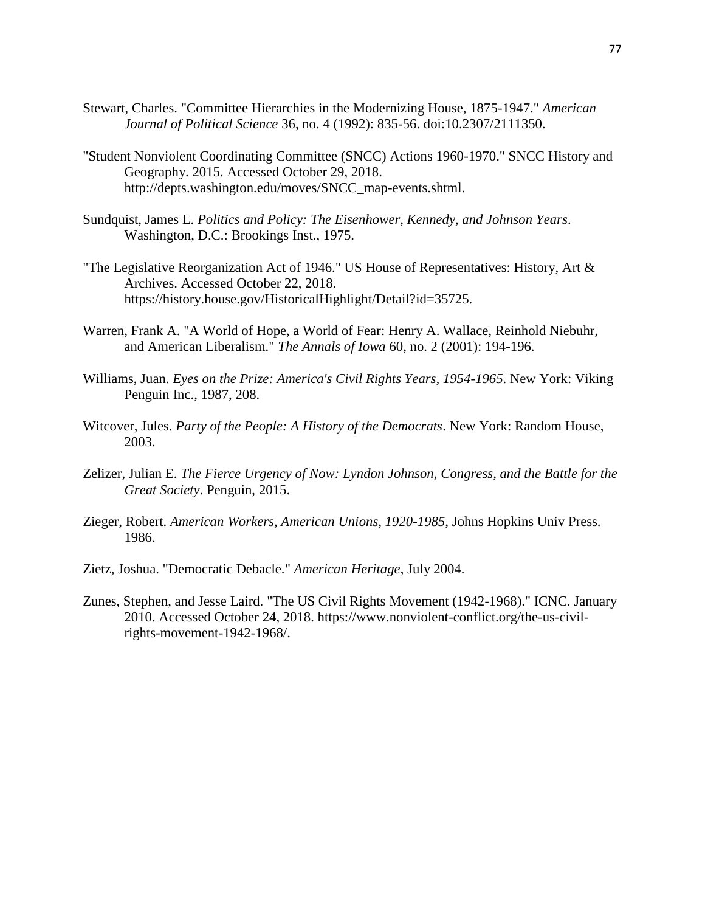Stewart, Charles. "Committee Hierarchies in the Modernizing House, 1875-1947." *American Journal of Political Science* 36, no. 4 (1992): 835-56. doi:10.2307/2111350.

"Student Nonviolent Coordinating Committee (SNCC) Actions 1960-1970." SNCC History and Geography. 2015. Accessed October 29, 2018. http://depts.washington.edu/moves/SNCC_map-events.shtml.

Sundquist, James L. *Politics and Policy: The Eisenhower, Kennedy, and Johnson Years*. Washington, D.C.: Brookings Inst., 1975.

"The Legislative Reorganization Act of 1946." US House of Representatives: History, Art & Archives. Accessed October 22, 2018. https://history.house.gov/HistoricalHighlight/Detail?id=35725.

Warren, Frank A. "A World of Hope, a World of Fear: Henry A. Wallace, Reinhold Niebuhr, and American Liberalism." *The Annals of Iowa* 60, no. 2 (2001): 194-196.

Williams, Juan. *Eyes on the Prize: America's Civil Rights Years, 1954-1965*. New York: Viking Penguin Inc., 1987, 208.

Witcover, Jules. *Party of the People: A History of the Democrats*. New York: Random House, 2003.

Zelizer, Julian E. *The Fierce Urgency of Now: Lyndon Johnson, Congress, and the Battle for the Great Society*. Penguin, 2015.

Zieger, Robert. *American Workers, American Unions, 1920-1985*, Johns Hopkins Univ Press. 1986.

Zietz, Joshua. "Democratic Debacle." *American Heritage*, July 2004.

Zunes, Stephen, and Jesse Laird. "The US Civil Rights Movement (1942-1968)." ICNC. January 2010. Accessed October 24, 2018. https://www.nonviolent-conflict.org/the-us-civil-rights-movement-1942-1968/.